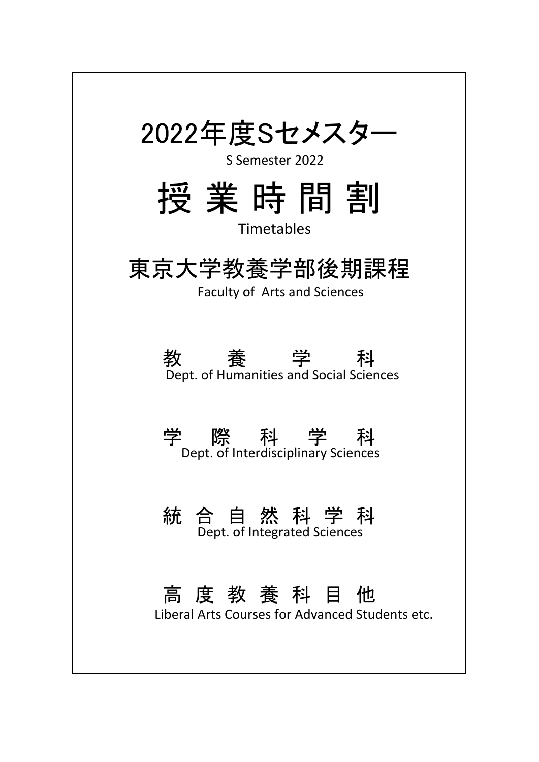# 2022年度Sセメスター

S Semester 2022

# 授 業 時 間 割

Timetables

## 東京大学教養学部後期課程

Faculty of  Arts and Sciences

### 教　　養　　学　　科

Dept. of Humanities and Social Sciences

### 学　際　科　学　科

Dept. of Interdisciplinary Sciences

### 統 合 自 然 科 学 科

Dept. of Integrated Sciences

### 高 度 教 養 科 目 他

Liberal Arts Courses for Advanced Students etc.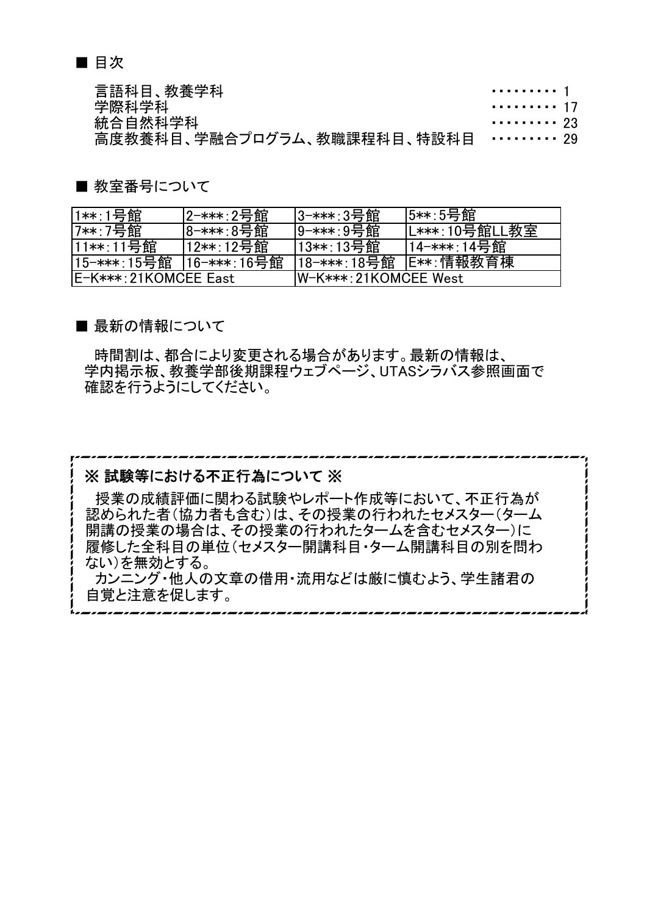■ 目次

| | |
|---|---|
| 言語科目、教養学科 | ・・・・・・・・・ 1 |
| 学際科学科 | ・・・・・・・・・ 17 |
| 統合自然科学科 | ・・・・・・・・・ 23 |
| 高度教養科目、学融合プログラム、教職課程科目、特設科目 | ・・・・・・・・・ 29 |

■ 教室番号について

| | | | |
|---|---|---|---|
| 1**:1号館 | 2-***:2号館 | 3-***:3号館 | 5**:5号館 |
| 7**:7号館 | 8-***:8号館 | 9-***:9号館 | L***:10号館LL教室 |
| 11**:11号館 | 12**:12号館 | 13**:13号館 | 14-***:14号館 |
| 15-***:15号館 | 16-***:16号館 | 18-***:18号館 | E**:情報教育棟 |
| E-K***:21KOMCEE East | | W-K***:21KOMCEE West | |

■ 最新の情報について

時間割は、都合により変更される場合があります。最新の情報は、学内掲示板、教養学部後期課程ウェブページ、UTASシラバス参照画面で確認を行うようにしてください。

**※ 試験等における不正行為について ※**

授業の成績評価に関わる試験やレポート作成等において、不正行為が認められた者（協力者も含む）は、その授業の行われたセメスター（ターム開講の授業の場合は、その授業の行われたタームを含むセメスター）に履修した全科目の単位（セメスター開講科目・ターム開講科目の別を問わない）を無効とする。

カンニング・他人の文章の借用・流用などは厳に慎むよう、学生諸君の自覚と注意を促します。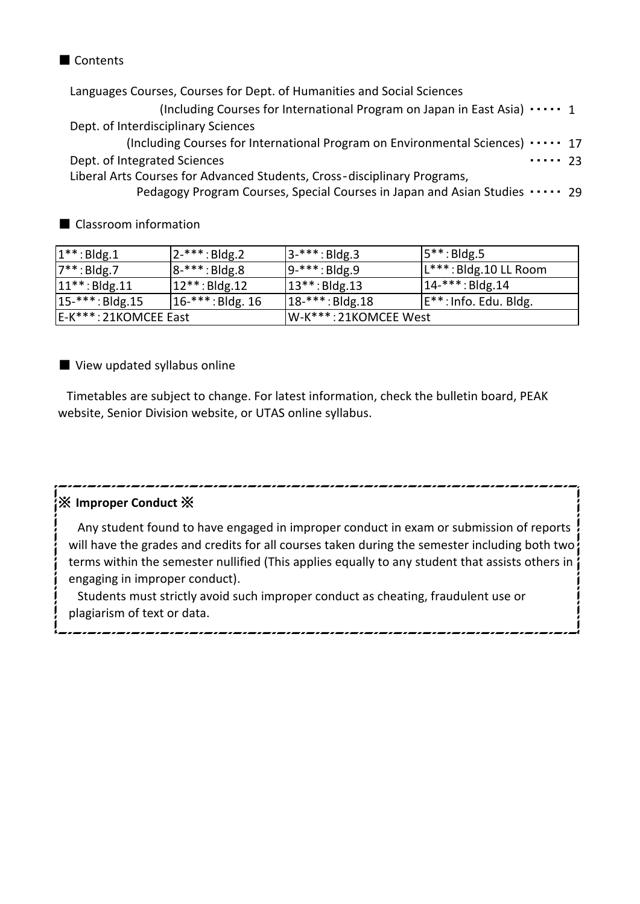## ■ Contents

Languages Courses, Courses for Dept. of Humanities and Social Sciences
(Including Courses for International Program on Japan in East Asia) ・・・・・ 1
Dept. of Interdisciplinary Sciences
(Including Courses for International Program on Environmental Sciences) ・・・・・ 17
Dept. of Integrated Sciences ・・・・・ 23
Liberal Arts Courses for Advanced Students, Cross-disciplinary Programs,
Pedagogy Program Courses, Special Courses in Japan and Asian Studies ・・・・・ 29

## ■ Classroom information

| 1**：Bldg.1 | 2-***：Bldg.2 | 3-***：Bldg.3 | 5**：Bldg.5 |
|---|---|---|---|
| 7**：Bldg.7 | 8-***：Bldg.8 | 9-***：Bldg.9 | L***：Bldg.10 LL Room |
| 11**：Bldg.11 | 12**：Bldg.12 | 13**：Bldg.13 | 14-***：Bldg.14 |
| 15-***：Bldg.15 | 16-***：Bldg. 16 | 18-***：Bldg.18 | E**：Info. Edu. Bldg. |
| E-K***：21KOMCEE East | | W-K***：21KOMCEE West | |

## ■ View updated syllabus online

Timetables are subject to change. For latest information, check the bulletin board, PEAK website, Senior Division website, or UTAS online syllabus.

**※ Improper Conduct ※**

Any student found to have engaged in improper conduct in exam or submission of reports will have the grades and credits for all courses taken during the semester including both two terms within the semester nullified (This applies equally to any student that assists others in engaging in improper conduct).

Students must strictly avoid such improper conduct as cheating, fraudulent use or plagiarism of text or data.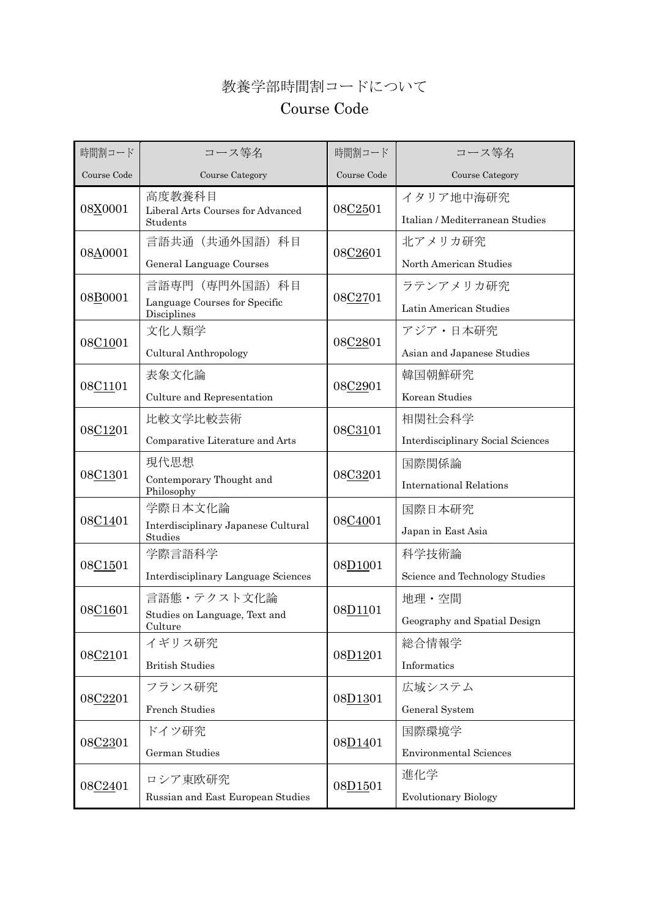# 教養学部時間割コードについて

# Course Code

| 時間割コード<br>Course Code | コース等名<br>Course Category | 時間割コード<br>Course Code | コース等名<br>Course Category |
|---|---|---|---|
| 08X0001 | 高度教養科目<br>Liberal Arts Courses for Advanced Students | 08C2501 | イタリア地中海研究<br>Italian / Mediterranean Studies |
| 08A0001 | 言語共通（共通外国語）科目<br>General Language Courses | 08C2601 | 北アメリカ研究<br>North American Studies |
| 08B0001 | 言語専門（専門外国語）科目<br>Language Courses for Specific Disciplines | 08C2701 | ラテンアメリカ研究<br>Latin American Studies |
| 08C1001 | 文化人類学<br>Cultural Anthropology | 08C2801 | アジア・日本研究<br>Asian and Japanese Studies |
| 08C1101 | 表象文化論<br>Culture and Representation | 08C2901 | 韓国朝鮮研究<br>Korean Studies |
| 08C1201 | 比較文学比較芸術<br>Comparative Literature and Arts | 08C3101 | 相関社会科学<br>Interdisciplinary Social Sciences |
| 08C1301 | 現代思想<br>Contemporary Thought and Philosophy | 08C3201 | 国際関係論<br>International Relations |
| 08C1401 | 学際日本文化論<br>Interdisciplinary Japanese Cultural Studies | 08C4001 | 国際日本研究<br>Japan in East Asia |
| 08C1501 | 学際言語科学<br>Interdisciplinary Language Sciences | 08D1001 | 科学技術論<br>Science and Technology Studies |
| 08C1601 | 言語態・テクスト文化論<br>Studies on Language, Text and Culture | 08D1101 | 地理・空間<br>Geography and Spatial Design |
| 08C2101 | イギリス研究<br>British Studies | 08D1201 | 総合情報学<br>Informatics |
| 08C2201 | フランス研究<br>French Studies | 08D1301 | 広域システム<br>General System |
| 08C2301 | ドイツ研究<br>German Studies | 08D1401 | 国際環境学<br>Environmental Sciences |
| 08C2401 | ロシア東欧研究<br>Russian and East European Studies | 08D1501 | 進化学<br>Evolutionary Biology |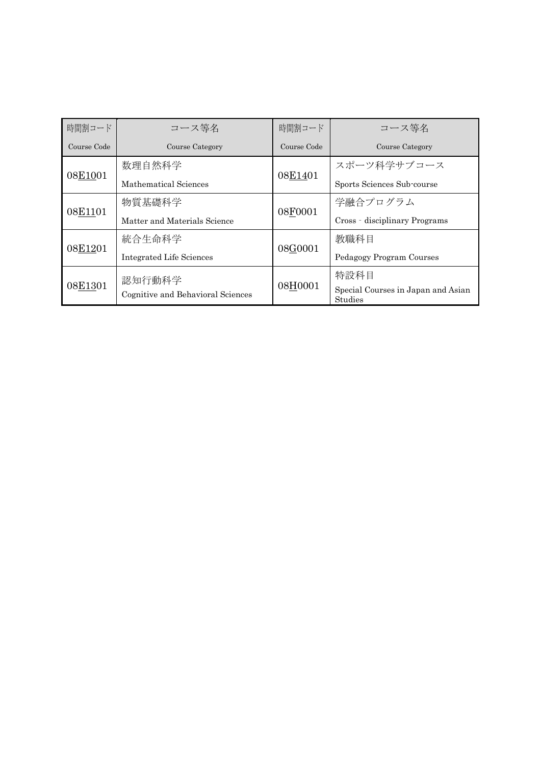| 時間割コード<br>Course Code | コース等名<br>Course Category | 時間割コード<br>Course Code | コース等名<br>Course Category |
| --- | --- | --- | --- |
| 08E1001 | 数理自然科学<br>Mathematical Sciences | 08E1401 | スポーツ科学サブコース<br>Sports Sciences Sub-course |
| 08E1101 | 物質基礎科学<br>Matter and Materials Science | 08F0001 | 学融合プログラム<br>Cross - disciplinary Programs |
| 08E1201 | 統合生命科学<br>Integrated Life Sciences | 08G0001 | 教職科目<br>Pedagogy Program Courses |
| 08E1301 | 認知行動科学<br>Cognitive and Behavioral Sciences | 08H0001 | 特設科目<br>Special Courses in Japan and Asian Studies |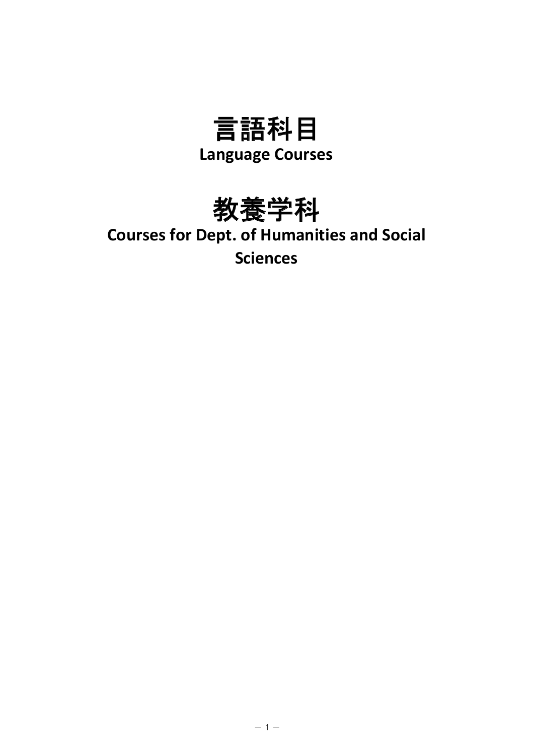# 言語科目

**Language Courses**

# 教養学科

**Courses for Dept. of Humanities and Social Sciences**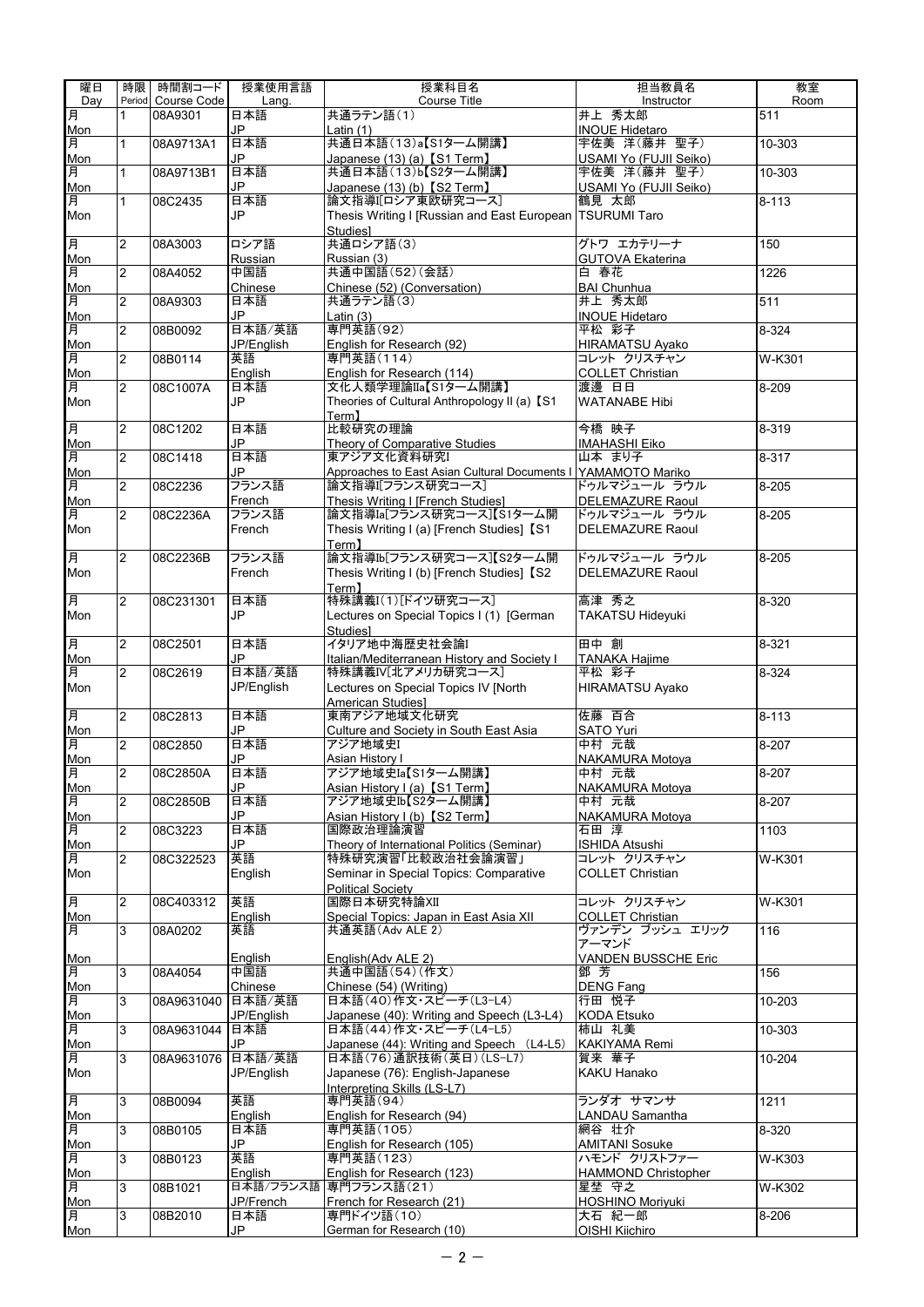| 曜日 Day | 時限 Period | 時間割コード Course Code | 授業使用言語 Lang. | 授業科目名 Course Title | 担当教員名 Instructor | 教室 Room |
|---|---|---|---|---|---|---|
| 月 Mon | 1 | 08A9301 | 日本語 JP | 共通ラテン語(1) Latin (1) | 井上 秀太郎 INOUE Hidetaro | 511 |
| 月 Mon | 1 | 08A9713A1 | 日本語 JP | 共通日本語(13)a【S1ターム開講】 Japanese (13) (a) 【S1 Term】 | 宇佐美 洋(藤井 聖子) USAMI Yo (FUJII Seiko) | 10-303 |
| 月 Mon | 1 | 08A9713B1 | 日本語 JP | 共通日本語(13)b【S2ターム開講】 Japanese (13) (b) 【S2 Term】 | 宇佐美 洋(藤井 聖子) USAMI Yo (FUJII Seiko) | 10-303 |
| 月 Mon | 1 | 08C2435 | 日本語 JP | 論文指導I[ロシア東欧研究コース] Thesis Writing I [Russian and East European Studies] | 鶴見 太郎 TSURUMI Taro | 8-113 |
| 月 Mon | 2 | 08A3003 | ロシア語 Russian | 共通ロシア語(3) Russian (3) | グトワ エカテリーナ GUTOVA Ekaterina | 150 |
| 月 Mon | 2 | 08A4052 | 中国語 Chinese | 共通中国語(52)(会話) Chinese (52) (Conversation) | 白 春花 BAI Chunhua | 1226 |
| 月 Mon | 2 | 08A9303 | 日本語 JP | 共通ラテン語(3) Latin (3) | 井上 秀太郎 INOUE Hidetaro | 511 |
| 月 Mon | 2 | 08B0092 | 日本語/英語 JP/English | 専門英語(92) English for Research (92) | 平松 彩子 HIRAMATSU Ayako | 8-324 |
| 月 Mon | 2 | 08B0114 | 英語 English | 専門英語(114) English for Research (114) | コレット クリスチャン COLLET Christian | W-K301 |
| 月 Mon | 2 | 08C1007A | 日本語 JP | 文化人類学理論IIa【S1ターム開講】 Theories of Cultural Anthropology II (a) 【S1 Term】 | 渡邉 日日 WATANABE Hibi | 8-209 |
| 月 Mon | 2 | 08C1202 | 日本語 JP | 比較研究の理論 Theory of Comparative Studies | 今橋 映子 IMAHASHI Eiko | 8-319 |
| 月 Mon | 2 | 08C1418 | 日本語 JP | 東アジア文化資料研究I Approaches to East Asian Cultural Documents I | 山本 まり子 YAMAMOTO Mariko | 8-317 |
| 月 Mon | 2 | 08C2236 | フランス語 French | 論文指導I[フランス研究コース] Thesis Writing I [French Studies] | ドゥルマジュール ラウル DELEMAZURE Raoul | 8-205 |
| 月 Mon | 2 | 08C2236A | フランス語 French | 論文指導Ia[フランス研究コース]【S1ターム開講】 Thesis Writing I (a) [French Studies] 【S1 Term】 | ドゥルマジュール ラウル DELEMAZURE Raoul | 8-205 |
| 月 Mon | 2 | 08C2236B | フランス語 French | 論文指導Ib[フランス研究コース]【S2ターム開講】 Thesis Writing I (b) [French Studies] 【S2 Term】 | ドゥルマジュール ラウル DELEMAZURE Raoul | 8-205 |
| 月 Mon | 2 | 08C231301 | 日本語 JP | 特殊講義I(1)[ドイツ研究コース] Lectures on Special Topics I (1) [German Studies] | 高津 秀之 TAKATSU Hideyuki | 8-320 |
| 月 Mon | 2 | 08C2501 | 日本語 JP | イタリア地中海歴史社会論I Italian/Mediterranean History and Society I | 田中 創 TANAKA Hajime | 8-321 |
| 月 Mon | 2 | 08C2619 | 日本語/英語 JP/English | 特殊講義IV[北アメリカ研究コース] Lectures on Special Topics IV [North American Studies] | 平松 彩子 HIRAMATSU Ayako | 8-324 |
| 月 Mon | 2 | 08C2813 | 日本語 JP | 東南アジア地域文化研究 Culture and Society in South East Asia | 佐藤 百合 SATO Yuri | 8-113 |
| 月 Mon | 2 | 08C2850 | 日本語 JP | アジア地域史I Asian History I | 中村 元哉 NAKAMURA Motoya | 8-207 |
| 月 Mon | 2 | 08C2850A | 日本語 JP | アジア地域史Ia【S1ターム開講】 Asian History I (a) 【S1 Term】 | 中村 元哉 NAKAMURA Motoya | 8-207 |
| 月 Mon | 2 | 08C2850B | 日本語 JP | アジア地域史Ib【S2ターム開講】 Asian History I (b) 【S2 Term】 | 中村 元哉 NAKAMURA Motoya | 8-207 |
| 月 Mon | 2 | 08C3223 | 日本語 JP | 国際政治理論演習 Theory of International Politics (Seminar) | 石田 淳 ISHIDA Atsushi | 1103 |
| 月 Mon | 2 | 08C322523 | 英語 English | 特殊研究演習「比較政治社会論演習」 Seminar in Special Topics: Comparative Political Society | コレット クリスチャン COLLET Christian | W-K301 |
| 月 Mon | 2 | 08C403312 | 英語 English | 国際日本研究特論XII Special Topics: Japan in East Asia XII | コレット クリスチャン COLLET Christian | W-K301 |
| 月 Mon | 3 | 08A0202 | 英語 English | 共通英語(Adv ALE 2) English(Adv ALE 2) | ヴァンデン ブッシュ エリック アーマンド VANDEN BUSSCHE Eric | 116 |
| 月 Mon | 3 | 08A4054 | 中国語 Chinese | 共通中国語(54)(作文) Chinese (54) (Writing) | 鄧 芳 DENG Fang | 156 |
| 月 Mon | 3 | 08A9631040 | 日本語/英語 JP/English | 日本語(40)作文・スピーチ(L3-L4) Japanese (40): Writing and Speech (L3-L4) | 行田 悦子 KODA Etsuko | 10-203 |
| 月 Mon | 3 | 08A9631044 | 日本語 JP | 日本語(44)作文・スピーチ(L4-L5) Japanese (44): Writing and Speech (L4-L5) | 柿山 礼美 KAKIYAMA Remi | 10-303 |
| 月 Mon | 3 | 08A9631076 | 日本語/英語 JP/English | 日本語(76)通訳技術(英日)(LS-L7) Japanese (76): English-Japanese Interpreting Skills (LS-L7) | 賀来 華子 KAKU Hanako | 10-204 |
| 月 Mon | 3 | 08B0094 | 英語 English | 専門英語(94) English for Research (94) | ランダオ サマンサ LANDAU Samantha | 1211 |
| 月 Mon | 3 | 08B0105 | 日本語 JP | 専門英語(105) English for Research (105) | 網谷 壮介 AMITANI Sosuke | 8-320 |
| 月 Mon | 3 | 08B0123 | 英語 English | 専門英語(123) English for Research (123) | ハモンド クリストファー HAMMOND Christopher | W-K303 |
| 月 Mon | 3 | 08B1021 | 日本語/フランス語 JP/French | 専門フランス語(21) French for Research (21) | 星埜 守之 HOSHINO Moriyuki | W-K302 |
| 月 Mon | 3 | 08B2010 | 日本語 JP | 専門ドイツ語(10) German for Research (10) | 大石 紀一郎 OISHI Kiichiro | 8-206 |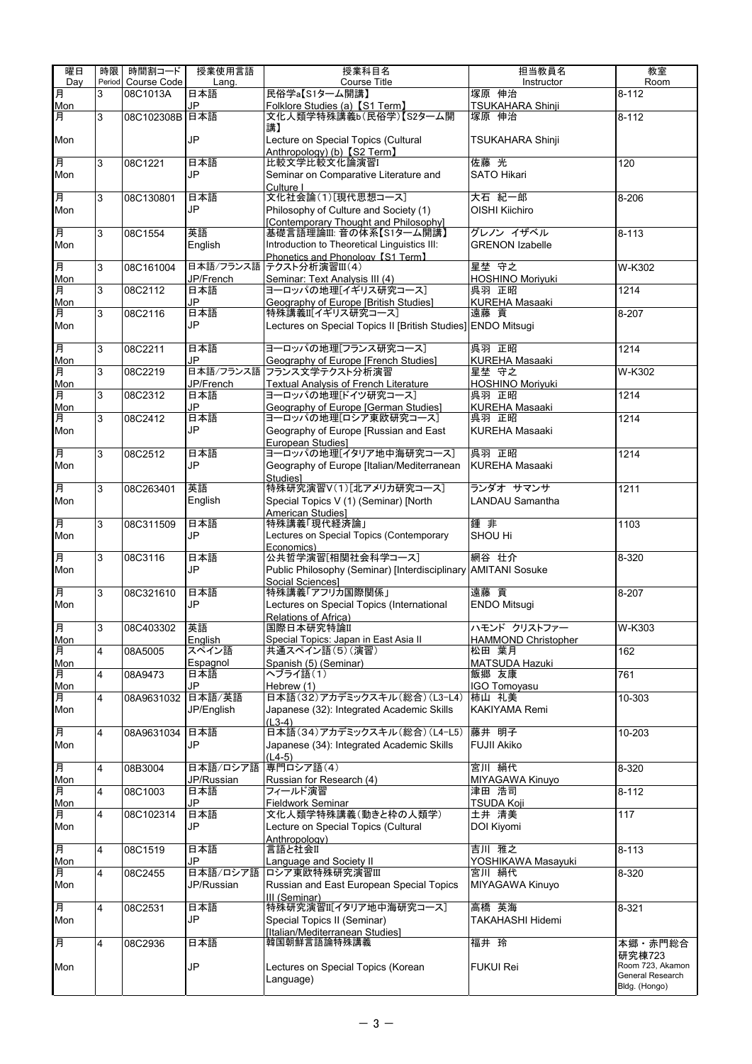| 曜日 Day | 時限 Period | 時間割コード Course Code | 授業使用言語 Lang. | 授業科目名 Course Title | 担当教員名 Instructor | 教室 Room |
|---|---|---|---|---|---|---|
| 月 Mon | 3 | 08C1013A | 日本語 JP | 民俗学a【S1ターム開講】 Folklore Studies (a) 【S1 Term】 | 塚原 伸治 TSUKAHARA Shinji | 8-112 |
| 月 Mon | 3 | 08C102308B | 日本語 JP | 文化人類学特殊講義b（民俗学）【S2ターム開講】 Lecture on Special Topics (Cultural Anthropology) (b) 【S2 Term】 | 塚原 伸治 TSUKAHARA Shinji | 8-112 |
| 月 Mon | 3 | 08C1221 | 日本語 JP | 比較文学比較文化論演習I Seminar on Comparative Literature and Culture I | 佐藤 光 SATO Hikari | 120 |
| 月 Mon | 3 | 08C130801 | 日本語 JP | 文化社会論（1）[現代思想コース] Philosophy of Culture and Society (1) [Contemporary Thought and Philosophy] | 大石 紀一郎 OISHI Kiichiro | 8-206 |
| 月 Mon | 3 | 08C1554 | 英語 English | 基礎言語理論III: 音の体系【S1ターム開講】 Introduction to Theoretical Linguistics III: Phonetics and Phonology 【S1 Term】 | グレノン イザベル GRENON Izabelle | 8-113 |
| 月 Mon | 3 | 08C161004 | 日本語/フランス語 JP/French | テクスト分析演習III（4） Seminar: Text Analysis III (4) | 星埜 守之 HOSHINO Moriyuki | W-K302 |
| 月 Mon | 3 | 08C2112 | 日本語 JP | ヨーロッパの地理[イギリス研究コース] Geography of Europe [British Studies] | 呉羽 正昭 KUREHA Masaaki | 1214 |
| 月 Mon | 3 | 08C2116 | 日本語 JP | 特殊講義II[イギリス研究コース] Lectures on Special Topics II [British Studies] | 遠藤 貢 ENDO Mitsugi | 8-207 |
| 月 Mon | 3 | 08C2211 | 日本語 JP | ヨーロッパの地理[フランス研究コース] Geography of Europe [French Studies] | 呉羽 正昭 KUREHA Masaaki | 1214 |
| 月 Mon | 3 | 08C2219 | 日本語/フランス語 JP/French | フランス文学テクスト分析演習 Textual Analysis of French Literature | 星埜 守之 HOSHINO Moriyuki | W-K302 |
| 月 Mon | 3 | 08C2312 | 日本語 JP | ヨーロッパの地理[ドイツ研究コース] Geography of Europe [German Studies] | 呉羽 正昭 KUREHA Masaaki | 1214 |
| 月 Mon | 3 | 08C2412 | 日本語 JP | ヨーロッパの地理[ロシア東欧研究コース] Geography of Europe [Russian and East European Studies] | 呉羽 正昭 KUREHA Masaaki | 1214 |
| 月 Mon | 3 | 08C2512 | 日本語 JP | ヨーロッパの地理[イタリア地中海研究コース] Geography of Europe [Italian/Mediterranean Studies] | 呉羽 正昭 KUREHA Masaaki | 1214 |
| 月 Mon | 3 | 08C263401 | 英語 English | 特殊研究演習V（1）[北アメリカ研究コース] Special Topics V (1) (Seminar) [North American Studies] | ランダオ サマンサ LANDAU Samantha | 1211 |
| 月 Mon | 3 | 08C311509 | 日本語 JP | 特殊講義「現代経済論」 Lectures on Special Topics (Contemporary Economics) | 鍾 非 SHOU Hi | 1103 |
| 月 Mon | 3 | 08C3116 | 日本語 JP | 公共哲学演習[相関社会科学コース] Public Philosophy (Seminar) [Interdisciplinary Social Sciences] | 網谷 壮介 AMITANI Sosuke | 8-320 |
| 月 Mon | 3 | 08C321610 | 日本語 JP | 特殊講義「アフリカ国際関係」 Lectures on Special Topics (International Relations of Africa) | 遠藤 貢 ENDO Mitsugi | 8-207 |
| 月 Mon | 3 | 08C403302 | 英語 English | 国際日本研究特論II Special Topics: Japan in East Asia II | ハモンド クリストファー HAMMOND Christopher | W-K303 |
| 月 Mon | 4 | 08A5005 | スペイン語 Espagnol | 共通スペイン語（5）（演習） Spanish (5) (Seminar) | 松田 葉月 MATSUDA Hazuki | 162 |
| 月 Mon | 4 | 08A9473 | 日本語 JP | ヘブライ語（1） Hebrew (1) | 飯郷 友康 IGO Tomoyasu | 761 |
| 月 Mon | 4 | 08A9631032 | 日本語/英語 JP/English | 日本語（32）アカデミックスキル（総合）（L3-L4） Japanese (32): Integrated Academic Skills (L3-4) | 柿山 礼美 KAKIYAMA Remi | 10-303 |
| 月 Mon | 4 | 08A9631034 | 日本語 JP | 日本語（34）アカデミックスキル（総合）（L4-L5） Japanese (34): Integrated Academic Skills (L4-5) | 藤井 明子 FUJII Akiko | 10-203 |
| 月 Mon | 4 | 08B3004 | 日本語/ロシア語 JP/Russian | 専門ロシア語（4） Russian for Research (4) | 宮川 絹代 MIYAGAWA Kinuyo | 8-320 |
| 月 Mon | 4 | 08C1003 | 日本語 JP | フィールド演習 Fieldwork Seminar | 津田 浩司 TSUDA Koji | 8-112 |
| 月 Mon | 4 | 08C102314 | 日本語 JP | 文化人類学特殊講義（動きと枠の人類学） Lecture on Special Topics (Cultural Anthropology) | 土井 清美 DOI Kiyomi | 117 |
| 月 Mon | 4 | 08C1519 | 日本語 JP | 言語と社会II Language and Society II | 吉川 雅之 YOSHIKAWA Masayuki | 8-113 |
| 月 Mon | 4 | 08C2455 | 日本語/ロシア語 JP/Russian | ロシア東欧特殊研究演習III Russian and East European Special Topics III (Seminar) | 宮川 絹代 MIYAGAWA Kinuyo | 8-320 |
| 月 Mon | 4 | 08C2531 | 日本語 JP | 特殊研究演習II[イタリア地中海研究コース] Special Topics II (Seminar) [Italian/Mediterranean Studies] | 高橋 英海 TAKAHASHI Hidemi | 8-321 |
| 月 Mon | 4 | 08C2936 | 日本語 JP | 韓国朝鮮言語論特殊講義 Lectures on Special Topics (Korean Language) | 福井 玲 FUKUI Rei | 本郷・赤門総合研究棟723 Room 723, Akamon General Research Bldg. (Hongo) |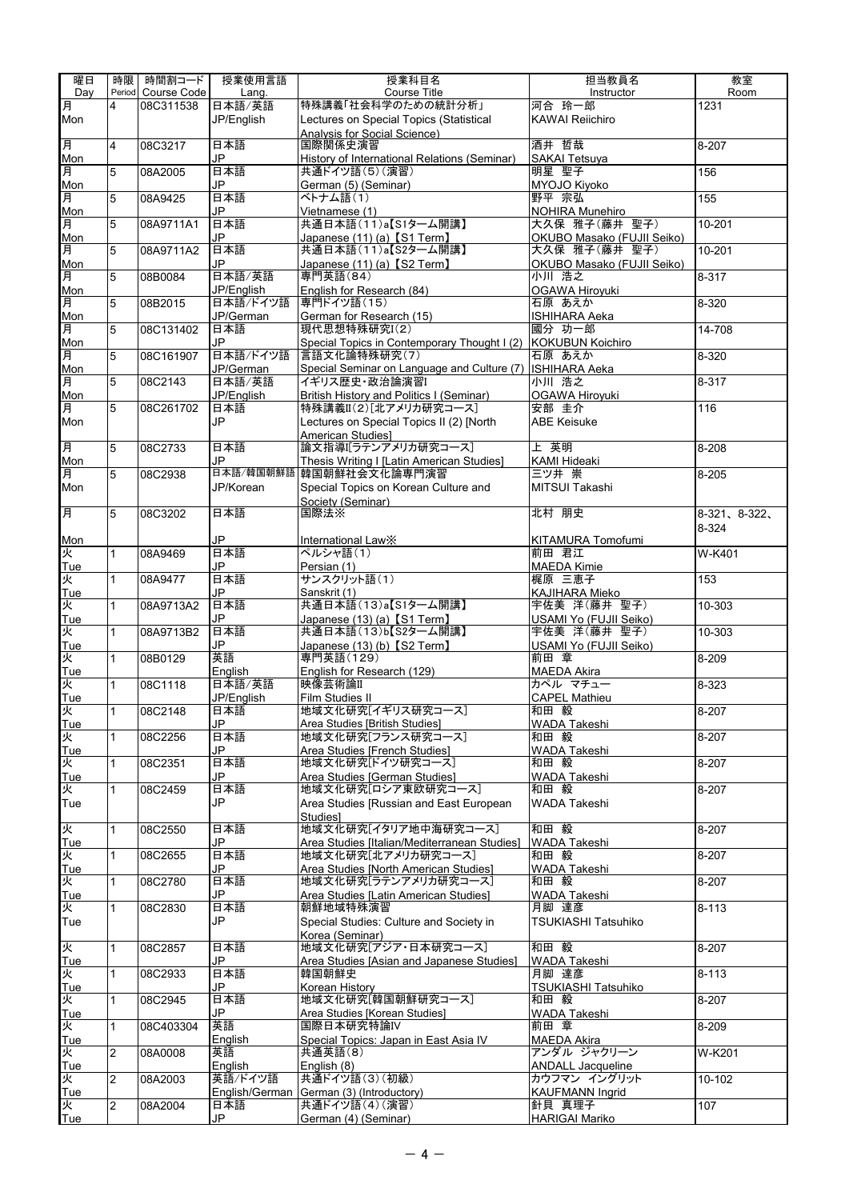| 曜日 Day | 時限 Period | 時間割コード Course Code | 授業使用言語 Lang. | 授業科目名 Course Title | 担当教員名 Instructor | 教室 Room |
| --- | --- | --- | --- | --- | --- | --- |
| 月 Mon | 4 | 08C311538 | 日本語/英語 JP/English | 特殊講義「社会科学のための統計分析」 Lectures on Special Topics (Statistical Analysis for Social Science) | 河合 玲一郎 KAWAI Reiichiro | 1231 |
| 月 Mon | 4 | 08C3217 | 日本語 JP | 国際関係史演習 History of International Relations (Seminar) | 酒井 哲哉 SAKAI Tetsuya | 8-207 |
| 月 Mon | 5 | 08A2005 | 日本語 JP | 共通ドイツ語(5)(演習) German (5) (Seminar) | 明星 聖子 MYOJO Kiyoko | 156 |
| 月 Mon | 5 | 08A9425 | 日本語 JP | ベトナム語(1) Vietnamese (1) | 野平 宗弘 NOHIRA Munehiro | 155 |
| 月 Mon | 5 | 08A9711A1 | 日本語 JP | 共通日本語(11)a【S1ターム開講】 Japanese (11) (a) 【S1 Term】 | 大久保 雅子(藤井 聖子) OKUBO Masako (FUJII Seiko) | 10-201 |
| 月 Mon | 5 | 08A9711A2 | 日本語 JP | 共通日本語(11)a【S2ターム開講】 Japanese (11) (a) 【S2 Term】 | 大久保 雅子(藤井 聖子) OKUBO Masako (FUJII Seiko) | 10-201 |
| 月 Mon | 5 | 08B0084 | 日本語/英語 JP/English | 専門英語(84) English for Research (84) | 小川 浩之 OGAWA Hiroyuki | 8-317 |
| 月 Mon | 5 | 08B2015 | 日本語/ドイツ語 JP/German | 専門ドイツ語(15) German for Research (15) | 石原 あえか ISHIHARA Aeka | 8-320 |
| 月 Mon | 5 | 08C131402 | 日本語 JP | 現代思想特殊研究I(2) Special Topics in Contemporary Thought I (2) | 國分 功一郎 KOKUBUN Koichiro | 14-708 |
| 月 Mon | 5 | 08C161907 | 日本語/ドイツ語 JP/German | 言語文化論特殊研究(7) Special Seminar on Language and Culture (7) | 石原 あえか ISHIHARA Aeka | 8-320 |
| 月 Mon | 5 | 08C2143 | 日本語/英語 JP/English | イギリス歴史・政治論演習I British History and Politics I (Seminar) | 小川 浩之 OGAWA Hiroyuki | 8-317 |
| 月 Mon | 5 | 08C261702 | 日本語 JP | 特殊講義II(2)[北アメリカ研究コース] Lectures on Special Topics II (2) [North American Studies] | 安部 圭介 ABE Keisuke | 116 |
| 月 Mon | 5 | 08C2733 | 日本語 JP | 論文指導I[ラテンアメリカ研究コース] Thesis Writing I [Latin American Studies] | 上 英明 KAMI Hideaki | 8-208 |
| 月 Mon | 5 | 08C2938 | 日本語/韓国朝鮮語 JP/Korean | 韓国朝鮮社会文化論専門演習 Special Topics on Korean Culture and Society (Seminar) | 三ツ井 崇 MITSUI Takashi | 8-205 |
| 月 Mon | 5 | 08C3202 | 日本語 JP | 国際法※ International Law※ | 北村 朋史 KITAMURA Tomofumi | 8-321、8-322、8-324 |
| 火 Tue | 1 | 08A9469 | 日本語 JP | ペルシャ語(1) Persian (1) | 前田 君江 MAEDA Kimie | W-K401 |
| 火 Tue | 1 | 08A9477 | 日本語 JP | サンスクリット語(1) Sanskrit (1) | 梶原 三恵子 KAJIHARA Mieko | 153 |
| 火 Tue | 1 | 08A9713A2 | 日本語 JP | 共通日本語(13)a【S1ターム開講】 Japanese (13) (a) 【S1 Term】 | 宇佐美 洋(藤井 聖子) USAMI Yo (FUJII Seiko) | 10-303 |
| 火 Tue | 1 | 08A9713B2 | 日本語 JP | 共通日本語(13)b【S2ターム開講】 Japanese (13) (b) 【S2 Term】 | 宇佐美 洋(藤井 聖子) USAMI Yo (FUJII Seiko) | 10-303 |
| 火 Tue | 1 | 08B0129 | 英語 English | 専門英語(129) English for Research (129) | 前田 章 MAEDA Akira | 8-209 |
| 火 Tue | 1 | 08C1118 | 日本語/英語 JP/English | 映像芸術論II Film Studies II | カペル マチュー CAPEL Mathieu | 8-323 |
| 火 Tue | 1 | 08C2148 | 日本語 JP | 地域文化研究[イギリス研究コース] Area Studies [British Studies] | 和田 毅 WADA Takeshi | 8-207 |
| 火 Tue | 1 | 08C2256 | 日本語 JP | 地域文化研究[フランス研究コース] Area Studies [French Studies] | 和田 毅 WADA Takeshi | 8-207 |
| 火 Tue | 1 | 08C2351 | 日本語 JP | 地域文化研究[ドイツ研究コース] Area Studies [German Studies] | 和田 毅 WADA Takeshi | 8-207 |
| 火 Tue | 1 | 08C2459 | 日本語 JP | 地域文化研究[ロシア東欧研究コース] Area Studies [Russian and East European Studies] | 和田 毅 WADA Takeshi | 8-207 |
| 火 Tue | 1 | 08C2550 | 日本語 JP | 地域文化研究[イタリア地中海研究コース] Area Studies [Italian/Mediterranean Studies] | 和田 毅 WADA Takeshi | 8-207 |
| 火 Tue | 1 | 08C2655 | 日本語 JP | 地域文化研究[北アメリカ研究コース] Area Studies [North American Studies] | 和田 毅 WADA Takeshi | 8-207 |
| 火 Tue | 1 | 08C2780 | 日本語 JP | 地域文化研究[ラテンアメリカ研究コース] Area Studies [Latin American Studies] | 和田 毅 WADA Takeshi | 8-207 |
| 火 Tue | 1 | 08C2830 | 日本語 JP | 朝鮮地域特殊演習 Special Studies: Culture and Society in Korea (Seminar) | 月脚 達彦 TSUKIASHI Tatsuhiko | 8-113 |
| 火 Tue | 1 | 08C2857 | 日本語 JP | 地域文化研究[アジア・日本研究コース] Area Studies [Asian and Japanese Studies] | 和田 毅 WADA Takeshi | 8-207 |
| 火 Tue | 1 | 08C2933 | 日本語 JP | 韓国朝鮮史 Korean History | 月脚 達彦 TSUKIASHI Tatsuhiko | 8-113 |
| 火 Tue | 1 | 08C2945 | 日本語 JP | 地域文化研究[韓国朝鮮研究コース] Area Studies [Korean Studies] | 和田 毅 WADA Takeshi | 8-207 |
| 火 Tue | 1 | 08C403304 | 英語 English | 国際日本研究特論IV Special Topics: Japan in East Asia IV | 前田 章 MAEDA Akira | 8-209 |
| 火 Tue | 2 | 08A0008 | 英語 English | 共通英語(8) English (8) | アンダル ジャクリーン ANDALL Jacqueline | W-K201 |
| 火 Tue | 2 | 08A2003 | 英語/ドイツ語 English/German | 共通ドイツ語(3)(初級) German (3) (Introductory) | カウフマン イングリット KAUFMANN Ingrid | 10-102 |
| 火 Tue | 2 | 08A2004 | 日本語 JP | 共通ドイツ語(4)(演習) German (4) (Seminar) | 針貝 真理子 HARIGAI Mariko | 107 |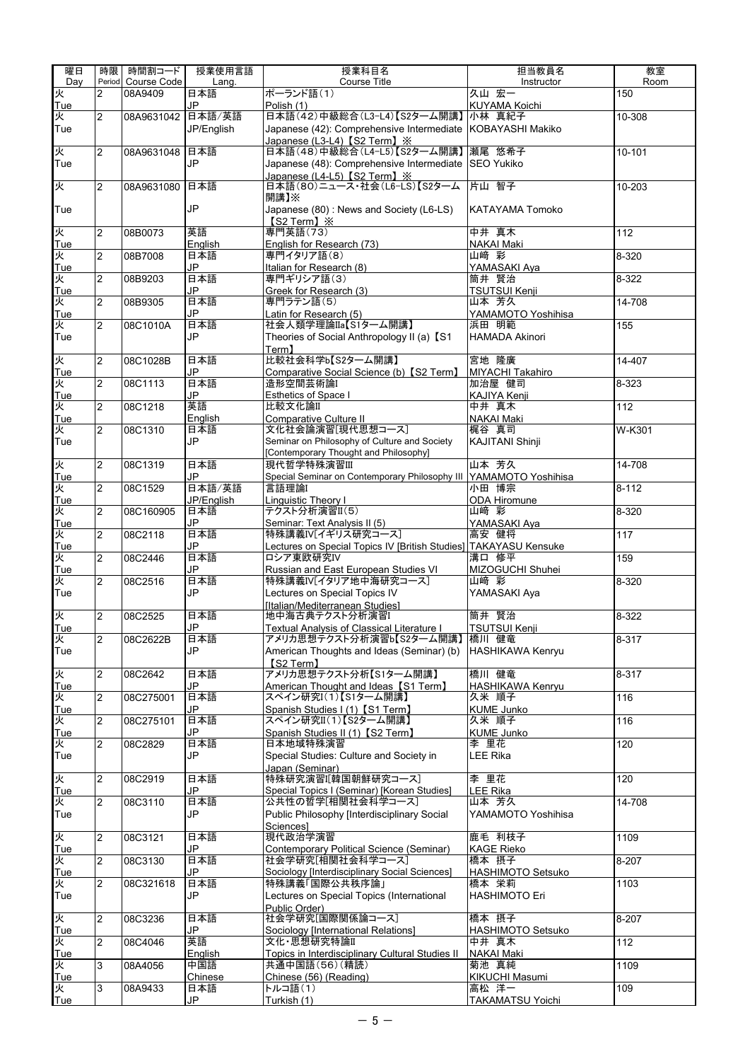| 曜日 Day | 時限 Period | 時間割コード Course Code | 授業使用言語 Lang. | 授業科目名 Course Title | 担当教員名 Instructor | 教室 Room |
|---|---|---|---|---|---|---|
| 火 Tue | 2 | 08A9409 | 日本語 JP | ポーランド語(1) Polish (1) | 久山 宏一 KUYAMA Koichi | 150 |
| 火 Tue | 2 | 08A9631042 | 日本語/英語 JP/English | 日本語(42)中級総合(L3-L4)【S2ターム開講】 Japanese (42): Comprehensive Intermediate Japanese (L3-L4)【S2 Term】※ | 小林 真紀子 KOBAYASHI Makiko | 10-308 |
| 火 Tue | 2 | 08A9631048 | 日本語 JP | 日本語(48)中級総合(L4-L5)【S2ターム開講】 Japanese (48): Comprehensive Intermediate Japanese (L4-L5)【S2 Term】※ | 瀬尾 悠希子 SEO Yukiko | 10-101 |
| 火 Tue | 2 | 08A9631080 | 日本語 JP | 日本語(80)ニュース・社会(L6-LS)【S2ターム開講】※ Japanese (80) : News and Society (L6-LS)【S2 Term】※ | 片山 智子 KATAYAMA Tomoko | 10-203 |
| 火 Tue | 2 | 08B0073 | 英語 English | 専門英語(73) English for Research (73) | 中井 真木 NAKAI Maki | 112 |
| 火 Tue | 2 | 08B7008 | 日本語 JP | 専門イタリア語(8) Italian for Research (8) | 山崎 彩 YAMASAKI Aya | 8-320 |
| 火 Tue | 2 | 08B9203 | 日本語 JP | 専門ギリシア語(3) Greek for Research (3) | 筒井 賢治 TSUTSUI Kenji | 8-322 |
| 火 Tue | 2 | 08B9305 | 日本語 JP | 専門ラテン語(5) Latin for Research (5) | 山本 芳久 YAMAMOTO Yoshihisa | 14-708 |
| 火 Tue | 2 | 08C1010A | 日本語 JP | 社会人類学理論IIa【S1ターム開講】 Theories of Social Anthropology II (a)【S1 Term】 | 浜田 明範 HAMADA Akinori | 155 |
| 火 Tue | 2 | 08C1028B | 日本語 JP | 比較社会科学b【S2ターム開講】 Comparative Social Science (b)【S2 Term】 | 宮地 隆廣 MIYACHI Takahiro | 14-407 |
| 火 Tue | 2 | 08C1113 | 日本語 JP | 造形空間芸術論I Esthetics of Space I | 加治屋 健司 KAJIYA Kenji | 8-323 |
| 火 Tue | 2 | 08C1218 | 英語 English | 比較文化論II Comparative Culture II | 中井 真木 NAKAI Maki | 112 |
| 火 Tue | 2 | 08C1310 | 日本語 JP | 文化社会論演習[現代思想コース] Seminar on Philosophy of Culture and Society [Contemporary Thought and Philosophy] | 梶谷 真司 KAJITANI Shinji | W-K301 |
| 火 Tue | 2 | 08C1319 | 日本語 JP | 現代哲学特殊演習III Special Seminar on Contemporary Philosophy III | 山本 芳久 YAMAMOTO Yoshihisa | 14-708 |
| 火 Tue | 2 | 08C1529 | 日本語/英語 JP/English | 言語理論I Linguistic Theory I | 小田 博宗 ODA Hiromune | 8-112 |
| 火 Tue | 2 | 08C160905 | 日本語 JP | テクスト分析演習II(5) Seminar: Text Analysis II (5) | 山崎 彩 YAMASAKI Aya | 8-320 |
| 火 Tue | 2 | 08C2118 | 日本語 JP | 特殊講義IV[イギリス研究コース] Lectures on Special Topics IV [British Studies] | 高安 健将 TAKAYASU Kensuke | 117 |
| 火 Tue | 2 | 08C2446 | 日本語 JP | ロシア東欧研究IV Russian and East European Studies VI | 溝口 修平 MIZOGUCHI Shuhei | 159 |
| 火 Tue | 2 | 08C2516 | 日本語 JP | 特殊講義IV[イタリア地中海研究コース] Lectures on Special Topics IV [Italian/Mediterranean Studies] | 山崎 彩 YAMASAKI Aya | 8-320 |
| 火 Tue | 2 | 08C2525 | 日本語 JP | 地中海古典テクスト分析演習I Textual Analysis of Classical Literature I | 筒井 賢治 TSUTSUI Kenji | 8-322 |
| 火 Tue | 2 | 08C2622B | 日本語 JP | アメリカ思想テクスト分析演習b【S2ターム開講】 American Thoughts and Ideas (Seminar) (b)【S2 Term】 | 橋川 健竜 HASHIKAWA Kenryu | 8-317 |
| 火 Tue | 2 | 08C2642 | 日本語 JP | アメリカ思想テクスト分析【S1ターム開講】 American Thought and Ideas【S1 Term】 | 橋川 健竜 HASHIKAWA Kenryu | 8-317 |
| 火 Tue | 2 | 08C275001 | 日本語 JP | スペイン研究I(1)【S1ターム開講】 Spanish Studies I (1)【S1 Term】 | 久米 順子 KUME Junko | 116 |
| 火 Tue | 2 | 08C275101 | 日本語 JP | スペイン研究II(1)【S2ターム開講】 Spanish Studies II (1)【S2 Term】 | 久米 順子 KUME Junko | 116 |
| 火 Tue | 2 | 08C2829 | 日本語 JP | 日本地域特殊演習 Special Studies: Culture and Society in Japan (Seminar) | 李 里花 LEE Rika | 120 |
| 火 Tue | 2 | 08C2919 | 日本語 JP | 特殊研究演習I[韓国朝鮮研究コース] Special Topics I (Seminar) [Korean Studies] | 李 里花 LEE Rika | 120 |
| 火 Tue | 2 | 08C3110 | 日本語 JP | 公共性の哲学[相関社会科学コース] Public Philosophy [Interdisciplinary Social Sciences] | 山本 芳久 YAMAMOTO Yoshihisa | 14-708 |
| 火 Tue | 2 | 08C3121 | 日本語 JP | 現代政治学演習 Contemporary Political Science (Seminar) | 鹿毛 利枝子 KAGE Rieko | 1109 |
| 火 Tue | 2 | 08C3130 | 日本語 JP | 社会学研究[相関社会科学コース] Sociology [Interdisciplinary Social Sciences] | 橋本 摂子 HASHIMOTO Setsuko | 8-207 |
| 火 Tue | 2 | 08C321618 | 日本語 JP | 特殊講義「国際公共秩序論」 Lectures on Special Topics (International Public Order) | 橋本 栄莉 HASHIMOTO Eri | 1103 |
| 火 Tue | 2 | 08C3236 | 日本語 JP | 社会学研究[国際関係論コース] Sociology [International Relations] | 橋本 摂子 HASHIMOTO Setsuko | 8-207 |
| 火 Tue | 2 | 08C4046 | 英語 English | 文化・思想研究特論II Topics in Interdisciplinary Cultural Studies II | 中井 真木 NAKAI Maki | 112 |
| 火 Tue | 3 | 08A4056 | 中国語 Chinese | 共通中国語(56)(精読) Chinese (56) (Reading) | 菊池 真純 KIKUCHI Masumi | 1109 |
| 火 Tue | 3 | 08A9433 | 日本語 JP | トルコ語(1) Turkish (1) | 高松 洋一 TAKAMATSU Yoichi | 109 |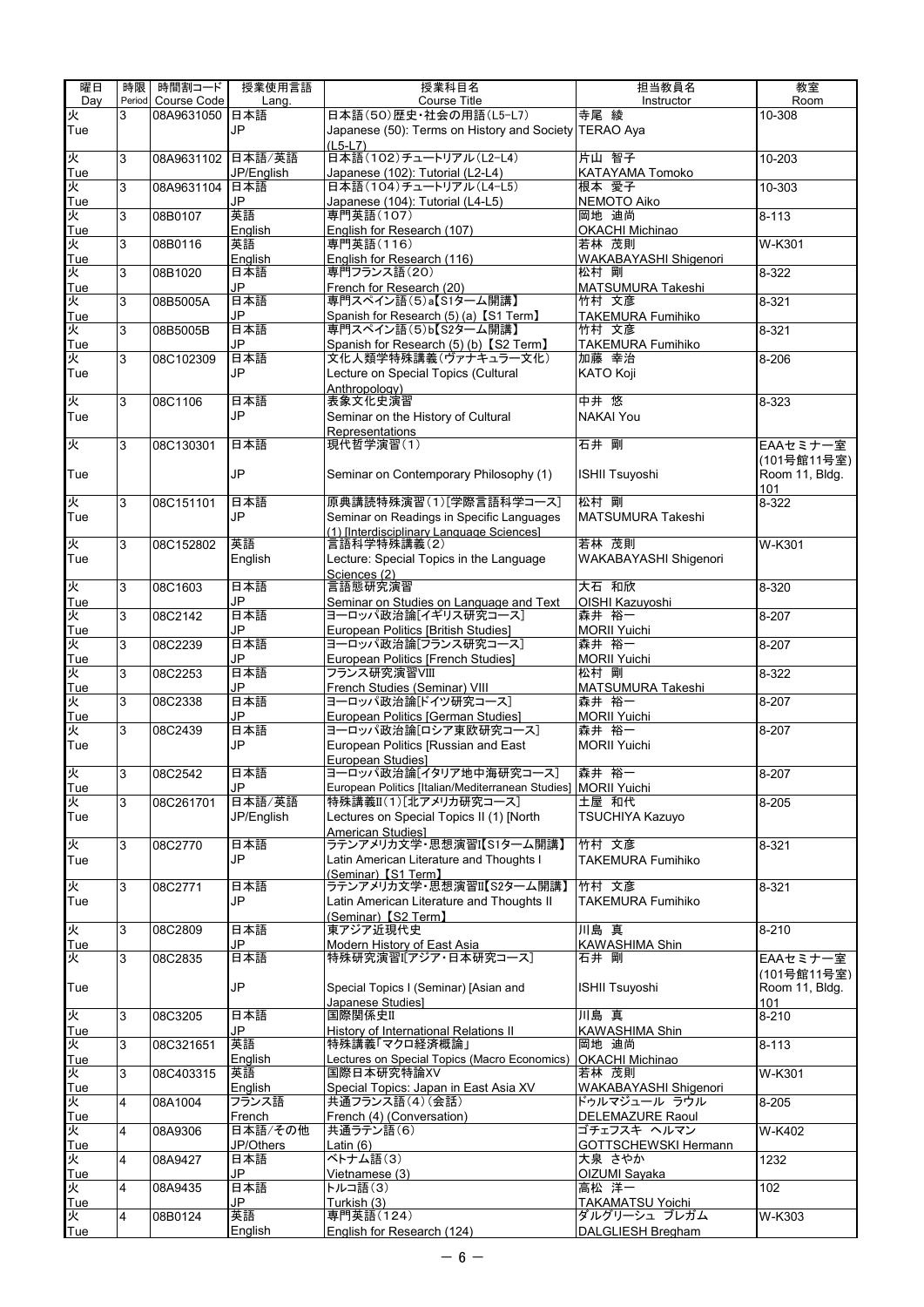| 曜日 Day | 時限 Period | 時間割コード Course Code | 授業使用言語 Lang. | 授業科目名 Course Title | 担当教員名 Instructor | 教室 Room |
|---|---|---|---|---|---|---|
| 火 Tue | 3 | 08A9631050 | 日本語 JP | 日本語(50)歴史・社会の用語(L5-L7) Japanese (50): Terms on History and Society (L5-L7) | 寺尾 綾 TERAO Aya | 10-308 |
| 火 Tue | 3 | 08A9631102 | 日本語/英語 JP/English | 日本語(102)チュートリアル(L2-L4) Japanese (102): Tutorial (L2-L4) | 片山 智子 KATAYAMA Tomoko | 10-203 |
| 火 Tue | 3 | 08A9631104 | 日本語 JP | 日本語(104)チュートリアル(L4-L5) Japanese (104): Tutorial (L4-L5) | 根本 愛子 NEMOTO Aiko | 10-303 |
| 火 Tue | 3 | 08B0107 | 英語 English | 専門英語(107) English for Research (107) | 岡地 迪尚 OKACHI Michinao | 8-113 |
| 火 Tue | 3 | 08B0116 | 英語 English | 専門英語(116) English for Research (116) | 若林 茂則 WAKABAYASHI Shigenori | W-K301 |
| 火 Tue | 3 | 08B1020 | 日本語 JP | 専門フランス語(20) French for Research (20) | 松村 剛 MATSUMURA Takeshi | 8-322 |
| 火 Tue | 3 | 08B5005A | 日本語 JP | 専門スペイン語(5)a【S1ターム開講】 Spanish for Research (5) (a) 【S1 Term】 | 竹村 文彦 TAKEMURA Fumihiko | 8-321 |
| 火 Tue | 3 | 08B5005B | 日本語 JP | 専門スペイン語(5)b【S2ターム開講】 Spanish for Research (5) (b) 【S2 Term】 | 竹村 文彦 TAKEMURA Fumihiko | 8-321 |
| 火 Tue | 3 | 08C102309 | 日本語 JP | 文化人類学特殊講義(ヴァナキュラー文化) Lecture on Special Topics (Cultural Anthropology) | 加藤 幸治 KATO Koji | 8-206 |
| 火 Tue | 3 | 08C1106 | 日本語 JP | 表象文化史演習 Seminar on the History of Cultural Representations | 中井 悠 NAKAI You | 8-323 |
| 火 Tue | 3 | 08C130301 | 日本語 JP | 現代哲学演習(1) Seminar on Contemporary Philosophy (1) | 石井 剛 ISHII Tsuyoshi | EAAセミナー室(101号館11号室) Room 11, Bldg. 101 |
| 火 Tue | 3 | 08C151101 | 日本語 JP | 原典講読特殊演習(1)[学際言語科学コース] Seminar on Readings in Specific Languages (1) [Interdisciplinary Language Sciences] | 松村 剛 MATSUMURA Takeshi | 8-322 |
| 火 Tue | 3 | 08C152802 | 英語 English | 言語科学特殊講義(2) Lecture: Special Topics in the Language Sciences (2) | 若林 茂則 WAKABAYASHI Shigenori | W-K301 |
| 火 Tue | 3 | 08C1603 | 日本語 JP | 言語態研究演習 Seminar on Studies on Language and Text | 大石 和欣 OISHI Kazuyoshi | 8-320 |
| 火 Tue | 3 | 08C2142 | 日本語 JP | ヨーロッパ政治論[イギリス研究コース] European Politics [British Studies] | 森井 裕一 MORII Yuichi | 8-207 |
| 火 Tue | 3 | 08C2239 | 日本語 JP | ヨーロッパ政治論[フランス研究コース] European Politics [French Studies] | 森井 裕一 MORII Yuichi | 8-207 |
| 火 Tue | 3 | 08C2253 | 日本語 JP | フランス研究演習VIII French Studies (Seminar) VIII | 松村 剛 MATSUMURA Takeshi | 8-322 |
| 火 Tue | 3 | 08C2338 | 日本語 JP | ヨーロッパ政治論[ドイツ研究コース] European Politics [German Studies] | 森井 裕一 MORII Yuichi | 8-207 |
| 火 Tue | 3 | 08C2439 | 日本語 JP | ヨーロッパ政治論[ロシア東欧研究コース] European Politics [Russian and East European Studies] | 森井 裕一 MORII Yuichi | 8-207 |
| 火 Tue | 3 | 08C2542 | 日本語 JP | ヨーロッパ政治論[イタリア地中海研究コース] European Politics [Italian/Mediterranean Studies] | 森井 裕一 MORII Yuichi | 8-207 |
| 火 Tue | 3 | 08C261701 | 日本語/英語 JP/English | 特殊講義II(1)[北アメリカ研究コース] Lectures on Special Topics II (1) [North American Studies] | 土屋 和代 TSUCHIYA Kazuyo | 8-205 |
| 火 Tue | 3 | 08C2770 | 日本語 JP | ラテンアメリカ文学・思想演習I【S1ターム開講】 Latin American Literature and Thoughts I (Seminar) 【S1 Term】 | 竹村 文彦 TAKEMURA Fumihiko | 8-321 |
| 火 Tue | 3 | 08C2771 | 日本語 JP | ラテンアメリカ文学・思想演習II【S2ターム開講】 Latin American Literature and Thoughts II (Seminar) 【S2 Term】 | 竹村 文彦 TAKEMURA Fumihiko | 8-321 |
| 火 Tue | 3 | 08C2809 | 日本語 JP | 東アジア近現代史 Modern History of East Asia | 川島 真 KAWASHIMA Shin | 8-210 |
| 火 Tue | 3 | 08C2835 | 日本語 JP | 特殊研究演習I[アジア・日本研究コース] Special Topics I (Seminar) [Asian and Japanese Studies] | 石井 剛 ISHII Tsuyoshi | EAAセミナー室(101号館11号室) Room 11, Bldg. 101 |
| 火 Tue | 3 | 08C3205 | 日本語 JP | 国際関係史II History of International Relations II | 川島 真 KAWASHIMA Shin | 8-210 |
| 火 Tue | 3 | 08C321651 | 英語 English | 特殊講義「マクロ経済概論」 Lectures on Special Topics (Macro Economics) | 岡地 迪尚 OKACHI Michinao | 8-113 |
| 火 Tue | 3 | 08C403315 | 英語 English | 国際日本研究特論XV Special Topics: Japan in East Asia XV | 若林 茂則 WAKABAYASHI Shigenori | W-K301 |
| 火 Tue | 4 | 08A1004 | フランス語 French | 共通フランス語(4)(会話) French (4) (Conversation) | ドゥルマジュール ラウル DELEMAZURE Raoul | 8-205 |
| 火 Tue | 4 | 08A9306 | 日本語/その他 JP/Others | 共通ラテン語(6) Latin (6) | ゴチェフスキ ヘルマン GOTTSCHEWSKI Hermann | W-K402 |
| 火 Tue | 4 | 08A9427 | 日本語 JP | ベトナム語(3) Vietnamese (3) | 大泉 さやか OIZUMI Sayaka | 1232 |
| 火 Tue | 4 | 08A9435 | 日本語 JP | トルコ語(3) Turkish (3) | 高松 洋一 TAKAMATSU Yoichi | 102 |
| 火 Tue | 4 | 08B0124 | 英語 English | 専門英語(124) English for Research (124) | ダルグリーシュ ブレガム DALGLIESH Bregham | W-K303 |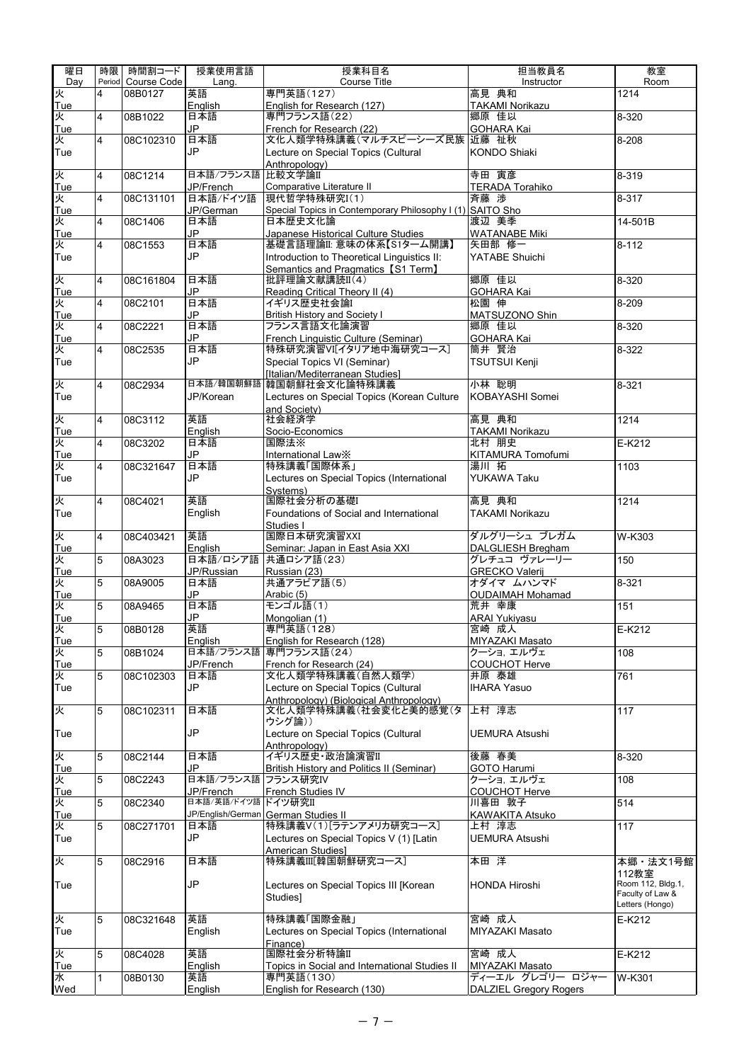| 曜日<br>Day | 時限<br>Period | 時間割コード<br>Course Code | 授業使用言語<br>Lang. | 授業科目名<br>Course Title | 担当教員名<br>Instructor | 教室<br>Room |
|---|---|---|---|---|---|---|
| 火<br>Tue | 4 | 08B0127 | 英語<br>English | 専門英語(127)<br>English for Research (127) | 高見 典和<br>TAKAMI Norikazu | 1214 |
| 火<br>Tue | 4 | 08B1022 | 日本語<br>JP | 専門フランス語(22)<br>French for Research (22) | 郷原 佳以<br>GOHARA Kai | 8-320 |
| 火<br>Tue | 4 | 08C102310 | 日本語<br>JP | 文化人類学特殊講義(マルチスピーシーズ民族<br>Lecture on Special Topics (Cultural Anthropology) | 近藤 祉秋<br>KONDO Shiaki | 8-208 |
| 火<br>Tue | 4 | 08C1214 | 日本語/フランス語<br>JP/French | 比較文学論II<br>Comparative Literature II | 寺田 寅彦<br>TERADA Torahiko | 8-319 |
| 火<br>Tue | 4 | 08C131101 | 日本語/ドイツ語<br>JP/German | 現代哲学特殊研究I(1)<br>Special Topics in Contemporary Philosophy I (1) | 斉藤 渉<br>SAITO Sho | 8-317 |
| 火<br>Tue | 4 | 08C1406 | 日本語<br>JP | 日本歴史文化論<br>Japanese Historical Culture Studies | 渡辺 美季<br>WATANABE Miki | 14-501B |
| 火<br>Tue | 4 | 08C1553 | 日本語<br>JP | 基礎言語理論II: 意味の体系【S1ターム開講】<br>Introduction to Theoretical Linguistics II: Semantics and Pragmatics【S1 Term】 | 矢田部 修一<br>YATABE Shuichi | 8-112 |
| 火<br>Tue | 4 | 08C161804 | 日本語<br>JP | 批評理論文献講読II(4)<br>Reading Critical Theory II (4) | 郷原 佳以<br>GOHARA Kai | 8-320 |
| 火<br>Tue | 4 | 08C2101 | 日本語<br>JP | イギリス歴史社会論I<br>British History and Society I | 松園 伸<br>MATSUZONO Shin | 8-209 |
| 火<br>Tue | 4 | 08C2221 | 日本語<br>JP | フランス言語文化論演習<br>French Linguistic Culture (Seminar) | 郷原 佳以<br>GOHARA Kai | 8-320 |
| 火<br>Tue | 4 | 08C2535 | 日本語<br>JP | 特殊研究演習VI[イタリア地中海研究コース]<br>Special Topics VI (Seminar) [Italian/Mediterranean Studies] | 筒井 賢治<br>TSUTSUI Kenji | 8-322 |
| 火<br>Tue | 4 | 08C2934 | 日本語/韓国朝鮮語<br>JP/Korean | 韓国朝鮮社会文化論特殊講義<br>Lectures on Special Topics (Korean Culture and Society) | 小林 聡明<br>KOBAYASHI Somei | 8-321 |
| 火<br>Tue | 4 | 08C3112 | 英語<br>English | 社会経済学<br>Socio-Economics | 高見 典和<br>TAKAMI Norikazu | 1214 |
| 火<br>Tue | 4 | 08C3202 | 日本語<br>JP | 国際法※<br>International Law※ | 北村 朋史<br>KITAMURA Tomofumi | E-K212 |
| 火<br>Tue | 4 | 08C321647 | 日本語<br>JP | 特殊講義「国際体系」<br>Lectures on Special Topics (International Systems) | 湯川 拓<br>YUKAWA Taku | 1103 |
| 火<br>Tue | 4 | 08C4021 | 英語<br>English | 国際社会分析の基礎I<br>Foundations of Social and International Studies I | 高見 典和<br>TAKAMI Norikazu | 1214 |
| 火<br>Tue | 4 | 08C403421 | 英語<br>English | 国際日本研究演習XXI<br>Seminar: Japan in East Asia XXI | ダルグリーシュ ブレガム<br>DALGLIESH Bregham | W-K303 |
| 火<br>Tue | 5 | 08A3023 | 日本語/ロシア語<br>JP/Russian | 共通ロシア語(23)<br>Russian (23) | グレチュコ ヴァレーリー<br>GRECKO Valerij | 150 |
| 火<br>Tue | 5 | 08A9005 | 日本語<br>JP | 共通アラビア語(5)<br>Arabic (5) | オダイマ ムハンマド<br>OUDAIMAH Mohamad | 8-321 |
| 火<br>Tue | 5 | 08A9465 | 日本語<br>JP | モンゴル語(1)<br>Mongolian (1) | 荒井 幸康<br>ARAI Yukiyasu | 151 |
| 火<br>Tue | 5 | 08B0128 | 英語<br>English | 専門英語(128)<br>English for Research (128) | 宮崎 成人<br>MIYAZAKI Masato | E-K212 |
| 火<br>Tue | 5 | 08B1024 | 日本語/フランス語<br>JP/French | 専門フランス語(24)<br>French for Research (24) | クーショ, エルヴェ<br>COUCHOT Herve | 108 |
| 火<br>Tue | 5 | 08C102303 | 日本語<br>JP | 文化人類学特殊講義(自然人類学)<br>Lecture on Special Topics (Cultural Anthropology) (Biological Anthropology) | 井原 泰雄<br>IHARA Yasuo | 761 |
| 火<br>Tue | 5 | 08C102311 | 日本語<br>JP | 文化人類学特殊講義(社会変化と美的感覚(タウシグ論))<br>Lecture on Special Topics (Cultural Anthropology) | 上村 淳志<br>UEMURA Atsushi | 117 |
| 火<br>Tue | 5 | 08C2144 | 日本語<br>JP | イギリス歴史・政治論演習II<br>British History and Politics II (Seminar) | 後藤 春美<br>GOTO Harumi | 8-320 |
| 火<br>Tue | 5 | 08C2243 | 日本語/フランス語<br>JP/French | フランス研究IV<br>French Studies IV | クーショ, エルヴェ<br>COUCHOT Herve | 108 |
| 火<br>Tue | 5 | 08C2340 | 日本語/英語/ドイツ語<br>JP/English/German | ドイツ研究II<br>German Studies II | 川喜田 敦子<br>KAWAKITA Atsuko | 514 |
| 火<br>Tue | 5 | 08C271701 | 日本語<br>JP | 特殊講義V(1)[ラテンアメリカ研究コース]<br>Lectures on Special Topics V (1) [Latin American Studies] | 上村 淳志<br>UEMURA Atsushi | 117 |
| 火<br>Tue | 5 | 08C2916 | 日本語<br>JP | 特殊講義III[韓国朝鮮研究コース]<br>Lectures on Special Topics III [Korean Studies] | 本田 洋<br>HONDA Hiroshi | 本郷・法文1号館112教室<br>Room 112, Bldg.1, Faculty of Law & Letters (Hongo) |
| 火<br>Tue | 5 | 08C321648 | 英語<br>English | 特殊講義「国際金融」<br>Lectures on Special Topics (International Finance) | 宮崎 成人<br>MIYAZAKI Masato | E-K212 |
| 火<br>Tue | 5 | 08C4028 | 英語<br>English | 国際社会分析特論II<br>Topics in Social and International Studies II | 宮崎 成人<br>MIYAZAKI Masato | E-K212 |
| 水<br>Wed | 1 | 08B0130 | 英語<br>English | 専門英語(130)<br>English for Research (130) | ディーエル グレゴリー ロジャー<br>DALZIEL Gregory Rogers | W-K301 |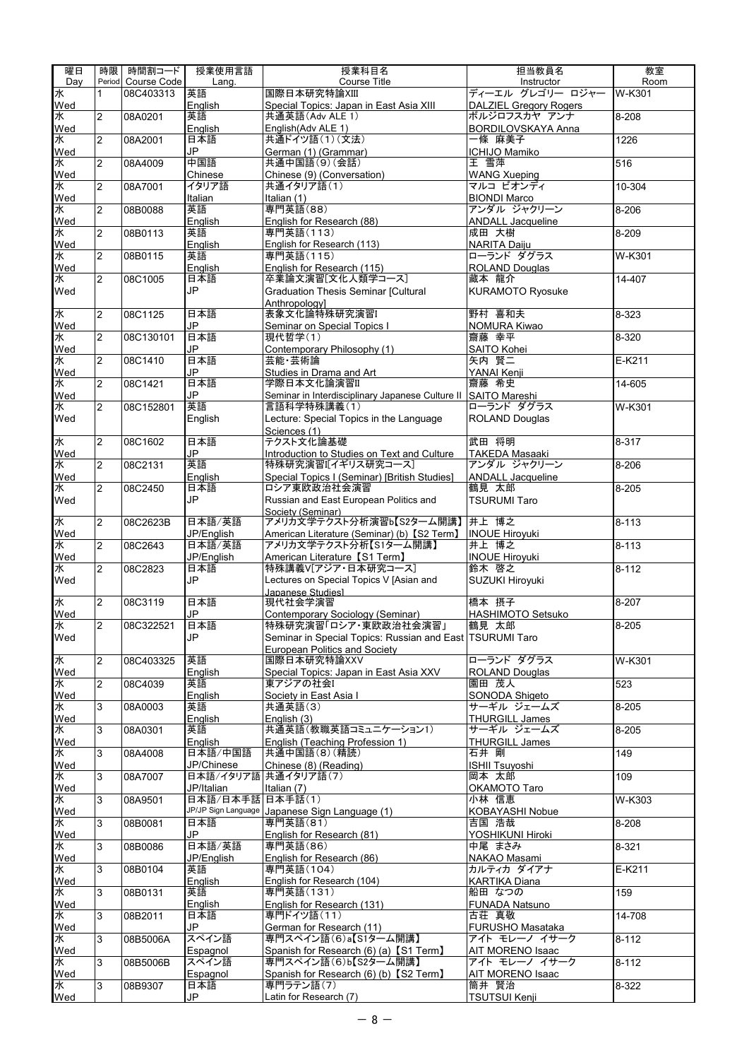| 曜日 Day | 時限 Period | 時間割コード Course Code | 授業使用言語 Lang. | 授業科目名 Course Title | 担当教員名 Instructor | 教室 Room |
|---|---|---|---|---|---|---|
| 水 Wed | 1 | 08C403313 | 英語 English | 国際日本研究特論XIII Special Topics: Japan in East Asia XIII | ディーエル グレゴリー ロジャー DALZIEL Gregory Rogers | W-K301 |
| 水 Wed | 2 | 08A0201 | 英語 English | 共通英語(Adv ALE 1) English(Adv ALE 1) | ボルジロフスカヤ アンナ BORDILOVSKAYA Anna | 8-208 |
| 水 Wed | 2 | 08A2001 | 日本語 JP | 共通ドイツ語(1)(文法) German (1) (Grammar) | 一條 麻美子 ICHIJO Mamiko | 1226 |
| 水 Wed | 2 | 08A4009 | 中国語 Chinese | 共通中国語(9)(会話) Chinese (9) (Conversation) | 王 雪萍 WANG Xueping | 516 |
| 水 Wed | 2 | 08A7001 | イタリア語 Italian | 共通イタリア語(1) Italian (1) | マルコ ビオンディ BIONDI Marco | 10-304 |
| 水 Wed | 2 | 08B0088 | 英語 English | 専門英語(88) English for Research (88) | アンダル ジャクリーン ANDALL Jacqueline | 8-206 |
| 水 Wed | 2 | 08B0113 | 英語 English | 専門英語(113) English for Research (113) | 成田 大樹 NARITA Daiju | 8-209 |
| 水 Wed | 2 | 08B0115 | 英語 English | 専門英語(115) English for Research (115) | ローランド ダグラス ROLAND Douglas | W-K301 |
| 水 Wed | 2 | 08C1005 | 日本語 JP | 卒業論文演習[文化人類学コース] Graduation Thesis Seminar [Cultural Anthropology] | 藏本 龍介 KURAMOTO Ryosuke | 14-407 |
| 水 Wed | 2 | 08C1125 | 日本語 JP | 表象文化論特殊研究演習I Seminar on Special Topics I | 野村 喜和夫 NOMURA Kiwao | 8-323 |
| 水 Wed | 2 | 08C130101 | 日本語 JP | 現代哲学(1) Contemporary Philosophy (1) | 齋藤 幸平 SAITO Kohei | 8-320 |
| 水 Wed | 2 | 08C1410 | 日本語 JP | 芸能・芸術論 Studies in Drama and Art | 矢内 賢二 YANAI Kenji | E-K211 |
| 水 Wed | 2 | 08C1421 | 日本語 JP | 学際日本文化論演習II Seminar in Interdisciplinary Japanese Culture II | 齋藤 希史 SAITO Mareshi | 14-605 |
| 水 Wed | 2 | 08C152801 | 英語 English | 言語科学特殊講義(1) Lecture: Special Topics in the Language Sciences (1) | ローランド ダグラス ROLAND Douglas | W-K301 |
| 水 Wed | 2 | 08C1602 | 日本語 JP | テクスト文化論基礎 Introduction to Studies on Text and Culture | 武田 将明 TAKEDA Masaaki | 8-317 |
| 水 Wed | 2 | 08C2131 | 英語 English | 特殊研究演習I[イギリス研究コース] Special Topics I (Seminar) [British Studies] | アンダル ジャクリーン ANDALL Jacqueline | 8-206 |
| 水 Wed | 2 | 08C2450 | 日本語 JP | ロシア東欧政治社会演習 Russian and East European Politics and Society (Seminar) | 鶴見 太郎 TSURUMI Taro | 8-205 |
| 水 Wed | 2 | 08C2623B | 日本語/英語 JP/English | アメリカ文学テクスト分析演習b【S2ターム開講】 American Literature (Seminar) (b) 【S2 Term】 | 井上 博之 INOUE Hiroyuki | 8-113 |
| 水 Wed | 2 | 08C2643 | 日本語/英語 JP/English | アメリカ文学テクスト分析【S1ターム開講】 American Literature 【S1 Term】 | 井上 博之 INOUE Hiroyuki | 8-113 |
| 水 Wed | 2 | 08C2823 | 日本語 JP | 特殊講義V[アジア・日本研究コース] Lectures on Special Topics V [Asian and Japanese Studies] | 鈴木 啓之 SUZUKI Hiroyuki | 8-112 |
| 水 Wed | 2 | 08C3119 | 日本語 JP | 現代社会学演習 Contemporary Sociology (Seminar) | 橋本 摂子 HASHIMOTO Setsuko | 8-207 |
| 水 Wed | 2 | 08C322521 | 日本語 JP | 特殊研究演習「ロシア・東欧政治社会演習」 Seminar in Special Topics: Russian and East European Politics and Society | 鶴見 太郎 TSURUMI Taro | 8-205 |
| 水 Wed | 2 | 08C403325 | 英語 English | 国際日本研究特論XXV Special Topics: Japan in East Asia XXV | ローランド ダグラス ROLAND Douglas | W-K301 |
| 水 Wed | 2 | 08C4039 | 英語 English | 東アジアの社会I Society in East Asia I | 園田 茂人 SONODA Shigeto | 523 |
| 水 Wed | 3 | 08A0003 | 英語 English | 共通英語(3) English (3) | サーギル ジェームズ THURGILL James | 8-205 |
| 水 Wed | 3 | 08A0301 | 英語 English | 共通英語(教職英語コミュニケーション1) English (Teaching Profession 1) | サーギル ジェームズ THURGILL James | 8-205 |
| 水 Wed | 3 | 08A4008 | 日本語/中国語 JP/Chinese | 共通中国語(8)(精読) Chinese (8) (Reading) | 石井 剛 ISHII Tsuyoshi | 149 |
| 水 Wed | 3 | 08A7007 | 日本語/イタリア語 JP/Italian | 共通イタリア語(7) Italian (7) | 岡本 太郎 OKAMOTO Taro | 109 |
| 水 Wed | 3 | 08A9501 | 日本語/日本手話 JP/JP Sign Language | 日本手話(1) Japanese Sign Language (1) | 小林 信恵 KOBAYASHI Nobue | W-K303 |
| 水 Wed | 3 | 08B0081 | 日本語 JP | 専門英語(81) English for Research (81) | 吉国 浩哉 YOSHIKUNI Hiroki | 8-208 |
| 水 Wed | 3 | 08B0086 | 日本語/英語 JP/English | 専門英語(86) English for Research (86) | 中尾 まさみ NAKAO Masami | 8-321 |
| 水 Wed | 3 | 08B0104 | 英語 English | 専門英語(104) English for Research (104) | カルティカ ダイアナ KARTIKA Diana | E-K211 |
| 水 Wed | 3 | 08B0131 | 英語 English | 専門英語(131) English for Research (131) | 船田 なつの FUNADA Natsuno | 159 |
| 水 Wed | 3 | 08B2011 | 日本語 JP | 専門ドイツ語(11) German for Research (11) | 古荘 真敬 FURUSHO Masataka | 14-708 |
| 水 Wed | 3 | 08B5006A | スペイン語 Espagnol | 専門スペイン語(6)a【S1ターム開講】 Spanish for Research (6) (a) 【S1 Term】 | アイト モレーノ イサーク AIT MORENO Isaac | 8-112 |
| 水 Wed | 3 | 08B5006B | スペイン語 Espagnol | 専門スペイン語(6)b【S2ターム開講】 Spanish for Research (6) (b) 【S2 Term】 | アイト モレーノ イサーク AIT MORENO Isaac | 8-112 |
| 水 Wed | 3 | 08B9307 | 日本語 JP | 専門ラテン語(7) Latin for Research (7) | 筒井 賢治 TSUTSUI Kenji | 8-322 |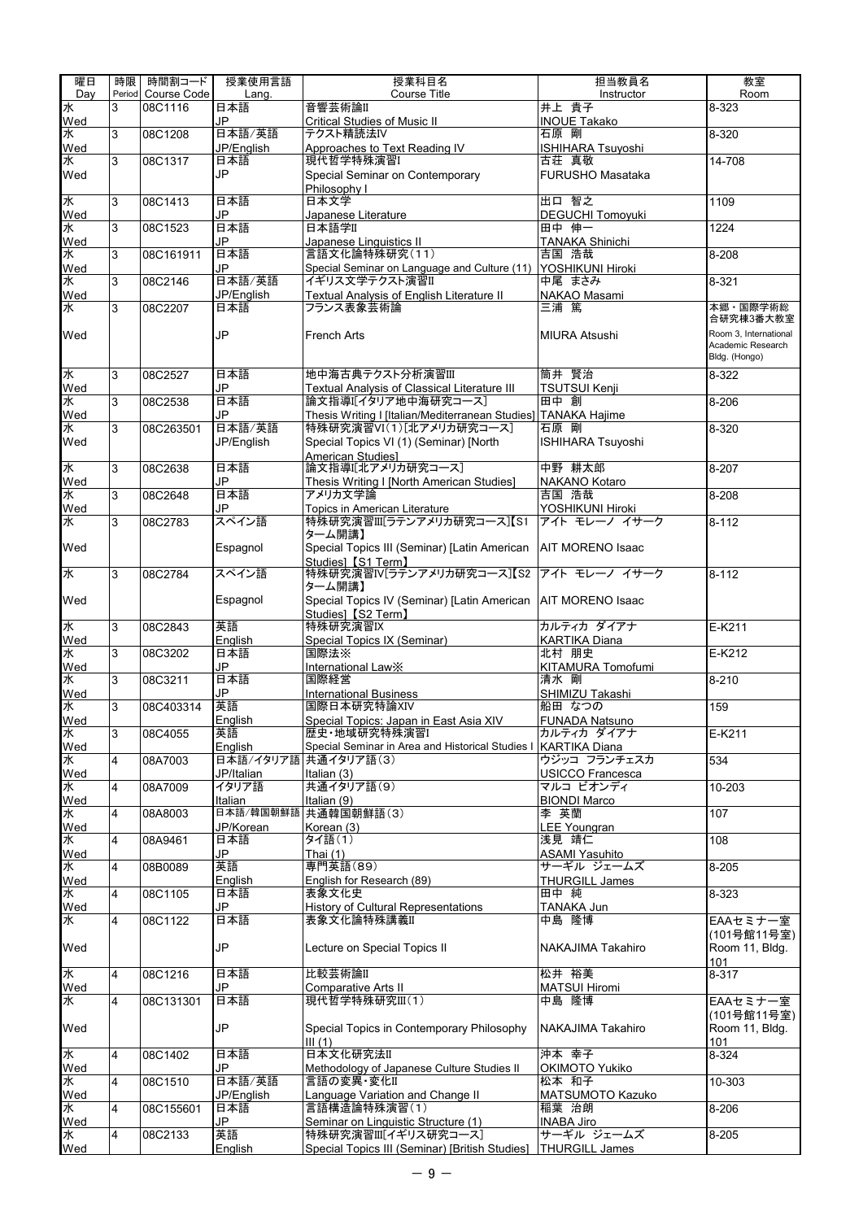| 曜日<br>Day | 時限<br>Period | 時間割コード<br>Course Code | 授業使用言語<br>Lang. | 授業科目名<br>Course Title | 担当教員名<br>Instructor | 教室<br>Room |
|---|---|---|---|---|---|---|
| 水<br>Wed | 3 | 08C1116 | 日本語<br>JP | 音響芸術論II<br>Critical Studies of Music II | 井上 貴子<br>INOUE Takako | 8-323 |
| 水<br>Wed | 3 | 08C1208 | 日本語/英語<br>JP/English | テクスト精読法IV<br>Approaches to Text Reading IV | 石原 剛<br>ISHIHARA Tsuyoshi | 8-320 |
| 水<br>Wed | 3 | 08C1317 | 日本語<br>JP | 現代哲学特殊演習I<br>Special Seminar on Contemporary Philosophy I | 古荘 真敬<br>FURUSHO Masataka | 14-708 |
| 水<br>Wed | 3 | 08C1413 | 日本語<br>JP | 日本文学<br>Japanese Literature | 出口 智之<br>DEGUCHI Tomoyuki | 1109 |
| 水<br>Wed | 3 | 08C1523 | 日本語<br>JP | 日本語学II<br>Japanese Linguistics II | 田中 伸一<br>TANAKA Shinichi | 1224 |
| 水<br>Wed | 3 | 08C161911 | 日本語<br>JP | 言語文化論特殊研究(11)<br>Special Seminar on Language and Culture (11) | 吉国 浩哉<br>YOSHIKUNI Hiroki | 8-208 |
| 水<br>Wed | 3 | 08C2146 | 日本語/英語<br>JP/English | イギリス文学テクスト演習II<br>Textual Analysis of English Literature II | 中尾 まさみ<br>NAKAO Masami | 8-321 |
| 水<br>Wed | 3 | 08C2207 | 日本語<br>JP | フランス表象芸術論<br>French Arts | 三浦 篤<br>MIURA Atsushi | 本郷・国際学術総合研究棟3番大教室<br>Room 3, International Academic Research Bldg. (Hongo) |
| 水<br>Wed | 3 | 08C2527 | 日本語<br>JP | 地中海古典テクスト分析演習III<br>Textual Analysis of Classical Literature III | 筒井 賢治<br>TSUTSUI Kenji | 8-322 |
| 水<br>Wed | 3 | 08C2538 | 日本語<br>JP | 論文指導I[イタリア地中海研究コース]<br>Thesis Writing I [Italian/Mediterranean Studies] | 田中 創<br>TANAKA Hajime | 8-206 |
| 水<br>Wed | 3 | 08C263501 | 日本語/英語<br>JP/English | 特殊研究演習VI(1)[北アメリカ研究コース]<br>Special Topics VI (1) (Seminar) [North American Studies] | 石原 剛<br>ISHIHARA Tsuyoshi | 8-320 |
| 水<br>Wed | 3 | 08C2638 | 日本語<br>JP | 論文指導I[北アメリカ研究コース]<br>Thesis Writing I [North American Studies] | 中野 耕太郎<br>NAKANO Kotaro | 8-207 |
| 水<br>Wed | 3 | 08C2648 | 日本語<br>JP | アメリカ文学論<br>Topics in American Literature | 吉国 浩哉<br>YOSHIKUNI Hiroki | 8-208 |
| 水<br>Wed | 3 | 08C2783 | スペイン語<br>Espagnol | 特殊研究演習III[ラテンアメリカ研究コース]【S1ターム開講】<br>Special Topics III (Seminar) [Latin American Studies] 【S1 Term】 | アイト モレーノ イサーク<br>AIT MORENO Isaac | 8-112 |
| 水<br>Wed | 3 | 08C2784 | スペイン語<br>Espagnol | 特殊研究演習IV[ラテンアメリカ研究コース]【S2ターム開講】<br>Special Topics IV (Seminar) [Latin American Studies] 【S2 Term】 | アイト モレーノ イサーク<br>AIT MORENO Isaac | 8-112 |
| 水<br>Wed | 3 | 08C2843 | 英語<br>English | 特殊研究演習IX<br>Special Topics IX (Seminar) | カルティカ ダイアナ<br>KARTIKA Diana | E-K211 |
| 水<br>Wed | 3 | 08C3202 | 日本語<br>JP | 国際法※<br>International Law※ | 北村 朋史<br>KITAMURA Tomofumi | E-K212 |
| 水<br>Wed | 3 | 08C3211 | 日本語<br>JP | 国際経営<br>International Business | 清水 剛<br>SHIMIZU Takashi | 8-210 |
| 水<br>Wed | 3 | 08C403314 | 英語<br>English | 国際日本研究特論XIV<br>Special Topics: Japan in East Asia XIV | 船田 なつの<br>FUNADA Natsuno | 159 |
| 水<br>Wed | 3 | 08C4055 | 英語<br>English | 歴史・地域研究特殊演習I<br>Special Seminar in Area and Historical Studies I | カルティカ ダイアナ<br>KARTIKA Diana | E-K211 |
| 水<br>Wed | 4 | 08A7003 | 日本語/イタリア語<br>JP/Italian | 共通イタリア語(3)<br>Italian (3) | ウジッコ フランチェスカ<br>USICCO Francesca | 534 |
| 水<br>Wed | 4 | 08A7009 | イタリア語<br>Italian | 共通イタリア語(9)<br>Italian (9) | マルコ ビオンディ<br>BIONDI Marco | 10-203 |
| 水<br>Wed | 4 | 08A8003 | 日本語/韓国朝鮮語<br>JP/Korean | 共通韓国朝鮮語(3)<br>Korean (3) | 李 英蘭<br>LEE Youngran | 107 |
| 水<br>Wed | 4 | 08A9461 | 日本語<br>JP | タイ語(1)<br>Thai (1) | 浅見 靖仁<br>ASAMI Yasuhito | 108 |
| 水<br>Wed | 4 | 08B0089 | 英語<br>English | 専門英語(89)<br>English for Research (89) | サーギル ジェームズ<br>THURGILL James | 8-205 |
| 水<br>Wed | 4 | 08C1105 | 日本語<br>JP | 表象文化史<br>History of Cultural Representations | 田中 純<br>TANAKA Jun | 8-323 |
| 水<br>Wed | 4 | 08C1122 | 日本語<br>JP | 表象文化論特殊講義II<br>Lecture on Special Topics II | 中島 隆博<br>NAKAJIMA Takahiro | EAAセミナー室(101号館11号室)<br>Room 11, Bldg. 101 |
| 水<br>Wed | 4 | 08C1216 | 日本語<br>JP | 比較芸術論II<br>Comparative Arts II | 松井 裕美<br>MATSUI Hiromi | 8-317 |
| 水<br>Wed | 4 | 08C131301 | 日本語<br>JP | 現代哲学特殊研究III(1)<br>Special Topics in Contemporary Philosophy III (1) | 中島 隆博<br>NAKAJIMA Takahiro | EAAセミナー室(101号館11号室)<br>Room 11, Bldg. 101 |
| 水<br>Wed | 4 | 08C1402 | 日本語<br>JP | 日本文化研究法II<br>Methodology of Japanese Culture Studies II | 沖本 幸子<br>OKIMOTO Yukiko | 8-324 |
| 水<br>Wed | 4 | 08C1510 | 日本語/英語<br>JP/English | 言語の変異・変化II<br>Language Variation and Change II | 松本 和子<br>MATSUMOTO Kazuko | 10-303 |
| 水<br>Wed | 4 | 08C155601 | 日本語<br>JP | 言語構造論特殊演習(1)<br>Seminar on Linguistic Structure (1) | 稲葉 治朗<br>INABA Jiro | 8-206 |
| 水<br>Wed | 4 | 08C2133 | 英語<br>English | 特殊研究演習III[イギリス研究コース]<br>Special Topics III (Seminar) [British Studies] | サーギル ジェームズ<br>THURGILL James | 8-205 |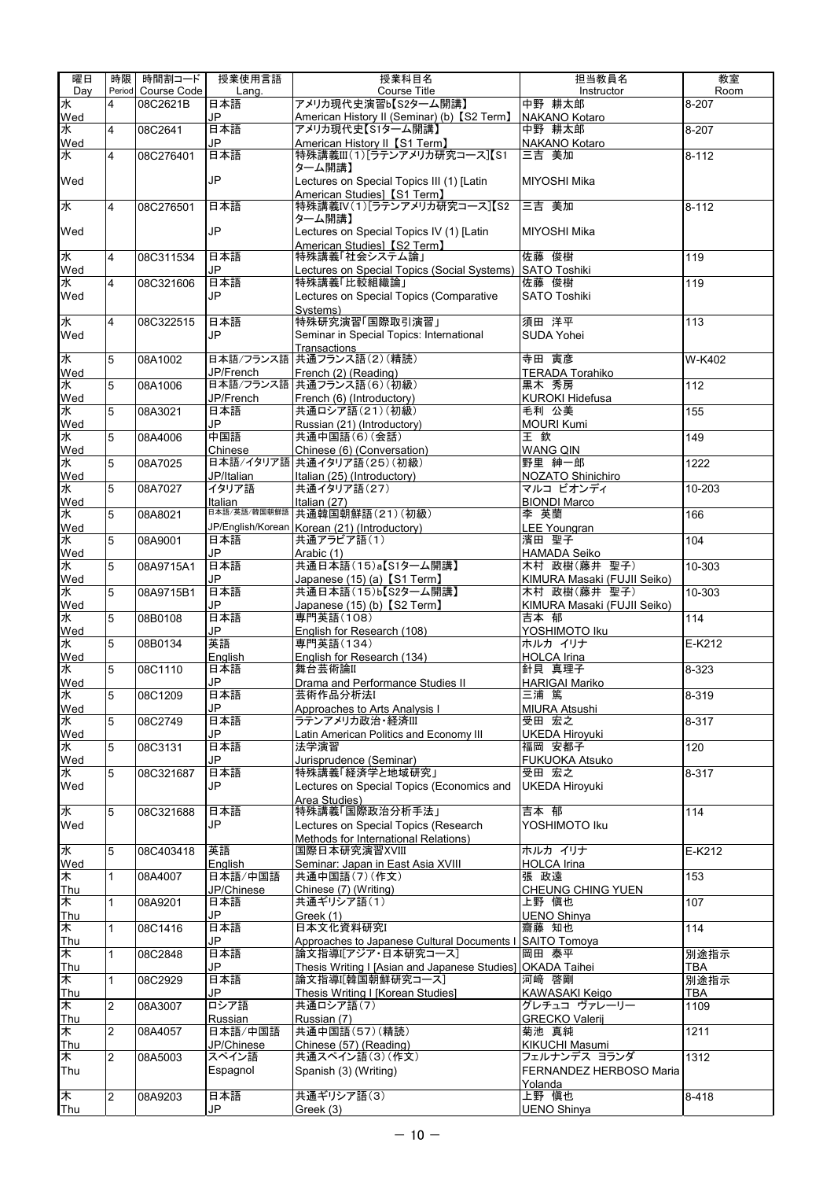| 曜日 Day | 時限 Period | 時間割コード Course Code | 授業使用言語 Lang. | 授業科目名 Course Title | 担当教員名 Instructor | 教室 Room |
|---|---|---|---|---|---|---|
| 水 Wed | 4 | 08C2621B | 日本語 JP | アメリカ現代史演習b【S2ターム開講】 American History II (Seminar) (b) 【S2 Term】 | 中野 耕太郎 NAKANO Kotaro | 8-207 |
| 水 Wed | 4 | 08C2641 | 日本語 JP | アメリカ現代史【S1ターム開講】 American History II 【S1 Term】 | 中野 耕太郎 NAKANO Kotaro | 8-207 |
| 水 Wed | 4 | 08C276401 | 日本語 JP | 特殊講義III(1)[ラテンアメリカ研究コース]【S1ターム開講】 Lectures on Special Topics III (1) [Latin American Studies] 【S1 Term】 | 三吉 美加 MIYOSHI Mika | 8-112 |
| 水 Wed | 4 | 08C276501 | 日本語 JP | 特殊講義IV(1)[ラテンアメリカ研究コース]【S2ターム開講】 Lectures on Special Topics IV (1) [Latin American Studies] 【S2 Term】 | 三吉 美加 MIYOSHI Mika | 8-112 |
| 水 Wed | 4 | 08C311534 | 日本語 JP | 特殊講義「社会システム論」 Lectures on Special Topics (Social Systems) | 佐藤 俊樹 SATO Toshiki | 119 |
| 水 Wed | 4 | 08C321606 | 日本語 JP | 特殊講義「比較組織論」 Lectures on Special Topics (Comparative Systems) | 佐藤 俊樹 SATO Toshiki | 119 |
| 水 Wed | 4 | 08C322515 | 日本語 JP | 特殊研究演習「国際取引演習」 Seminar in Special Topics: International Transactions | 須田 洋平 SUDA Yohei | 113 |
| 水 Wed | 5 | 08A1002 | 日本語/フランス語 JP/French | 共通フランス語(2)(精読) French (2) (Reading) | 寺田 寅彦 TERADA Torahiko | W-K402 |
| 水 Wed | 5 | 08A1006 | 日本語/フランス語 JP/French | 共通フランス語(6)(初級) French (6) (Introductory) | 黒木 秀房 KUROKI Hidefusa | 112 |
| 水 Wed | 5 | 08A3021 | 日本語 JP | 共通ロシア語(21)(初級) Russian (21) (Introductory) | 毛利 公美 MOURI Kumi | 155 |
| 水 Wed | 5 | 08A4006 | 中国語 Chinese | 共通中国語(6)(会話) Chinese (6) (Conversation) | 王 欽 WANG QIN | 149 |
| 水 Wed | 5 | 08A7025 | 日本語/イタリア語 JP/Italian | 共通イタリア語(25)(初級) Italian (25) (Introductory) | 野里 紳一郎 NOZATO Shinichiro | 1222 |
| 水 Wed | 5 | 08A7027 | イタリア語 Italian | 共通イタリア語(27) Italian (27) | マルコ ビオンディ BIONDI Marco | 10-203 |
| 水 Wed | 5 | 08A8021 | 日本語/英語/韓国朝鮮語 JP/English/Korean | 共通韓国朝鮮語(21)(初級) Korean (21) (Introductory) | 李 英蘭 LEE Youngran | 166 |
| 水 Wed | 5 | 08A9001 | 日本語 JP | 共通アラビア語(1) Arabic (1) | 濱田 聖子 HAMADA Seiko | 104 |
| 水 Wed | 5 | 08A9715A1 | 日本語 JP | 共通日本語(15)a【S1ターム開講】 Japanese (15) (a) 【S1 Term】 | 木村 政樹(藤井 聖子) KIMURA Masaki (FUJII Seiko) | 10-303 |
| 水 Wed | 5 | 08A9715B1 | 日本語 JP | 共通日本語(15)b【S2ターム開講】 Japanese (15) (b) 【S2 Term】 | 木村 政樹(藤井 聖子) KIMURA Masaki (FUJII Seiko) | 10-303 |
| 水 Wed | 5 | 08B0108 | 日本語 JP | 専門英語(108) English for Research (108) | 吉本 郁 YOSHIMOTO Iku | 114 |
| 水 Wed | 5 | 08B0134 | 英語 English | 専門英語(134) English for Research (134) | ホルカ イリナ HOLCA Irina | E-K212 |
| 水 Wed | 5 | 08C1110 | 日本語 JP | 舞台芸術論II Drama and Performance Studies II | 針貝 真理子 HARIGAI Mariko | 8-323 |
| 水 Wed | 5 | 08C1209 | 日本語 JP | 芸術作品分析法I Approaches to Arts Analysis I | 三浦 篤 MIURA Atsushi | 8-319 |
| 水 Wed | 5 | 08C2749 | 日本語 JP | ラテンアメリカ政治・経済III Latin American Politics and Economy III | 受田 宏之 UKEDA Hiroyuki | 8-317 |
| 水 Wed | 5 | 08C3131 | 日本語 JP | 法学演習 Jurisprudence (Seminar) | 福岡 安都子 FUKUOKA Atsuko | 120 |
| 水 Wed | 5 | 08C321687 | 日本語 JP | 特殊講義「経済学と地域研究」 Lectures on Special Topics (Economics and Area Studies) | 受田 宏之 UKEDA Hiroyuki | 8-317 |
| 水 Wed | 5 | 08C321688 | 日本語 JP | 特殊講義「国際政治分析手法」 Lectures on Special Topics (Research Methods for International Relations) | 吉本 郁 YOSHIMOTO Iku | 114 |
| 水 Wed | 5 | 08C403418 | 英語 English | 国際日本研究演習XVIII Seminar: Japan in East Asia XVIII | ホルカ イリナ HOLCA Irina | E-K212 |
| 木 Thu | 1 | 08A4007 | 日本語/中国語 JP/Chinese | 共通中国語(7)(作文) Chinese (7) (Writing) | 張 政遠 CHEUNG CHING YUEN | 153 |
| 木 Thu | 1 | 08A9201 | 日本語 JP | 共通ギリシア語(1) Greek (1) | 上野 慎也 UENO Shinya | 107 |
| 木 Thu | 1 | 08C1416 | 日本語 JP | 日本文化資料研究I Approaches to Japanese Cultural Documents I | 齋藤 知也 SAITO Tomoya | 114 |
| 木 Thu | 1 | 08C2848 | 日本語 JP | 論文指導I[アジア・日本研究コース] Thesis Writing I [Asian and Japanese Studies] | 岡田 泰平 OKADA Taihei | 別途指示 TBA |
| 木 Thu | 1 | 08C2929 | 日本語 JP | 論文指導I[韓国朝鮮研究コース] Thesis Writing I [Korean Studies] | 河崎 啓剛 KAWASAKI Keigo | 別途指示 TBA |
| 木 Thu | 2 | 08A3007 | ロシア語 Russian | 共通ロシア語(7) Russian (7) | グレチュコ ヴァレーリー GRECKO Valerij | 1109 |
| 木 Thu | 2 | 08A4057 | 日本語/中国語 JP/Chinese | 共通中国語(57)(精読) Chinese (57) (Reading) | 菊池 真純 KIKUCHI Masumi | 1211 |
| 木 Thu | 2 | 08A5003 | スペイン語 Espagnol | 共通スペイン語(3)(作文) Spanish (3) (Writing) | フェルナンデス ヨランダ FERNANDEZ HERBOSO Maria Yolanda | 1312 |
| 木 Thu | 2 | 08A9203 | 日本語 JP | 共通ギリシア語(3) Greek (3) | 上野 慎也 UENO Shinya | 8-418 |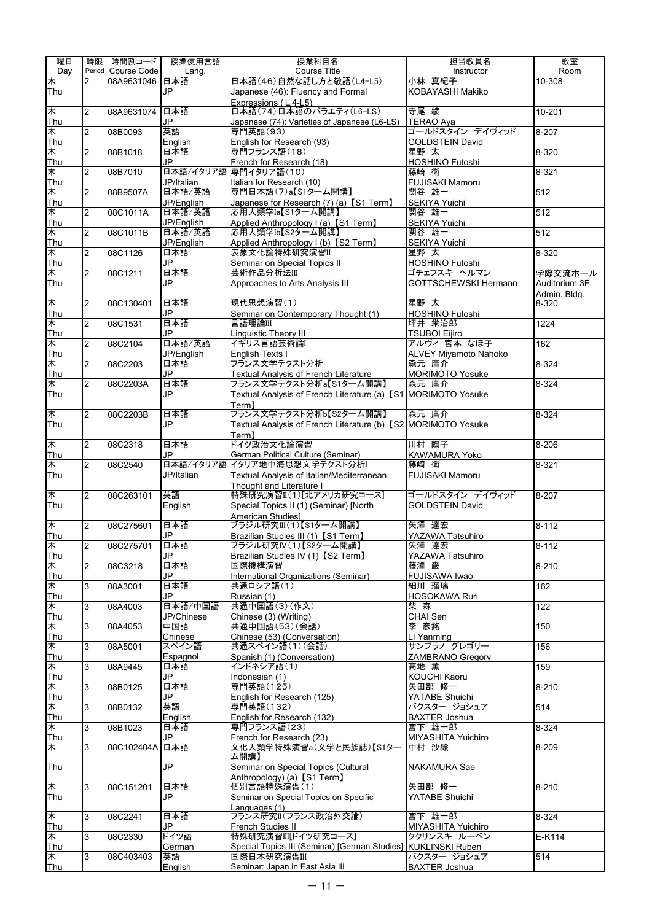| 曜日 Day | 時限 Period | 時間割コード Course Code | 授業使用言語 Lang. | 授業科目名 Course Title | 担当教員名 Instructor | 教室 Room |
|---|---|---|---|---|---|---|
| 木 Thu | 2 | 08A9631046 | 日本語 JP | 日本語(46)自然な話し方と敬語(L4-L5) Japanese (46): Fluency and Formal Expressions (L4-L5) | 小林 真紀子 KOBAYASHI Makiko | 10-308 |
| 木 Thu | 2 | 08A9631074 | 日本語 JP | 日本語(74)日本語のバラエティ(L6-LS) Japanese (74): Varieties of Japanese (L6-LS) | 寺尾 綾 TERAO Aya | 10-201 |
| 木 Thu | 2 | 08B0093 | 英語 English | 専門英語(93) English for Research (93) | ゴールドスタイン デイヴィッド GOLDSTEIN David | 8-207 |
| 木 Thu | 2 | 08B1018 | 日本語 JP | 専門フランス語(18) French for Research (18) | 星野 太 HOSHINO Futoshi | 8-320 |
| 木 Thu | 2 | 08B7010 | 日本語/イタリア語 JP/Italian | 専門イタリア語(10) Italian for Research (10) | 藤崎 衛 FUJISAKI Mamoru | 8-321 |
| 木 Thu | 2 | 08B9507A | 日本語/英語 JP/English | 専門日本語(7)a【S1ターム開講】 Japanese for Research (7) (a) 【S1 Term】 | 関谷 雄一 SEKIYA Yuichi | 512 |
| 木 Thu | 2 | 08C1011A | 日本語/英語 JP/English | 応用人類学Ia【S1ターム開講】 Applied Anthropology I (a) 【S1 Term】 | 関谷 雄一 SEKIYA Yuichi | 512 |
| 木 Thu | 2 | 08C1011B | 日本語/英語 JP/English | 応用人類学Ib【S2ターム開講】 Applied Anthropology I (b) 【S2 Term】 | 関谷 雄一 SEKIYA Yuichi | 512 |
| 木 Thu | 2 | 08C1126 | 日本語 JP | 表象文化論特殊研究演習II Seminar on Special Topics II | 星野 太 HOSHINO Futoshi | 8-320 |
| 木 Thu | 2 | 08C1211 | 日本語 JP | 芸術作品分析法III Approaches to Arts Analysis III | ゴチェフスキ ヘルマン GOTTSCHEWSKI Hermann | 学際交流ホール Auditorium 3F, Admin. Bldg. |
| 木 Thu | 2 | 08C130401 | 日本語 JP | 現代思想演習(1) Seminar on Contemporary Thought (1) | 星野 太 HOSHINO Futoshi | 8-320 |
| 木 Thu | 2 | 08C1531 | 日本語 JP | 言語理論III Linguistic Theory III | 坪井 栄治郎 TSUBOI Eijiro | 1224 |
| 木 Thu | 2 | 08C2104 | 日本語/英語 JP/English | イギリス言語芸術論I English Texts I | アルヴィ 宮本 なほ子 ALVEY Miyamoto Nahoko | 162 |
| 木 Thu | 2 | 08C2203 | 日本語 JP | フランス文学テクスト分析 Textual Analysis of French Literature | 森元 庸介 MORIMOTO Yosuke | 8-324 |
| 木 Thu | 2 | 08C2203A | 日本語 JP | フランス文学テクスト分析a【S1ターム開講】 Textual Analysis of French Literature (a) 【S1 Term】 | 森元 庸介 MORIMOTO Yosuke | 8-324 |
| 木 Thu | 2 | 08C2203B | 日本語 JP | フランス文学テクスト分析b【S2ターム開講】 Textual Analysis of French Literature (b) 【S2 Term】 | 森元 庸介 MORIMOTO Yosuke | 8-324 |
| 木 Thu | 2 | 08C2318 | 日本語 JP | ドイツ政治文化論演習 German Political Culture (Seminar) | 川村 陶子 KAWAMURA Yoko | 8-206 |
| 木 Thu | 2 | 08C2540 | 日本語/イタリア語 JP/Italian | イタリア地中海思想文学テクスト分析I Textual Analysis of Italian/Mediterranean Thought and Literature I | 藤崎 衛 FUJISAKI Mamoru | 8-321 |
| 木 Thu | 2 | 08C263101 | 英語 English | 特殊研究演習II(1)[北アメリカ研究コース] Special Topics II (1) (Seminar) [North American Studies] | ゴールドスタイン デイヴィッド GOLDSTEIN David | 8-207 |
| 木 Thu | 2 | 08C275601 | 日本語 JP | ブラジル研究III(1)【S1ターム開講】 Brazilian Studies III (1) 【S1 Term】 | 矢澤 達宏 YAZAWA Tatsuhiro | 8-112 |
| 木 Thu | 2 | 08C275701 | 日本語 JP | ブラジル研究IV(1)【S2ターム開講】 Brazilian Studies IV (1) 【S2 Term】 | 矢澤 達宏 YAZAWA Tatsuhiro | 8-112 |
| 木 Thu | 2 | 08C3218 | 日本語 JP | 国際機構演習 International Organizations (Seminar) | 藤澤 巌 FUJISAWA Iwao | 8-210 |
| 木 Thu | 3 | 08A3001 | 日本語 JP | 共通ロシア語(1) Russian (1) | 細川 瑠璃 HOSOKAWA Ruri | 162 |
| 木 Thu | 3 | 08A4003 | 日本語/中国語 JP/Chinese | 共通中国語(3)(作文) Chinese (3) (Writing) | 柴 森 CHAI Sen | 122 |
| 木 Thu | 3 | 08A4053 | 中国語 Chinese | 共通中国語(53)(会話) Chinese (53) (Conversation) | 李 彦銘 LI Yanming | 150 |
| 木 Thu | 3 | 08A5001 | スペイン語 Espagnol | 共通スペイン語(1)(会話) Spanish (1) (Conversation) | サンブラノ グレゴリー ZAMBRANO Gregory | 156 |
| 木 Thu | 3 | 08A9445 | 日本語 JP | インドネシア語(1) Indonesian (1) | 高地 薫 KOUCHI Kaoru | 159 |
| 木 Thu | 3 | 08B0125 | 日本語 JP | 専門英語(125) English for Research (125) | 矢田部 修一 YATABE Shuichi | 8-210 |
| 木 Thu | 3 | 08B0132 | 英語 English | 専門英語(132) English for Research (132) | バクスター ジョシュア BAXTER Joshua | 514 |
| 木 Thu | 3 | 08B1023 | 日本語 JP | 専門フランス語(23) French for Research (23) | 宮下 雄一郎 MIYASHITA Yuichiro | 8-324 |
| 木 Thu | 3 | 08C102404A | 日本語 JP | 文化人類学特殊演習a(文学と民族誌)【S1ターム開講】 Seminar on Special Topics (Cultural Anthropology) (a) 【S1 Term】 | 中村 沙絵 NAKAMURA Sae | 8-209 |
| 木 Thu | 3 | 08C151201 | 日本語 JP | 個別言語特殊演習(1) Seminar on Special Topics on Specific Languages (1) | 矢田部 修一 YATABE Shuichi | 8-210 |
| 木 Thu | 3 | 08C2241 | 日本語 JP | フランス研究II(フランス政治外交論) French Studies II | 宮下 雄一郎 MIYASHITA Yuichiro | 8-324 |
| 木 Thu | 3 | 08C2330 | ドイツ語 German | 特殊研究演習III[ドイツ研究コース] Special Topics III (Seminar) [German Studies] | ククリンスキ ルーベン KUKLINSKI Ruben | E-K114 |
| 木 Thu | 3 | 08C403403 | 英語 English | 国際日本研究演習III Seminar: Japan in East Asia III | バクスター ジョシュア BAXTER Joshua | 514 |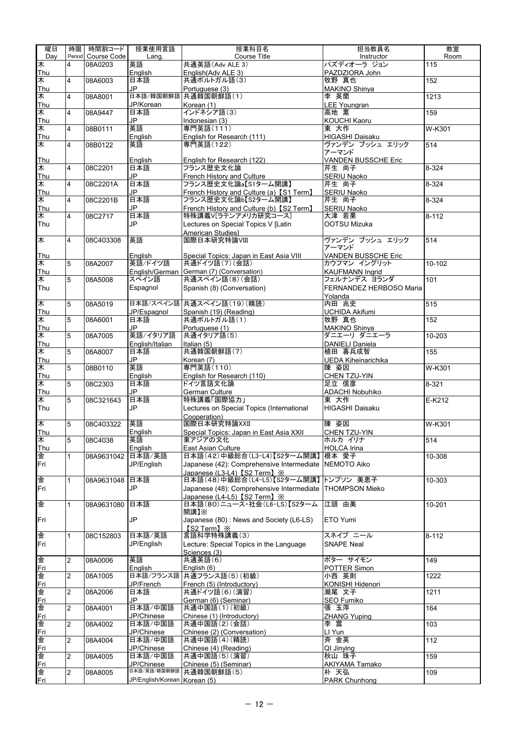| 曜日 Day | 時限 Period | 時間割コード Course Code | 授業使用言語 Lang. | 授業科目名 Course Title | 担当教員名 Instructor | 教室 Room |
|---|---|---|---|---|---|---|
| 木 Thu | 4 | 08A0203 | 英語 English | 共通英語(Adv ALE 3) English(Adv ALE 3) | パズディオーラ ジョン PAZDZIORA John | 115 |
| 木 Thu | 4 | 08A6003 | 日本語 JP | 共通ポルトガル語(3) Portuguese (3) | 牧野 真也 MAKINO Shinya | 152 |
| 木 Thu | 4 | 08A8001 | 日本語/韓国朝鮮語 JP/Korean | 共通韓国朝鮮語(1) Korean (1) | 李 英蘭 LEE Youngran | 1213 |
| 木 Thu | 4 | 08A9447 | 日本語 JP | インドネシア語(3) Indonesian (3) | 高地 薫 KOUCHI Kaoru | 159 |
| 木 Thu | 4 | 08B0111 | 英語 English | 専門英語(111) English for Research (111) | 東 大作 HIGASHI Daisaku | W-K301 |
| 木 Thu | 4 | 08B0122 | 英語 English | 専門英語(122) English for Research (122) | ヴァンデン ブッシュ エリック アーマンド VANDEN BUSSCHE Eric | 514 |
| 木 Thu | 4 | 08C2201 | 日本語 JP | フランス歴史文化論 French History and Culture | 芹生 尚子 SERIU Naoko | 8-324 |
| 木 Thu | 4 | 08C2201A | 日本語 JP | フランス歴史文化論a【S1ターム開講】 French History and Culture (a) 【S1 Term】 | 芹生 尚子 SERIU Naoko | 8-324 |
| 木 Thu | 4 | 08C2201B | 日本語 JP | フランス歴史文化論b【S2ターム開講】 French History and Culture (b) 【S2 Term】 | 芹生 尚子 SERIU Naoko | 8-324 |
| 木 Thu | 4 | 08C2717 | 日本語 JP | 特殊講義V[ラテンアメリカ研究コース] Lectures on Special Topics V [Latin American Studies] | 大津 若果 OOTSU Mizuka | 8-112 |
| 木 Thu | 4 | 08C403308 | 英語 English | 国際日本研究特論VIII Special Topics: Japan in East Asia VIII | ヴァンデン ブッシュ エリック アーマンド VANDEN BUSSCHE Eric | 514 |
| 木 Thu | 5 | 08A2007 | 英語/ドイツ語 English/German | 共通ドイツ語(7)(会話) German (7) (Conversation) | カウフマン イングリット KAUFMANN Ingrid | 10-102 |
| 木 Thu | 5 | 08A5008 | スペイン語 Espagnol | 共通スペイン語(8)(会話) Spanish (8) (Conversation) | フェルナンデス ヨランダ FERNANDEZ HERBOSO Maria Yolanda | 101 |
| 木 Thu | 5 | 08A5019 | 日本語/スペイン語 JP/Espagnol | 共通スペイン語(19)(精読) Spanish (19) (Reading) | 内田 兆史 UCHIDA Akifumi | 515 |
| 木 Thu | 5 | 08A6001 | 日本語 JP | 共通ポルトガル語(1) Portuguese (1) | 牧野 真也 MAKINO Shinya | 152 |
| 木 Thu | 5 | 08A7005 | 英語/イタリア語 English/Italian | 共通イタリア語(5) Italian (5) | ダニエーリ ダニエーラ DANIELI Daniela | 10-203 |
| 木 Thu | 5 | 08A8007 | 日本語 JP | 共通韓国朝鮮語(7) Korean (7) | 植田 喜兵成智 UEDA Kiheinarichika | 155 |
| 木 Thu | 5 | 08B0110 | 英語 English | 専門英語(110) English for Research (110) | 陳 姿因 CHEN TZU-YIN | W-K301 |
| 木 Thu | 5 | 08C2303 | 日本語 JP | ドイツ言語文化論 German Culture | 足立 信彦 ADACHI Nobuhiko | 8-321 |
| 木 Thu | 5 | 08C321643 | 日本語 JP | 特殊講義「国際協力」 Lectures on Special Topics (International Cooperation) | 東 大作 HIGASHI Daisaku | E-K212 |
| 木 Thu | 5 | 08C403322 | 英語 English | 国際日本研究特論XXII Special Topics: Japan in East Asia XXII | 陳 姿因 CHEN TZU-YIN | W-K301 |
| 木 Thu | 5 | 08C4038 | 英語 English | 東アジアの文化 East Asian Culture | ホルカ イリナ HOLCA Irina | 514 |
| 金 Fri | 1 | 08A9631042 | 日本語/英語 JP/English | 日本語(42)中級総合(L3-L4)【S2ターム開講】 Japanese (42): Comprehensive Intermediate Japanese (L3-L4) 【S2 Term】 ※ | 根本 愛子 NEMOTO Aiko | 10-308 |
| 金 Fri | 1 | 08A9631048 | 日本語 JP | 日本語(48)中級総合(L4-L5)【S2ターム開講】 Japanese (48): Comprehensive Intermediate Japanese (L4-L5) 【S2 Term】 ※ | トンプソン 美恵子 THOMPSON Mieko | 10-303 |
| 金 Fri | 1 | 08A9631080 | 日本語 JP | 日本語(80)ニュース・社会(L6-LS)【S2ターム開講】※ Japanese (80) : News and Society (L6-LS) 【S2 Term】 ※ | 江頭 由美 ETO Yumi | 10-201 |
| 金 Fri | 1 | 08C152803 | 日本語/英語 JP/English | 言語科学特殊講義(3) Lecture: Special Topics in the Language Sciences (3) | スネイプ ニール SNAPE Neal | 8-112 |
| 金 Fri | 2 | 08A0006 | 英語 English | 共通英語(6) English (6) | ポター サイモン POTTER Simon | 149 |
| 金 Fri | 2 | 08A1005 | 日本語/フランス語 JP/French | 共通フランス語(5)(初級) French (5) (Introductory) | 小西 英則 KONISHI Hidenori | 1222 |
| 金 Fri | 2 | 08A2006 | 日本語 JP | 共通ドイツ語(6)(演習) German (6) (Seminar) | 瀬尾 文子 SEO Fumiko | 1211 |
| 金 Fri | 2 | 08A4001 | 日本語/中国語 JP/Chinese | 共通中国語(1)(初級) Chinese (1) (Introductory) | 張 玉萍 ZHANG Yuping | 164 |
| 金 Fri | 2 | 08A4002 | 日本語/中国語 JP/Chinese | 共通中国語(2)(会話) Chinese (2) (Conversation) | 李 雲 LI Yun | 103 |
| 金 Fri | 2 | 08A4004 | 日本語/中国語 JP/Chinese | 共通中国語(4)(精読) Chinese (4) (Reading) | 斉 金英 QI Jinying | 112 |
| 金 Fri | 2 | 08A4005 | 日本語/中国語 JP/Chinese | 共通中国語(5)(演習) Chinese (5) (Seminar) | 秋山 珠子 AKIYAMA Tamako | 159 |
| 金 Fri | 2 | 08A8005 | 日本語/英語/韓国朝鮮語 JP/English/Korean | 共通韓国朝鮮語(5) Korean (5) | 朴 天弘 PARK Chunhong | 109 |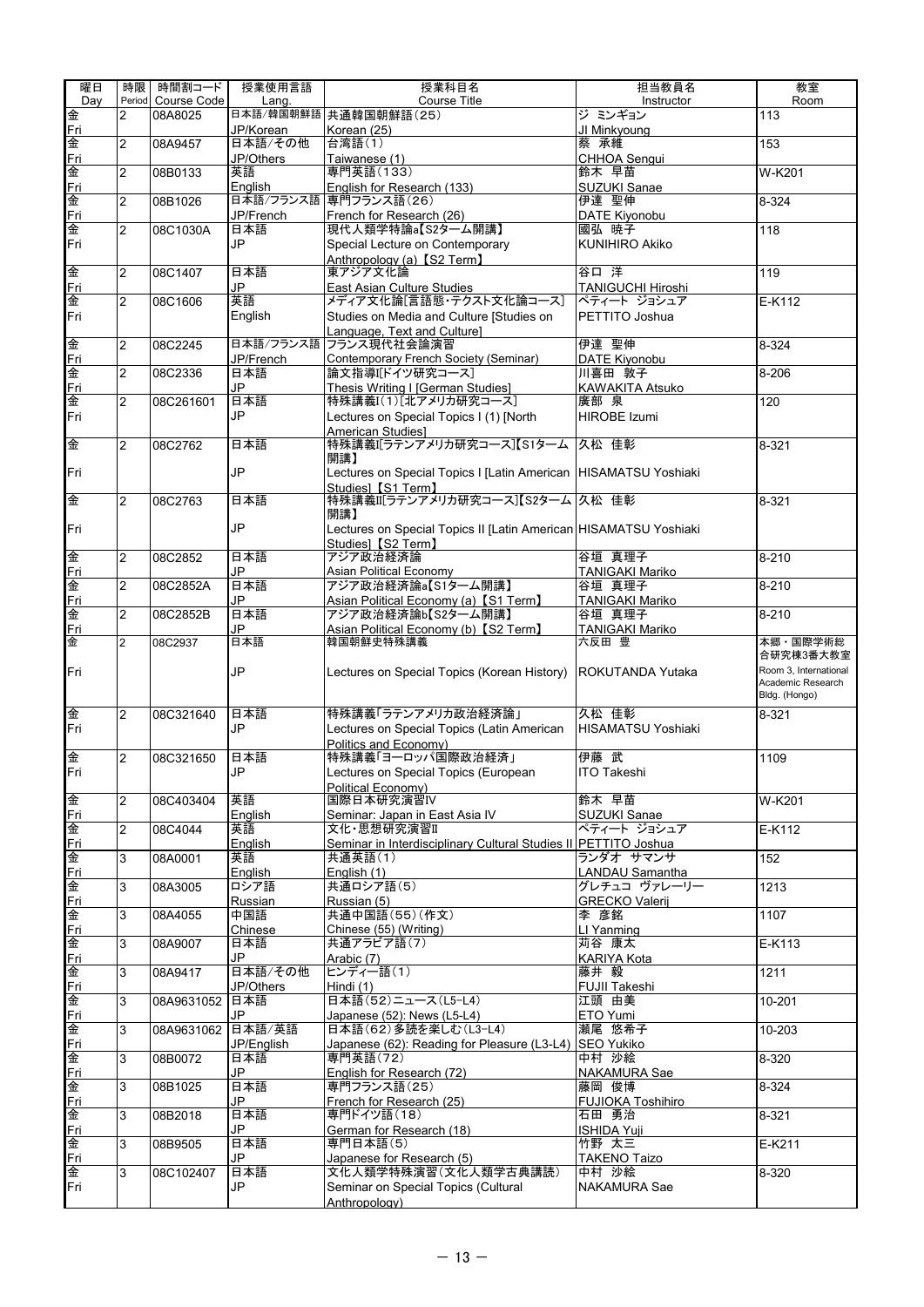| 曜日 Day | 時限 Period | 時間割コード Course Code | 授業使用言語 Lang. | 授業科目名 Course Title | 担当教員名 Instructor | 教室 Room |
|---|---|---|---|---|---|---|
| 金 Fri | 2 | 08A8025 | 日本語/韓国朝鮮語 JP/Korean | 共通韓国朝鮮語(25) Korean (25) | ジ ミンギョン JI Minkyoung | 113 |
| 金 Fri | 2 | 08A9457 | 日本語/その他 JP/Others | 台湾語(1) Taiwanese (1) | 蔡 承維 CHHOA Sengui | 153 |
| 金 Fri | 2 | 08B0133 | 英語 English | 専門英語(133) English for Research (133) | 鈴木 早苗 SUZUKI Sanae | W-K201 |
| 金 Fri | 2 | 08B1026 | 日本語/フランス語 JP/French | 専門フランス語(26) French for Research (26) | 伊達 聖伸 DATE Kiyonobu | 8-324 |
| 金 Fri | 2 | 08C1030A | 日本語 JP | 現代人類学特論a【S2ターム開講】 Special Lecture on Contemporary Anthropology (a) 【S2 Term】 | 國弘 暁子 KUNIHIRO Akiko | 118 |
| 金 Fri | 2 | 08C1407 | 日本語 JP | 東アジア文化論 East Asian Culture Studies | 谷口 洋 TANIGUCHI Hiroshi | 119 |
| 金 Fri | 2 | 08C1606 | 英語 English | メディア文化論[言語態・テクスト文化論コース] Studies on Media and Culture [Studies on Language, Text and Culture] | ペティート ジョシュア PETTITO Joshua | E-K112 |
| 金 Fri | 2 | 08C2245 | 日本語/フランス語 JP/French | フランス現代社会論演習 Contemporary French Society (Seminar) | 伊達 聖伸 DATE Kiyonobu | 8-324 |
| 金 Fri | 2 | 08C2336 | 日本語 JP | 論文指導I[ドイツ研究コース] Thesis Writing I [German Studies] | 川喜田 敦子 KAWAKITA Atsuko | 8-206 |
| 金 Fri | 2 | 08C261601 | 日本語 JP | 特殊講義I(1)[北アメリカ研究コース] Lectures on Special Topics I (1) [North American Studies] | 廣部 泉 HIROBE Izumi | 120 |
| 金 Fri | 2 | 08C2762 | 日本語 JP | 特殊講義I[ラテンアメリカ研究コース]【S1ターム開講】 Lectures on Special Topics I [Latin American Studies] 【S1 Term】 | 久松 佳彰 HISAMATSU Yoshiaki | 8-321 |
| 金 Fri | 2 | 08C2763 | 日本語 JP | 特殊講義II[ラテンアメリカ研究コース]【S2ターム開講】 Lectures on Special Topics II [Latin American Studies] 【S2 Term】 | 久松 佳彰 HISAMATSU Yoshiaki | 8-321 |
| 金 Fri | 2 | 08C2852 | 日本語 JP | アジア政治経済論 Asian Political Economy | 谷垣 真理子 TANIGAKI Mariko | 8-210 |
| 金 Fri | 2 | 08C2852A | 日本語 JP | アジア政治経済論a【S1ターム開講】 Asian Political Economy (a) 【S1 Term】 | 谷垣 真理子 TANIGAKI Mariko | 8-210 |
| 金 Fri | 2 | 08C2852B | 日本語 JP | アジア政治経済論b【S2ターム開講】 Asian Political Economy (b) 【S2 Term】 | 谷垣 真理子 TANIGAKI Mariko | 8-210 |
| 金 Fri | 2 | 08C2937 | 日本語 JP | 韓国朝鮮史特殊講義 Lectures on Special Topics (Korean History) | 六反田 豊 ROKUTANDA Yutaka | 本郷・国際学術総合研究棟3番大教室 Room 3, International Academic Research Bldg. (Hongo) |
| 金 Fri | 2 | 08C321640 | 日本語 JP | 特殊講義「ラテンアメリカ政治経済論」 Lectures on Special Topics (Latin American Politics and Economy) | 久松 佳彰 HISAMATSU Yoshiaki | 8-321 |
| 金 Fri | 2 | 08C321650 | 日本語 JP | 特殊講義「ヨーロッパ国際政治経済」 Lectures on Special Topics (European Political Economy) | 伊藤 武 ITO Takeshi | 1109 |
| 金 Fri | 2 | 08C403404 | 英語 English | 国際日本研究演習IV Seminar: Japan in East Asia IV | 鈴木 早苗 SUZUKI Sanae | W-K201 |
| 金 Fri | 2 | 08C4044 | 英語 English | 文化・思想研究演習II Seminar in Interdisciplinary Cultural Studies II | ペティート ジョシュア PETTITO Joshua | E-K112 |
| 金 Fri | 3 | 08A0001 | 英語 English | 共通英語(1) English (1) | ランダオ サマンサ LANDAU Samantha | 152 |
| 金 Fri | 3 | 08A3005 | ロシア語 Russian | 共通ロシア語(5) Russian (5) | グレチュコ ヴァレーリー GRECKO Valerij | 1213 |
| 金 Fri | 3 | 08A4055 | 中国語 Chinese | 共通中国語(55)(作文) Chinese (55) (Writing) | 李 彦銘 LI Yanming | 1107 |
| 金 Fri | 3 | 08A9007 | 日本語 JP | 共通アラビア語(7) Arabic (7) | 苅谷 康太 KARIYA Kota | E-K113 |
| 金 Fri | 3 | 08A9417 | 日本語/その他 JP/Others | ヒンディー語(1) Hindi (1) | 藤井 毅 FUJII Takeshi | 1211 |
| 金 Fri | 3 | 08A9631052 | 日本語 JP | 日本語(52)ニュース(L5-L4) Japanese (52): News (L5-L4) | 江頭 由美 ETO Yumi | 10-201 |
| 金 Fri | 3 | 08A9631062 | 日本語/英語 JP/English | 日本語(62)多読を楽しむ(L3-L4) Japanese (62): Reading for Pleasure (L3-L4) | 瀬尾 悠希子 SEO Yukiko | 10-203 |
| 金 Fri | 3 | 08B0072 | 日本語 JP | 専門英語(72) English for Research (72) | 中村 沙絵 NAKAMURA Sae | 8-320 |
| 金 Fri | 3 | 08B1025 | 日本語 JP | 専門フランス語(25) French for Research (25) | 藤岡 俊博 FUJIOKA Toshihiro | 8-324 |
| 金 Fri | 3 | 08B2018 | 日本語 JP | 専門ドイツ語(18) German for Research (18) | 石田 勇治 ISHIDA Yuji | 8-321 |
| 金 Fri | 3 | 08B9505 | 日本語 JP | 専門日本語(5) Japanese for Research (5) | 竹野 太三 TAKENO Taizo | E-K211 |
| 金 Fri | 3 | 08C102407 | 日本語 JP | 文化人類学特殊演習(文化人類学古典講読) Seminar on Special Topics (Cultural Anthropology) | 中村 沙絵 NAKAMURA Sae | 8-320 |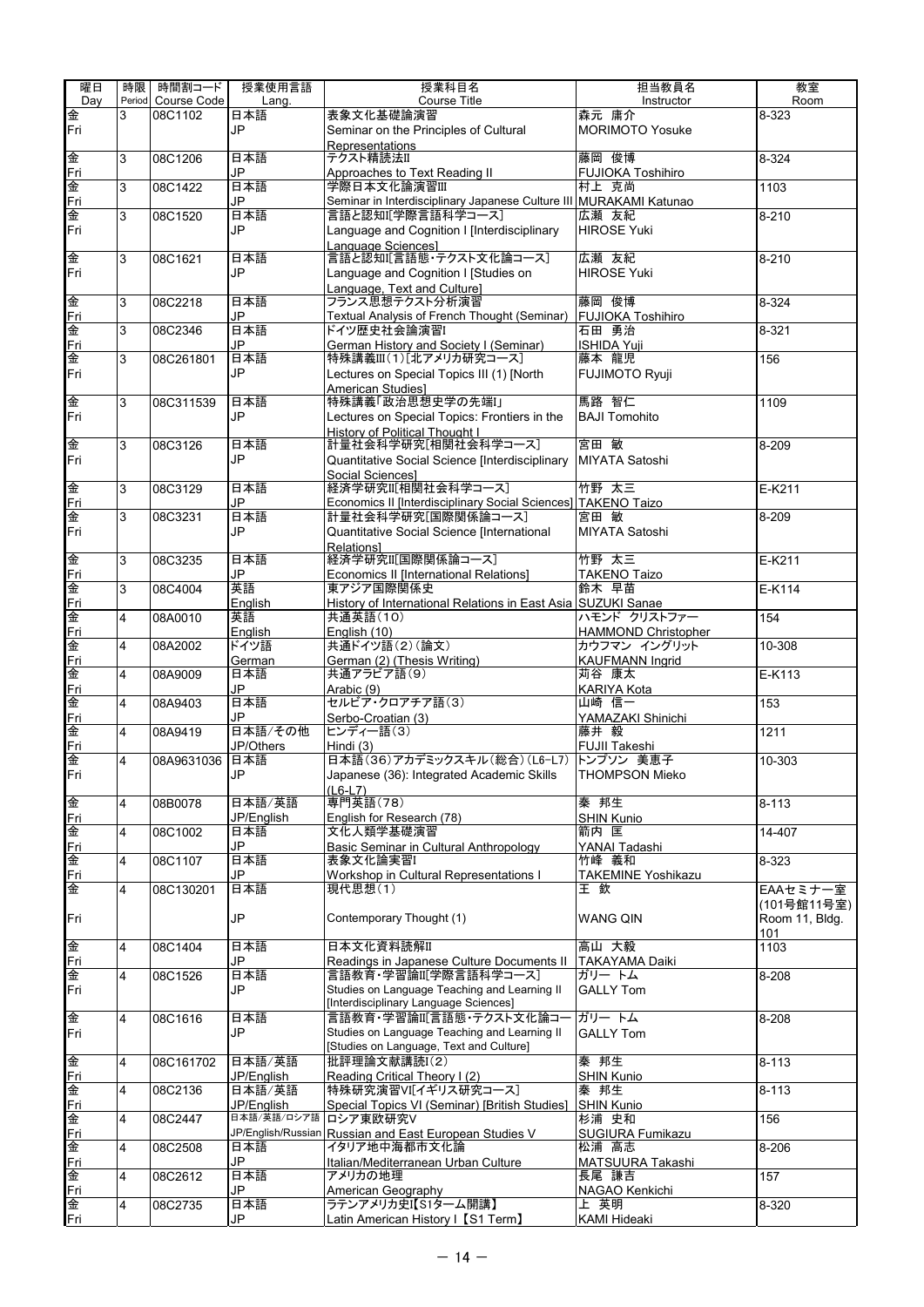| 曜日 Day | 時限 Period | 時間割コード Course Code | 授業使用言語 Lang. | 授業科目名 Course Title | 担当教員名 Instructor | 教室 Room |
|---|---|---|---|---|---|---|
| 金 Fri | 3 | 08C1102 | 日本語 JP | 表象文化基礎論演習 Seminar on the Principles of Cultural Representations | 森元 庸介 MORIMOTO Yosuke | 8-323 |
| 金 Fri | 3 | 08C1206 | 日本語 JP | テクスト精読法II Approaches to Text Reading II | 藤岡 俊博 FUJIOKA Toshihiro | 8-324 |
| 金 Fri | 3 | 08C1422 | 日本語 JP | 学際日本文化論演習III Seminar in Interdisciplinary Japanese Culture III | 村上 克尚 MURAKAMI Katunao | 1103 |
| 金 Fri | 3 | 08C1520 | 日本語 JP | 言語と認知I[学際言語科学コース] Language and Cognition I [Interdisciplinary Language Sciences] | 広瀬 友紀 HIROSE Yuki | 8-210 |
| 金 Fri | 3 | 08C1621 | 日本語 JP | 言語と認知I[言語態・テクスト文化論コース] Language and Cognition I [Studies on Language, Text and Culture] | 広瀬 友紀 HIROSE Yuki | 8-210 |
| 金 Fri | 3 | 08C2218 | 日本語 JP | フランス思想テクスト分析演習 Textual Analysis of French Thought (Seminar) | 藤岡 俊博 FUJIOKA Toshihiro | 8-324 |
| 金 Fri | 3 | 08C2346 | 日本語 JP | ドイツ歴史社会論演習I German History and Society I (Seminar) | 石田 勇治 ISHIDA Yuji | 8-321 |
| 金 Fri | 3 | 08C261801 | 日本語 JP | 特殊講義III(1)[北アメリカ研究コース] Lectures on Special Topics III (1) [North American Studies] | 藤本 龍児 FUJIMOTO Ryuji | 156 |
| 金 Fri | 3 | 08C311539 | 日本語 JP | 特殊講義「政治思想史学の先端I」 Lectures on Special Topics: Frontiers in the History of Political Thought I | 馬路 智仁 BAJI Tomohito | 1109 |
| 金 Fri | 3 | 08C3126 | 日本語 JP | 計量社会科学研究[相関社会科学コース] Quantitative Social Science [Interdisciplinary Social Sciences] | 宮田 敏 MIYATA Satoshi | 8-209 |
| 金 Fri | 3 | 08C3129 | 日本語 JP | 経済学研究II[相関社会科学コース] Economics II [Interdisciplinary Social Sciences] | 竹野 太三 TAKENO Taizo | E-K211 |
| 金 Fri | 3 | 08C3231 | 日本語 JP | 計量社会科学研究[国際関係論コース] Quantitative Social Science [International Relations] | 宮田 敏 MIYATA Satoshi | 8-209 |
| 金 Fri | 3 | 08C3235 | 日本語 JP | 経済学研究II[国際関係論コース] Economics II [International Relations] | 竹野 太三 TAKENO Taizo | E-K211 |
| 金 Fri | 3 | 08C4004 | 英語 English | 東アジア国際関係史 History of International Relations in East Asia | 鈴木 早苗 SUZUKI Sanae | E-K114 |
| 金 Fri | 4 | 08A0010 | 英語 English | 共通英語(10) English (10) | ハモンド クリストファー HAMMOND Christopher | 154 |
| 金 Fri | 4 | 08A2002 | ドイツ語 German | 共通ドイツ語(2)(論文) German (2) (Thesis Writing) | カウフマン イングリット KAUFMANN Ingrid | 10-308 |
| 金 Fri | 4 | 08A9009 | 日本語 JP | 共通アラビア語(9) Arabic (9) | 苅谷 康太 KARIYA Kota | E-K113 |
| 金 Fri | 4 | 08A9403 | 日本語 JP | セルビア・クロアチア語(3) Serbo-Croatian (3) | 山崎 信一 YAMAZAKI Shinichi | 153 |
| 金 Fri | 4 | 08A9419 | 日本語/その他 JP/Others | ヒンディー語(3) Hindi (3) | 藤井 毅 FUJII Takeshi | 1211 |
| 金 Fri | 4 | 08A9631036 | 日本語 JP | 日本語(36)アカデミックスキル(総合)(L6-L7) Japanese (36): Integrated Academic Skills (L6-L7) | トンプソン 美恵子 THOMPSON Mieko | 10-303 |
| 金 Fri | 4 | 08B0078 | 日本語/英語 JP/English | 専門英語(78) English for Research (78) | 秦 邦生 SHIN Kunio | 8-113 |
| 金 Fri | 4 | 08C1002 | 日本語 JP | 文化人類学基礎演習 Basic Seminar in Cultural Anthropology | 箭内 匡 YANAI Tadashi | 14-407 |
| 金 Fri | 4 | 08C1107 | 日本語 JP | 表象文化論実習I Workshop in Cultural Representations I | 竹峰 義和 TAKEMINE Yoshikazu | 8-323 |
| 金 Fri | 4 | 08C130201 | 日本語 JP | 現代思想(1) Contemporary Thought (1) | 王 欽 WANG QIN | EAAセミナー室 (101号館11号室) Room 11, Bldg. 101 |
| 金 Fri | 4 | 08C1404 | 日本語 JP | 日本文化資料読解II Readings in Japanese Culture Documents II | 高山 大毅 TAKAYAMA Daiki | 1103 |
| 金 Fri | 4 | 08C1526 | 日本語 JP | 言語教育・学習論II[学際言語科学コース] Studies on Language Teaching and Learning II [Interdisciplinary Language Sciences] | ガリー トム GALLY Tom | 8-208 |
| 金 Fri | 4 | 08C1616 | 日本語 JP | 言語教育・学習論II[言語態・テクスト文化論コース] Studies on Language Teaching and Learning II [Studies on Language, Text and Culture] | ガリー トム GALLY Tom | 8-208 |
| 金 Fri | 4 | 08C161702 | 日本語/英語 JP/English | 批評理論文献講読I(2) Reading Critical Theory I (2) | 秦 邦生 SHIN Kunio | 8-113 |
| 金 Fri | 4 | 08C2136 | 日本語/英語 JP/English | 特殊研究演習VI[イギリス研究コース] Special Topics VI (Seminar) [British Studies] | 秦 邦生 SHIN Kunio | 8-113 |
| 金 Fri | 4 | 08C2447 | 日本語/英語/ロシア語 JP/English/Russian | ロシア東欧研究V Russian and East European Studies V | 杉浦 史和 SUGIURA Fumikazu | 156 |
| 金 Fri | 4 | 08C2508 | 日本語 JP | イタリア地中海都市文化論 Italian/Mediterranean Urban Culture | 松浦 高志 MATSUURA Takashi | 8-206 |
| 金 Fri | 4 | 08C2612 | 日本語 JP | アメリカの地理 American Geography | 長尾 謙吉 NAGAO Kenkichi | 157 |
| 金 Fri | 4 | 08C2735 | 日本語 JP | ラテンアメリカ史I【S1ターム開講】 Latin American History I【S1 Term】 | 上 英明 KAMI Hideaki | 8-320 |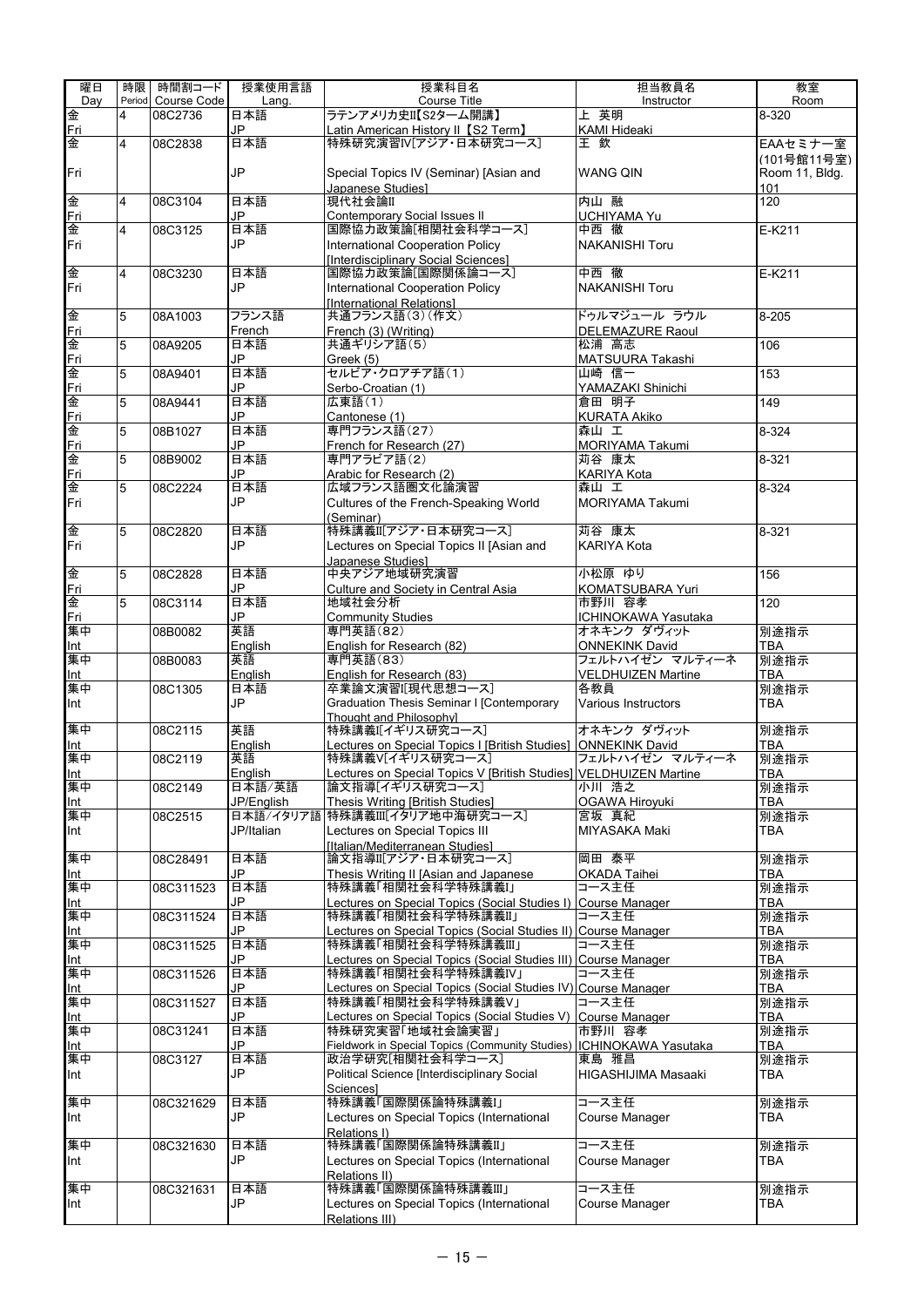| 曜日 Day | 時限 Period | 時間割コード Course Code | 授業使用言語 Lang. | 授業科目名 Course Title | 担当教員名 Instructor | 教室 Room |
|---|---|---|---|---|---|---|
| 金 Fri | 4 | 08C2736 | 日本語 JP | ラテンアメリカ史II【S2ターム開講】 Latin American History II【S2 Term】 | 上 英明 KAMI Hideaki | 8-320 |
| 金 Fri | 4 | 08C2838 | 日本語 JP | 特殊研究演習IV[アジア・日本研究コース] Special Topics IV (Seminar) [Asian and Japanese Studies] | 王 欽 WANG QIN | EAAセミナー室 (101号館11号室) Room 11, Bldg. 101 |
| 金 Fri | 4 | 08C3104 | 日本語 JP | 現代社会論II Contemporary Social Issues II | 内山 融 UCHIYAMA Yu | 120 |
| 金 Fri | 4 | 08C3125 | 日本語 JP | 国際協力政策論[相関社会科学コース] International Cooperation Policy [Interdisciplinary Social Sciences] | 中西 徹 NAKANISHI Toru | E-K211 |
| 金 Fri | 4 | 08C3230 | 日本語 JP | 国際協力政策論[国際関係論コース] International Cooperation Policy [International Relations] | 中西 徹 NAKANISHI Toru | E-K211 |
| 金 Fri | 5 | 08A1003 | フランス語 French | 共通フランス語(3)(作文) French (3) (Writing) | ドゥルマジュール ラウル DELEMAZURE Raoul | 8-205 |
| 金 Fri | 5 | 08A9205 | 日本語 JP | 共通ギリシア語(5) Greek (5) | 松浦 高志 MATSUURA Takashi | 106 |
| 金 Fri | 5 | 08A9401 | 日本語 JP | セルビア・クロアチア語(1) Serbo-Croatian (1) | 山崎 信一 YAMAZAKI Shinichi | 153 |
| 金 Fri | 5 | 08A9441 | 日本語 JP | 広東語(1) Cantonese (1) | 倉田 明子 KURATA Akiko | 149 |
| 金 Fri | 5 | 08B1027 | 日本語 JP | 専門フランス語(27) French for Research (27) | 森山 工 MORIYAMA Takumi | 8-324 |
| 金 Fri | 5 | 08B9002 | 日本語 JP | 専門アラビア語(2) Arabic for Research (2) | 苅谷 康太 KARIYA Kota | 8-321 |
| 金 Fri | 5 | 08C2224 | 日本語 JP | 広域フランス語圏文化論演習 Cultures of the French-Speaking World (Seminar) | 森山 工 MORIYAMA Takumi | 8-324 |
| 金 Fri | 5 | 08C2820 | 日本語 JP | 特殊講義II[アジア・日本研究コース] Lectures on Special Topics II [Asian and Japanese Studies] | 苅谷 康太 KARIYA Kota | 8-321 |
| 金 Fri | 5 | 08C2828 | 日本語 JP | 中央アジア地域研究演習 Culture and Society in Central Asia | 小松原 ゆり KOMATSUBARA Yuri | 156 |
| 金 Fri | 5 | 08C3114 | 日本語 JP | 地域社会分析 Community Studies | 市野川 容孝 ICHINOKAWA Yasutaka | 120 |
| 集中 Int | | 08B0082 | 英語 English | 専門英語(82) English for Research (82) | オネキンク ダヴィット ONNEKINK David | 別途指示 TBA |
| 集中 Int | | 08B0083 | 英語 English | 専門英語(83) English for Research (83) | フェルトハイゼン マルティーネ VELDHUIZEN Martine | 別途指示 TBA |
| 集中 Int | | 08C1305 | 日本語 JP | 卒業論文演習I[現代思想コース] Graduation Thesis Seminar I [Contemporary Thought and Philosophy] | 各教員 Various Instructors | 別途指示 TBA |
| 集中 Int | | 08C2115 | 英語 English | 特殊講義I[イギリス研究コース] Lectures on Special Topics I [British Studies] | オネキンク ダヴィット ONNEKINK David | 別途指示 TBA |
| 集中 Int | | 08C2119 | 英語 English | 特殊講義V[イギリス研究コース] Lectures on Special Topics V [British Studies] | フェルトハイゼン マルティーネ VELDHUIZEN Martine | 別途指示 TBA |
| 集中 Int | | 08C2149 | 日本語/英語 JP/English | 論文指導[イギリス研究コース] Thesis Writing [British Studies] | 小川 浩之 OGAWA Hiroyuki | 別途指示 TBA |
| 集中 Int | | 08C2515 | 日本語/イタリア語 JP/Italian | 特殊講義III[イタリア地中海研究コース] Lectures on Special Topics III [Italian/Mediterranean Studies] | 宮坂 真紀 MIYASAKA Maki | 別途指示 TBA |
| 集中 Int | | 08C28491 | 日本語 JP | 論文指導II[アジア・日本研究コース] Thesis Writing II [Asian and Japanese | 岡田 泰平 OKADA Taihei | 別途指示 TBA |
| 集中 Int | | 08C311523 | 日本語 JP | 特殊講義「相関社会科学特殊講義I」 Lectures on Special Topics (Social Studies I) | コース主任 Course Manager | 別途指示 TBA |
| 集中 Int | | 08C311524 | 日本語 JP | 特殊講義「相関社会科学特殊講義II」 Lectures on Special Topics (Social Studies II) | コース主任 Course Manager | 別途指示 TBA |
| 集中 Int | | 08C311525 | 日本語 JP | 特殊講義「相関社会科学特殊講義III」 Lectures on Special Topics (Social Studies III) | コース主任 Course Manager | 別途指示 TBA |
| 集中 Int | | 08C311526 | 日本語 JP | 特殊講義「相関社会科学特殊講義IV」 Lectures on Special Topics (Social Studies IV) | コース主任 Course Manager | 別途指示 TBA |
| 集中 Int | | 08C311527 | 日本語 JP | 特殊講義「相関社会科学特殊講義V」 Lectures on Special Topics (Social Studies V) | コース主任 Course Manager | 別途指示 TBA |
| 集中 Int | | 08C31241 | 日本語 JP | 特殊研究実習「地域社会論実習」 Fieldwork in Special Topics (Community Studies) | 市野川 容孝 ICHINOKAWA Yasutaka | 別途指示 TBA |
| 集中 Int | | 08C3127 | 日本語 JP | 政治学研究[相関社会科学コース] Political Science [Interdisciplinary Social Sciences] | 東島 雅昌 HIGASHIJIMA Masaaki | 別途指示 TBA |
| 集中 Int | | 08C321629 | 日本語 JP | 特殊講義「国際関係論特殊講義I」 Lectures on Special Topics (International Relations I) | コース主任 Course Manager | 別途指示 TBA |
| 集中 Int | | 08C321630 | 日本語 JP | 特殊講義「国際関係論特殊講義II」 Lectures on Special Topics (International Relations II) | コース主任 Course Manager | 別途指示 TBA |
| 集中 Int | | 08C321631 | 日本語 JP | 特殊講義「国際関係論特殊講義III」 Lectures on Special Topics (International Relations III) | コース主任 Course Manager | 別途指示 TBA |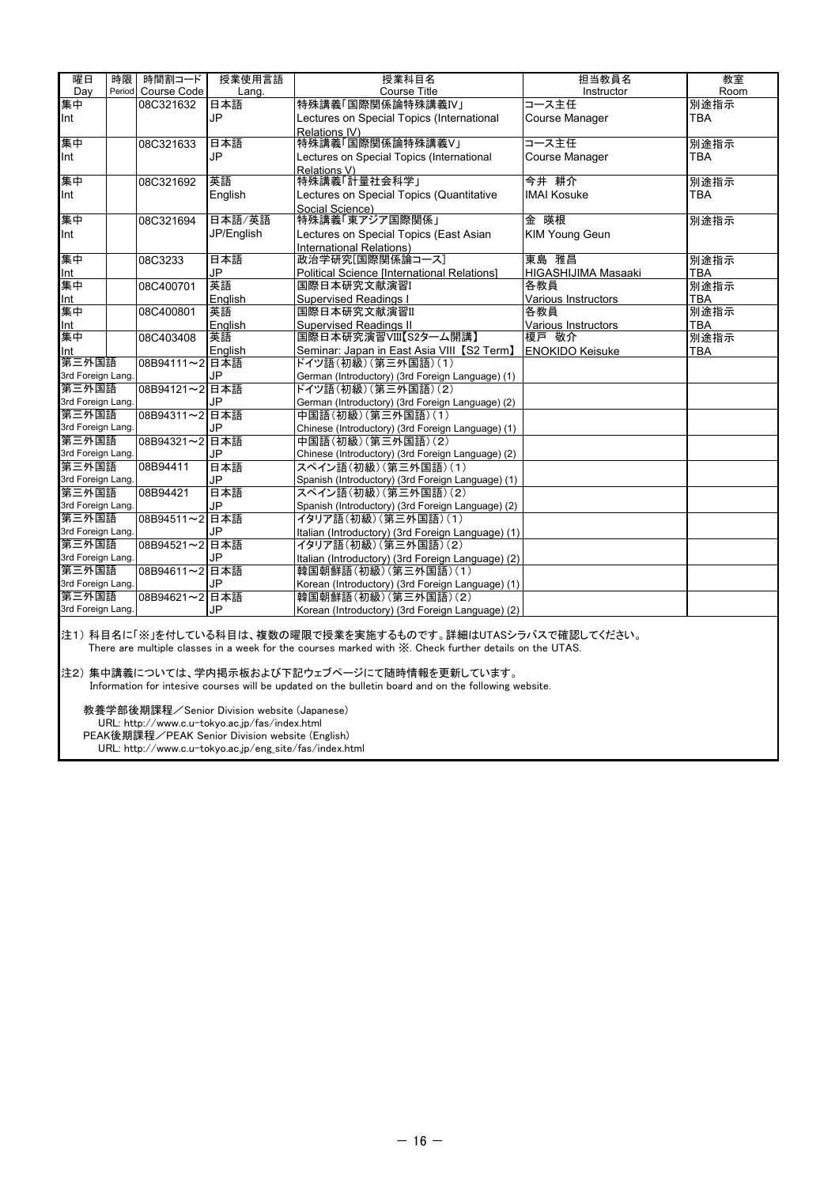| 曜日 Day | 時限 Period | 時間割コード Course Code | 授業使用言語 Lang. | 授業科目名 Course Title | 担当教員名 Instructor | 教室 Room |
|---|---|---|---|---|---|---|
| 集中 Int | | 08C321632 | 日本語 JP | 特殊講義「国際関係論特殊講義IV」 Lectures on Special Topics (International Relations IV) | コース主任 Course Manager | 別途指示 TBA |
| 集中 Int | | 08C321633 | 日本語 JP | 特殊講義「国際関係論特殊講義V」 Lectures on Special Topics (International Relations V) | コース主任 Course Manager | 別途指示 TBA |
| 集中 Int | | 08C321692 | 英語 English | 特殊講義「計量社会科学」 Lectures on Special Topics (Quantitative Social Science) | 今井 耕介 IMAI Kosuke | 別途指示 TBA |
| 集中 Int | | 08C321694 | 日本語/英語 JP/English | 特殊講義「東アジア国際関係」 Lectures on Special Topics (East Asian International Relations) | 金 暎根 KIM Young Geun | 別途指示 |
| 集中 Int | | 08C3233 | 日本語 JP | 政治学研究[国際関係論コース] Political Science [International Relations] | 東島 雅昌 HIGASHIJIMA Masaaki | 別途指示 TBA |
| 集中 Int | | 08C400701 | 英語 English | 国際日本研究文献演習I Supervised Readings I | 各教員 Various Instructors | 別途指示 TBA |
| 集中 Int | | 08C400801 | 英語 English | 国際日本研究文献演習II Supervised Readings II | 各教員 Various Instructors | 別途指示 TBA |
| 集中 Int | | 08C403408 | 英語 English | 国際日本研究演習VIII【S2ターム開講】 Seminar: Japan in East Asia VIII 【S2 Term】 | 榎戸 敬介 ENOKIDO Keisuke | 別途指示 TBA |
| 第三外国語 3rd Foreign Lang. | | 08B94111～2 | 日本語 JP | ドイツ語(初級)(第三外国語)(1) German (Introductory) (3rd Foreign Language) (1) | | |
| 第三外国語 3rd Foreign Lang. | | 08B94121～2 | 日本語 JP | ドイツ語(初級)(第三外国語)(2) German (Introductory) (3rd Foreign Language) (2) | | |
| 第三外国語 3rd Foreign Lang. | | 08B94311～2 | 日本語 JP | 中国語(初級)(第三外国語)(1) Chinese (Introductory) (3rd Foreign Language) (1) | | |
| 第三外国語 3rd Foreign Lang. | | 08B94321～2 | 日本語 JP | 中国語(初級)(第三外国語)(2) Chinese (Introductory) (3rd Foreign Language) (2) | | |
| 第三外国語 3rd Foreign Lang. | | 08B94411 | 日本語 JP | スペイン語(初級)(第三外国語)(1) Spanish (Introductory) (3rd Foreign Language) (1) | | |
| 第三外国語 3rd Foreign Lang. | | 08B94421 | 日本語 JP | スペイン語(初級)(第三外国語)(2) Spanish (Introductory) (3rd Foreign Language) (2) | | |
| 第三外国語 3rd Foreign Lang. | | 08B94511～2 | 日本語 JP | イタリア語(初級)(第三外国語)(1) Italian (Introductory) (3rd Foreign Language) (1) | | |
| 第三外国語 3rd Foreign Lang. | | 08B94521～2 | 日本語 JP | イタリア語(初級)(第三外国語)(2) Italian (Introductory) (3rd Foreign Language) (2) | | |
| 第三外国語 3rd Foreign Lang. | | 08B94611～2 | 日本語 JP | 韓国朝鮮語(初級)(第三外国語)(1) Korean (Introductory) (3rd Foreign Language) (1) | | |
| 第三外国語 3rd Foreign Lang. | | 08B94621～2 | 日本語 JP | 韓国朝鮮語(初級)(第三外国語)(2) Korean (Introductory) (3rd Foreign Language) (2) | | |

注1) 科目名に「※」を付している科目は、複数の曜限で授業を実施するものです。詳細はUTASシラバスで確認してください。
There are multiple classes in a week for the courses marked with ※. Check further details on the UTAS.

注2) 集中講義については、学内掲示板および下記ウェブページにて随時情報を更新しています。
Information for intesive courses will be updated on the bulletin board and on the following website.

教養学部後期課程／Senior Division website (Japanese)
URL: http://www.c.u-tokyo.ac.jp/fas/index.html
PEAK後期課程／PEAK Senior Division website (English)
URL: http://www.c.u-tokyo.ac.jp/eng_site/fas/index.html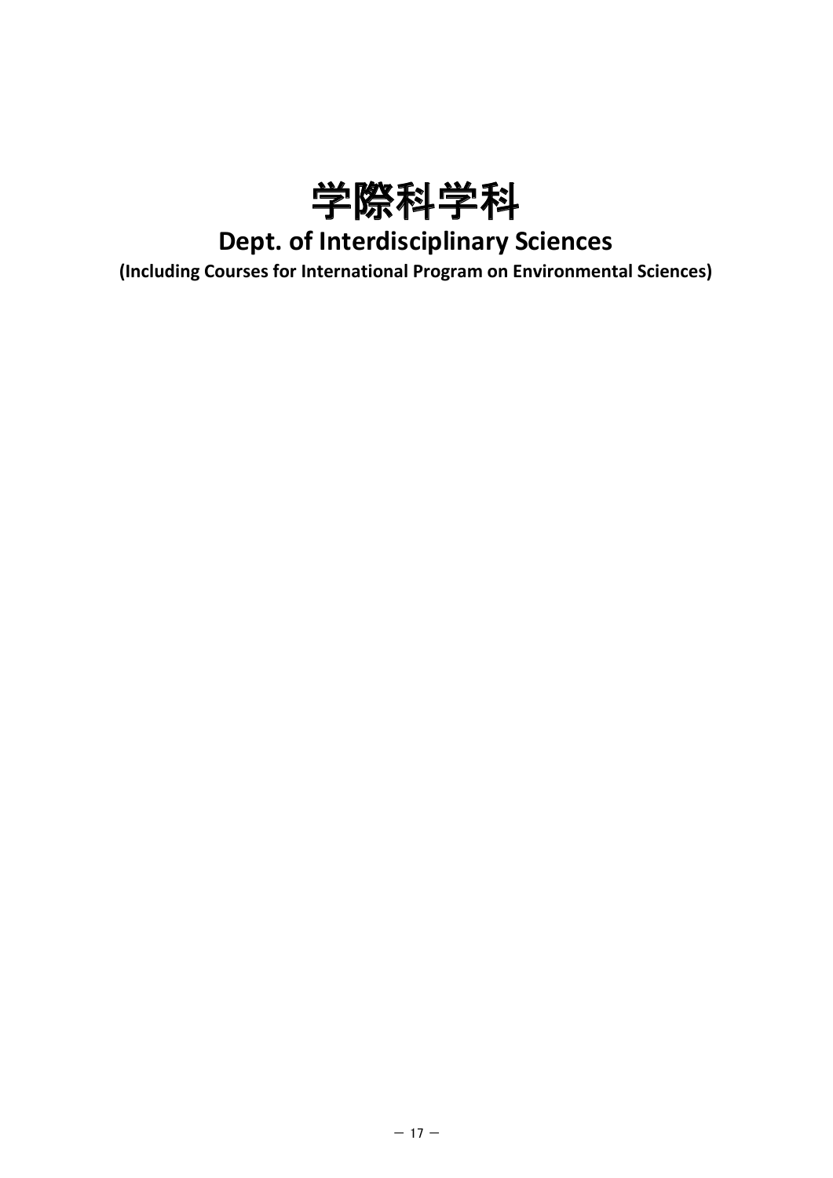# 学際科学科

## Dept. of Interdisciplinary Sciences

**(Including Courses for International Program on Environmental Sciences)**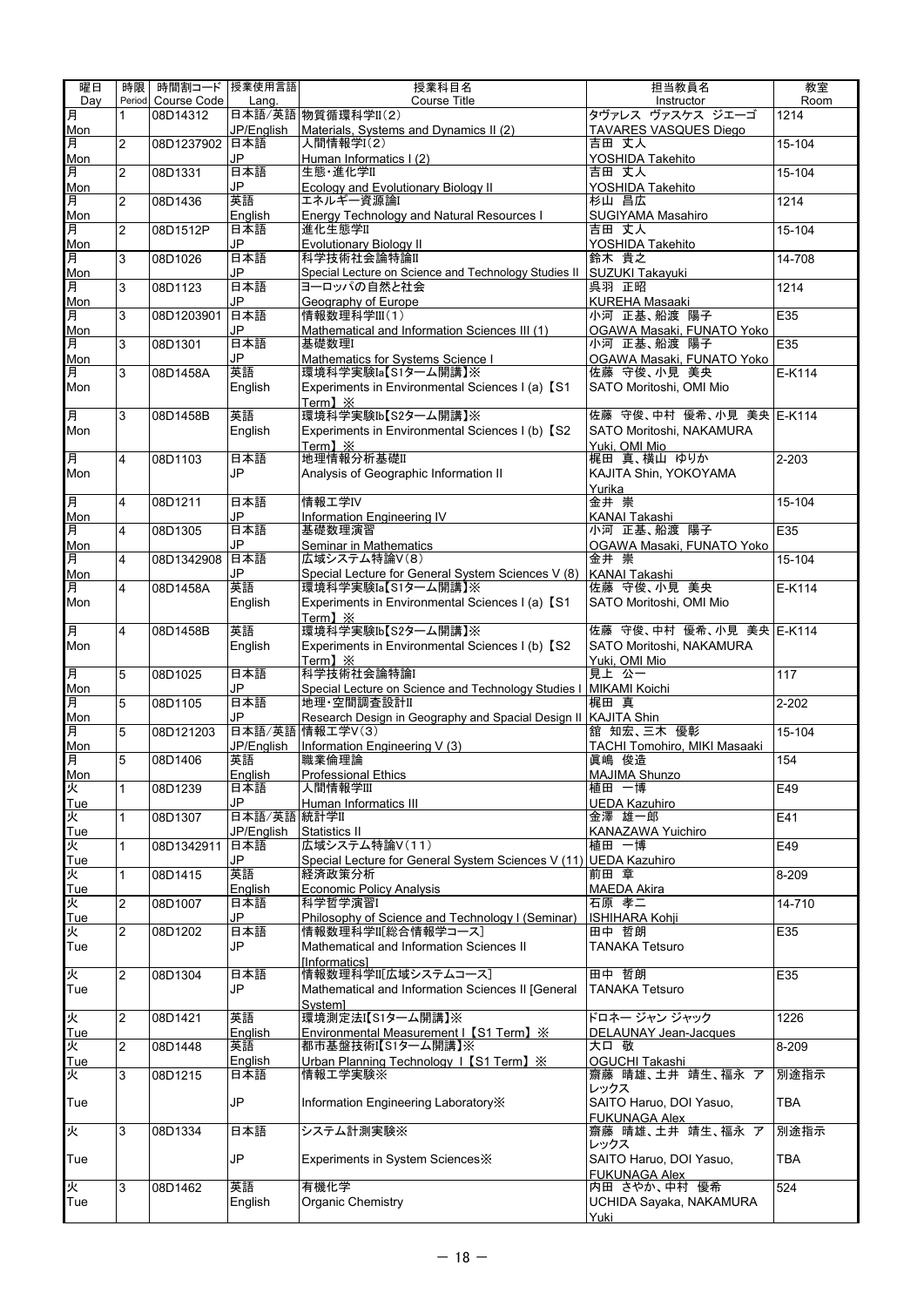| 曜日<br>Day | 時限<br>Period | 時間割コード<br>Course Code | 授業使用言語<br>Lang. | 授業科目名<br>Course Title | 担当教員名<br>Instructor | 教室<br>Room |
|---|---|---|---|---|---|---|
| 月<br>Mon | 1 | 08D14312 | 日本語/英語<br>JP/English | 物質循環科学II(2)<br>Materials, Systems and Dynamics II (2) | タヴァレス ヴァスケス ジエーゴ<br>TAVARES VASQUES Diego | 1214 |
| 月<br>Mon | 2 | 08D1237902 | 日本語<br>JP | 人間情報学I(2)<br>Human Informatics I (2) | 吉田 丈人<br>YOSHIDA Takehito | 15-104 |
| 月<br>Mon | 2 | 08D1331 | 日本語<br>JP | 生態・進化学II<br>Ecology and Evolutionary Biology II | 吉田 丈人<br>YOSHIDA Takehito | 15-104 |
| 月<br>Mon | 2 | 08D1436 | 英語<br>English | エネルギー資源論I<br>Energy Technology and Natural Resources I | 杉山 昌広<br>SUGIYAMA Masahiro | 1214 |
| 月<br>Mon | 2 | 08D1512P | 日本語<br>JP | 進化生態学II<br>Evolutionary Biology II | 吉田 丈人<br>YOSHIDA Takehito | 15-104 |
| 月<br>Mon | 3 | 08D1026 | 日本語<br>JP | 科学技術社会論特論II<br>Special Lecture on Science and Technology Studies II | 鈴木 貴之<br>SUZUKI Takayuki | 14-708 |
| 月<br>Mon | 3 | 08D1123 | 日本語<br>JP | ヨーロッパの自然と社会<br>Geography of Europe | 呉羽 正昭<br>KUREHA Masaaki | 1214 |
| 月<br>Mon | 3 | 08D1203901 | 日本語<br>JP | 情報数理科学III(1)<br>Mathematical and Information Sciences III (1) | 小河 正基、船渡 陽子<br>OGAWA Masaki, FUNATO Yoko | E35 |
| 月<br>Mon | 3 | 08D1301 | 日本語<br>JP | 基礎数理I<br>Mathematics for Systems Science I | 小河 正基、船渡 陽子<br>OGAWA Masaki, FUNATO Yoko | E35 |
| 月<br>Mon | 3 | 08D1458A | 英語<br>English | 環境科学実験Ia【S1ターム開講】※<br>Experiments in Environmental Sciences I (a)【S1 Term】※ | 佐藤 守俊、小見 美央<br>SATO Moritoshi, OMI Mio | E-K114 |
| 月<br>Mon | 3 | 08D1458B | 英語<br>English | 環境科学実験Ib【S2ターム開講】※<br>Experiments in Environmental Sciences I (b)【S2 Term】※ | 佐藤 守俊、中村 優希、小見 美央<br>SATO Moritoshi, NAKAMURA Yuki, OMI Mio | E-K114 |
| 月<br>Mon | 4 | 08D1103 | 日本語<br>JP | 地理情報分析基礎II<br>Analysis of Geographic Information II | 梶田 真、横山 ゆりか<br>KAJITA Shin, YOKOYAMA Yurika | 2-203 |
| 月<br>Mon | 4 | 08D1211 | 日本語<br>JP | 情報工学IV<br>Information Engineering IV | 金井 崇<br>KANAI Takashi | 15-104 |
| 月<br>Mon | 4 | 08D1305 | 日本語<br>JP | 基礎数理演習<br>Seminar in Mathematics | 小河 正基、船渡 陽子<br>OGAWA Masaki, FUNATO Yoko | E35 |
| 月<br>Mon | 4 | 08D1342908 | 日本語<br>JP | 広域システム特論V(8)<br>Special Lecture for General System Sciences V (8) | 金井 崇<br>KANAI Takashi | 15-104 |
| 月<br>Mon | 4 | 08D1458A | 英語<br>English | 環境科学実験Ia【S1ターム開講】※<br>Experiments in Environmental Sciences I (a)【S1 Term】※ | 佐藤 守俊、小見 美央<br>SATO Moritoshi, OMI Mio | E-K114 |
| 月<br>Mon | 4 | 08D1458B | 英語<br>English | 環境科学実験Ib【S2ターム開講】※<br>Experiments in Environmental Sciences I (b)【S2 Term】※ | 佐藤 守俊、中村 優希、小見 美央<br>SATO Moritoshi, NAKAMURA Yuki, OMI Mio | E-K114 |
| 月<br>Mon | 5 | 08D1025 | 日本語<br>JP | 科学技術社会論特論I<br>Special Lecture on Science and Technology Studies I | 見上 公一<br>MIKAMI Koichi | 117 |
| 月<br>Mon | 5 | 08D1105 | 日本語<br>JP | 地理・空間調査設計II<br>Research Design in Geography and Spacial Design II | 梶田 真<br>KAJITA Shin | 2-202 |
| 月<br>Mon | 5 | 08D121203 | 日本語/英語<br>JP/English | 情報工学V(3)<br>Information Engineering V (3) | 舘 知宏、三木 優彰<br>TACHI Tomohiro, MIKI Masaaki | 15-104 |
| 月<br>Mon | 5 | 08D1406 | 英語<br>English | 職業倫理論<br>Professional Ethics | 眞嶋 俊造<br>MAJIMA Shunzo | 154 |
| 火<br>Tue | 1 | 08D1239 | 日本語<br>JP | 人間情報学III<br>Human Informatics III | 植田 一博<br>UEDA Kazuhiro | E49 |
| 火<br>Tue | 1 | 08D1307 | 日本語/英語<br>JP/English | 統計学II<br>Statistics II | 金澤 雄一郎<br>KANAZAWA Yuichiro | E41 |
| 火<br>Tue | 1 | 08D1342911 | 日本語<br>JP | 広域システム特論V(11)<br>Special Lecture for General System Sciences V (11) | 植田 一博<br>UEDA Kazuhiro | E49 |
| 火<br>Tue | 1 | 08D1415 | 英語<br>English | 経済政策分析<br>Economic Policy Analysis | 前田 章<br>MAEDA Akira | 8-209 |
| 火<br>Tue | 2 | 08D1007 | 日本語<br>JP | 科学哲学演習I<br>Philosophy of Science and Technology I (Seminar) | 石原 孝二<br>ISHIHARA Kohji | 14-710 |
| 火<br>Tue | 2 | 08D1202 | 日本語<br>JP | 情報数理科学II[総合情報学コース]<br>Mathematical and Information Sciences II [Informatics] | 田中 哲朗<br>TANAKA Tetsuro | E35 |
| 火<br>Tue | 2 | 08D1304 | 日本語<br>JP | 情報数理科学II[広域システムコース]<br>Mathematical and Information Sciences II [General System] | 田中 哲朗<br>TANAKA Tetsuro | E35 |
| 火<br>Tue | 2 | 08D1421 | 英語<br>English | 環境測定法I【S1ターム開講】※<br>Environmental Measurement I【S1 Term】※ | ドロネー ジャン ジャック<br>DELAUNAY Jean-Jacques | 1226 |
| 火<br>Tue | 2 | 08D1448 | 英語<br>English | 都市基盤技術I【S1ターム開講】※<br>Urban Planning Technology I【S1 Term】※ | 大口 敬<br>OGUCHI Takashi | 8-209 |
| 火<br>Tue | 3 | 08D1215 | 日本語<br>JP | 情報工学実験※<br>Information Engineering Laboratory※ | 齋藤 晴雄、土井 靖生、福永 アレックス<br>SAITO Haruo, DOI Yasuo, FUKUNAGA Alex | 別途指示<br>TBA |
| 火<br>Tue | 3 | 08D1334 | 日本語<br>JP | システム計測実験※<br>Experiments in System Sciences※ | 齋藤 晴雄、土井 靖生、福永 アレックス<br>SAITO Haruo, DOI Yasuo, FUKUNAGA Alex | 別途指示<br>TBA |
| 火<br>Tue | 3 | 08D1462 | 英語<br>English | 有機化学<br>Organic Chemistry | 内田 さやか、中村 優希<br>UCHIDA Sayaka, NAKAMURA Yuki | 524 |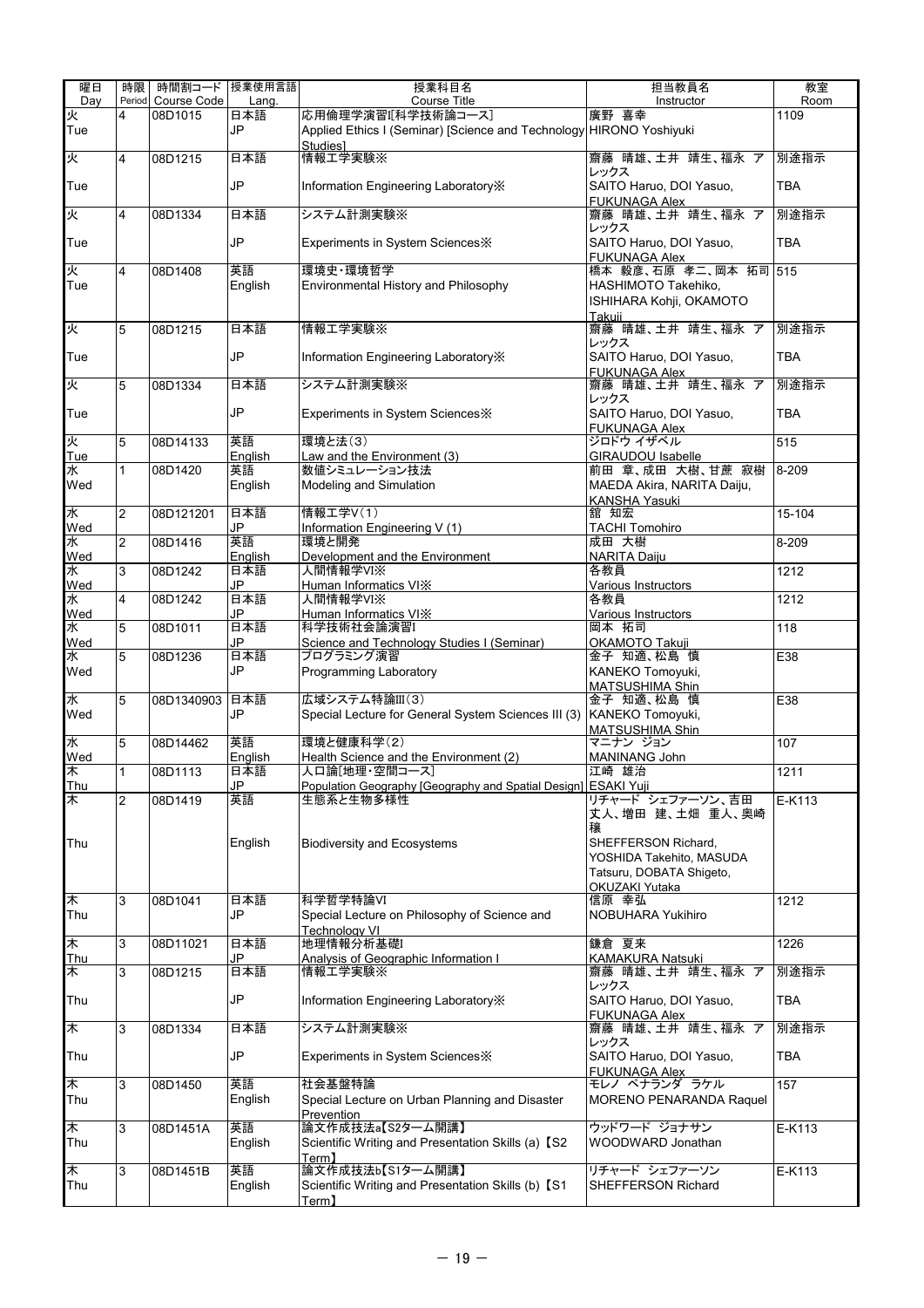| 曜日<br>Day | 時限<br>Period | 時間割コード<br>Course Code | 授業使用言語<br>Lang. | 授業科目名<br>Course Title | 担当教員名<br>Instructor | 教室<br>Room |
|---|---|---|---|---|---|---|
| 火<br>Tue | 4 | 08D1015 | 日本語<br>JP | 応用倫理学演習I[科学技術論コース]<br>Applied Ethics I (Seminar) [Science and Technology Studies] | 廣野 喜幸<br>HIRONO Yoshiyuki | 1109 |
| 火<br>Tue | 4 | 08D1215 | 日本語<br>JP | 情報工学実験※<br>Information Engineering Laboratory※ | 齋藤 晴雄、土井 靖生、福永 アレックス<br>SAITO Haruo, DOI Yasuo, FUKUNAGA Alex | 別途指示<br>TBA |
| 火<br>Tue | 4 | 08D1334 | 日本語<br>JP | システム計測実験※<br>Experiments in System Sciences※ | 齋藤 晴雄、土井 靖生、福永 アレックス<br>SAITO Haruo, DOI Yasuo, FUKUNAGA Alex | 別途指示<br>TBA |
| 火<br>Tue | 4 | 08D1408 | 英語<br>English | 環境史・環境哲学<br>Environmental History and Philosophy | 橋本 毅彦、石原 孝二、岡本 拓司<br>HASHIMOTO Takehiko, ISHIHARA Kohji, OKAMOTO Takuji | 515 |
| 火<br>Tue | 5 | 08D1215 | 日本語<br>JP | 情報工学実験※<br>Information Engineering Laboratory※ | 齋藤 晴雄、土井 靖生、福永 アレックス<br>SAITO Haruo, DOI Yasuo, FUKUNAGA Alex | 別途指示<br>TBA |
| 火<br>Tue | 5 | 08D1334 | 日本語<br>JP | システム計測実験※<br>Experiments in System Sciences※ | 齋藤 晴雄、土井 靖生、福永 アレックス<br>SAITO Haruo, DOI Yasuo, FUKUNAGA Alex | 別途指示<br>TBA |
| 火<br>Tue | 5 | 08D14133 | 英語<br>English | 環境と法(3)<br>Law and the Environment (3) | ジロドウ イザベル<br>GIRAUDOU Isabelle | 515 |
| 水<br>Wed | 1 | 08D1420 | 英語<br>English | 数値シミュレーション技法<br>Modeling and Simulation | 前田 章、成田 大樹、甘蔗 寂樹<br>MAEDA Akira, NARITA Daiju, KANSHA Yasuki | 8-209 |
| 水<br>Wed | 2 | 08D121201 | 日本語<br>JP | 情報工学V(1)<br>Information Engineering V (1) | 舘 知宏<br>TACHI Tomohiro | 15-104 |
| 水<br>Wed | 2 | 08D1416 | 英語<br>English | 環境と開発<br>Development and the Environment | 成田 大樹<br>NARITA Daiju | 8-209 |
| 水<br>Wed | 3 | 08D1242 | 日本語<br>JP | 人間情報学VI※<br>Human Informatics VI※ | 各教員<br>Various Instructors | 1212 |
| 水<br>Wed | 4 | 08D1242 | 日本語<br>JP | 人間情報学VI※<br>Human Informatics VI※ | 各教員<br>Various Instructors | 1212 |
| 水<br>Wed | 5 | 08D1011 | 日本語<br>JP | 科学技術社会論演習I<br>Science and Technology Studies I (Seminar) | 岡本 拓司<br>OKAMOTO Takuji | 118 |
| 水<br>Wed | 5 | 08D1236 | 日本語<br>JP | プログラミング演習<br>Programming Laboratory | 金子 知適、松島 慎<br>KANEKO Tomoyuki, MATSUSHIMA Shin | E38 |
| 水<br>Wed | 5 | 08D1340903 | 日本語<br>JP | 広域システム特論III(3)<br>Special Lecture for General System Sciences III (3) | 金子 知適、松島 慎<br>KANEKO Tomoyuki, MATSUSHIMA Shin | E38 |
| 水<br>Wed | 5 | 08D14462 | 英語<br>English | 環境と健康科学(2)<br>Health Science and the Environment (2) | マニナン ジョン<br>MANINANG John | 107 |
| 木<br>Thu | 1 | 08D1113 | 日本語<br>JP | 人口論[地理・空間コース]<br>Population Geography [Geography and Spatial Design] | 江崎 雄治<br>ESAKI Yuji | 1211 |
| 木<br>Thu | 2 | 08D1419 | 英語<br>English | 生態系と生物多様性<br>Biodiversity and Ecosystems | リチャード シェファーソン、吉田 丈人、増田 建、土畑 重人、奥崎 穣<br>SHEFFERSON Richard, YOSHIDA Takehito, MASUDA Tatsuru, DOBATA Shigeto, OKUZAKI Yutaka | E-K113 |
| 木<br>Thu | 3 | 08D1041 | 日本語<br>JP | 科学哲学特論VI<br>Special Lecture on Philosophy of Science and Technology VI | 信原 幸弘<br>NOBUHARA Yukihiro | 1212 |
| 木<br>Thu | 3 | 08D11021 | 日本語<br>JP | 地理情報分析基礎I<br>Analysis of Geographic Information I | 鎌倉 夏来<br>KAMAKURA Natsuki | 1226 |
| 木<br>Thu | 3 | 08D1215 | 日本語<br>JP | 情報工学実験※<br>Information Engineering Laboratory※ | 齋藤 晴雄、土井 靖生、福永 アレックス<br>SAITO Haruo, DOI Yasuo, FUKUNAGA Alex | 別途指示<br>TBA |
| 木<br>Thu | 3 | 08D1334 | 日本語<br>JP | システム計測実験※<br>Experiments in System Sciences※ | 齋藤 晴雄、土井 靖生、福永 アレックス<br>SAITO Haruo, DOI Yasuo, FUKUNAGA Alex | 別途指示<br>TBA |
| 木<br>Thu | 3 | 08D1450 | 英語<br>English | 社会基盤特論<br>Special Lecture on Urban Planning and Disaster Prevention | モレノ ペナランダ ラケル<br>MORENO PENARANDA Raquel | 157 |
| 木<br>Thu | 3 | 08D1451A | 英語<br>English | 論文作成技法a【S2ターム開講】<br>Scientific Writing and Presentation Skills (a) 【S2 Term】 | ウッドワード ジョナサン<br>WOODWARD Jonathan | E-K113 |
| 木<br>Thu | 3 | 08D1451B | 英語<br>English | 論文作成技法b【S1ターム開講】<br>Scientific Writing and Presentation Skills (b) 【S1 Term】 | リチャード シェファーソン<br>SHEFFERSON Richard | E-K113 |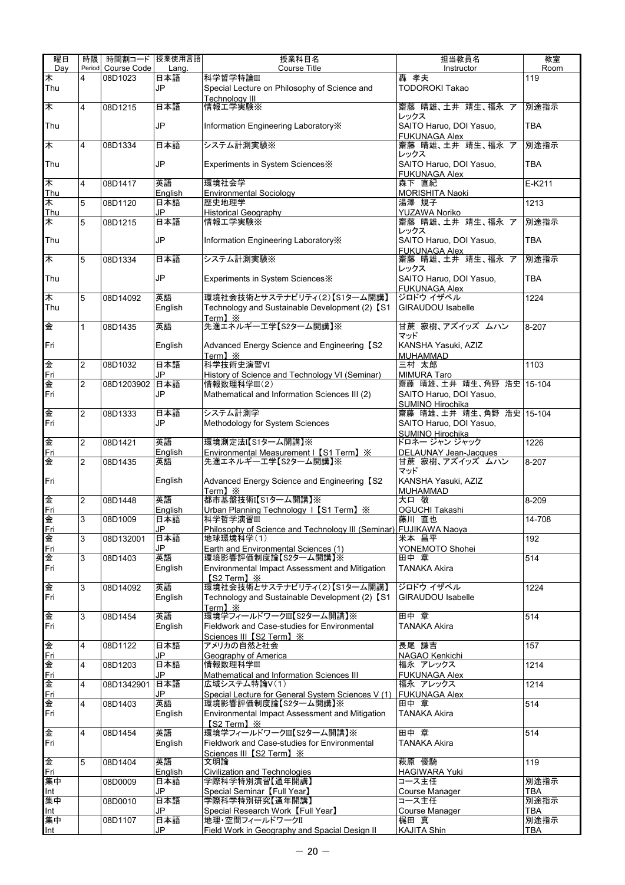| 曜日 Day | 時限 Period | 時間割コード Course Code | 授業使用言語 Lang. | 授業科目名 Course Title | 担当教員名 Instructor | 教室 Room |
|---|---|---|---|---|---|---|
| 木 Thu | 4 | 08D1023 | 日本語 JP | 科学哲学特論Ⅲ Special Lecture on Philosophy of Science and Technology III | 轟 孝夫 TODOROKI Takao | 119 |
| 木 Thu | 4 | 08D1215 | 日本語 JP | 情報工学実験※ Information Engineering Laboratory※ | 齋藤 晴雄、土井 靖生、福永 アレックス SAITO Haruo, DOI Yasuo, FUKUNAGA Alex | 別途指示 TBA |
| 木 Thu | 4 | 08D1334 | 日本語 JP | システム計測実験※ Experiments in System Sciences※ | 齋藤 晴雄、土井 靖生、福永 アレックス SAITO Haruo, DOI Yasuo, FUKUNAGA Alex | 別途指示 TBA |
| 木 Thu | 4 | 08D1417 | 英語 English | 環境社会学 Environmental Sociology | 森下 直紀 MORISHITA Naoki | E-K211 |
| 木 Thu | 5 | 08D1120 | 日本語 JP | 歴史地理学 Historical Geography | 湯澤 規子 YUZAWA Noriko | 1213 |
| 木 Thu | 5 | 08D1215 | 日本語 JP | 情報工学実験※ Information Engineering Laboratory※ | 齋藤 晴雄、土井 靖生、福永 アレックス SAITO Haruo, DOI Yasuo, FUKUNAGA Alex | 別途指示 TBA |
| 木 Thu | 5 | 08D1334 | 日本語 JP | システム計測実験※ Experiments in System Sciences※ | 齋藤 晴雄、土井 靖生、福永 アレックス SAITO Haruo, DOI Yasuo, FUKUNAGA Alex | 別途指示 TBA |
| 木 Thu | 5 | 08D14092 | 英語 English | 環境社会技術とサステナビリティ(2)【S1ターム開講】 Technology and Sustainable Development (2)【S1 Term】※ | ジロドウ イザベル GIRAUDOU Isabelle | 1224 |
| 金 Fri | 1 | 08D1435 | 英語 English | 先進エネルギー工学【S2ターム開講】※ Advanced Energy Science and Engineering【S2 Term】※ | 甘蔗 寂樹、アズイッズ ムハンマッド KANSHA Yasuki, AZIZ MUHAMMAD | 8-207 |
| 金 Fri | 2 | 08D1032 | 日本語 JP | 科学技術史演習VI History of Science and Technology VI (Seminar) | 三村 太郎 MIMURA Taro | 1103 |
| 金 Fri | 2 | 08D1203902 | 日本語 JP | 情報数理科学Ⅲ(2) Mathematical and Information Sciences III (2) | 齋藤 晴雄、土井 靖生、角野 浩史 SAITO Haruo, DOI Yasuo, SUMINO Hirochika | 15-104 |
| 金 Fri | 2 | 08D1333 | 日本語 JP | システム計測学 Methodology for System Sciences | 齋藤 晴雄、土井 靖生、角野 浩史 SAITO Haruo, DOI Yasuo, SUMINO Hirochika | 15-104 |
| 金 Fri | 2 | 08D1421 | 英語 English | 環境測定法Ⅰ【S1ターム開講】※ Environmental Measurement I【S1 Term】※ | ドロネー ジャン ジャック DELAUNAY Jean-Jacques | 1226 |
| 金 Fri | 2 | 08D1435 | 英語 English | 先進エネルギー工学【S2ターム開講】※ Advanced Energy Science and Engineering【S2 Term】※ | 甘蔗 寂樹、アズイッズ ムハンマッド KANSHA Yasuki, AZIZ MUHAMMAD | 8-207 |
| 金 Fri | 2 | 08D1448 | 英語 English | 都市基盤技術Ⅰ【S1ターム開講】※ Urban Planning Technology I【S1 Term】※ | 大口 敬 OGUCHI Takashi | 8-209 |
| 金 Fri | 3 | 08D1009 | 日本語 JP | 科学哲学演習Ⅲ Philosophy of Science and Technology III (Seminar) | 藤川 直也 FUJIKAWA Naoya | 14-708 |
| 金 Fri | 3 | 08D132001 | 日本語 JP | 地球環境科学(1) Earth and Environmental Sciences (1) | 米本 昌平 YONEMOTO Shohei | 192 |
| 金 Fri | 3 | 08D1403 | 英語 English | 環境影響評価制度論【S2ターム開講】※ Environmental Impact Assessment and Mitigation【S2 Term】※ | 田中 章 TANAKA Akira | 514 |
| 金 Fri | 3 | 08D14092 | 英語 English | 環境社会技術とサステナビリティ(2)【S1ターム開講】 Technology and Sustainable Development (2)【S1 Term】※ | ジロドウ イザベル GIRAUDOU Isabelle | 1224 |
| 金 Fri | 3 | 08D1454 | 英語 English | 環境学フィールドワークⅢ【S2ターム開講】※ Fieldwork and Case-studies for Environmental Sciences III【S2 Term】※ | 田中 章 TANAKA Akira | 514 |
| 金 Fri | 4 | 08D1122 | 日本語 JP | アメリカの自然と社会 Geography of America | 長尾 謙吉 NAGAO Kenkichi | 157 |
| 金 Fri | 4 | 08D1203 | 日本語 JP | 情報数理科学Ⅲ Mathematical and Information Sciences III | 福永 アレックス FUKUNAGA Alex | 1214 |
| 金 Fri | 4 | 08D1342901 | 日本語 JP | 広域システム特論V(1) Special Lecture for General System Sciences V (1) | 福永 アレックス FUKUNAGA Alex | 1214 |
| 金 Fri | 4 | 08D1403 | 英語 English | 環境影響評価制度論【S2ターム開講】※ Environmental Impact Assessment and Mitigation【S2 Term】※ | 田中 章 TANAKA Akira | 514 |
| 金 Fri | 4 | 08D1454 | 英語 English | 環境学フィールドワークⅢ【S2ターム開講】※ Fieldwork and Case-studies for Environmental Sciences III【S2 Term】※ | 田中 章 TANAKA Akira | 514 |
| 金 Fri | 5 | 08D1404 | 英語 English | 文明論 Civilization and Technologies | 萩原 優騎 HAGIWARA Yuki | 119 |
| 集中 Int | | 08D0009 | 日本語 JP | 学際科学特別演習【通年開講】 Special Seminar【Full Year】 | コース主任 Course Manager | 別途指示 TBA |
| 集中 Int | | 08D0010 | 日本語 JP | 学際科学特別研究【通年開講】 Special Research Work【Full Year】 | コース主任 Course Manager | 別途指示 TBA |
| 集中 Int | | 08D1107 | 日本語 JP | 地理・空間フィールドワークⅡ Field Work in Geography and Spacial Design II | 梶田 真 KAJITA Shin | 別途指示 TBA |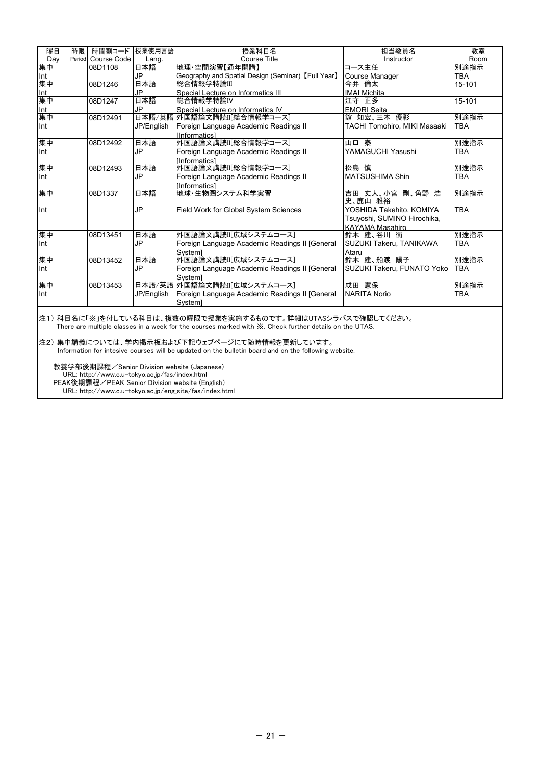| 曜日<br>Day | 時限<br>Period | 時間割コード<br>Course Code | 授業使用言語<br>Lang. | 授業科目名<br>Course Title | 担当教員名<br>Instructor | 教室<br>Room |
|---|---|---|---|---|---|---|
| 集中<br>Int | | 08D1108 | 日本語<br>JP | 地理・空間演習【通年開講】<br>Geography and Spatial Design (Seminar)【Full Year】 | コース主任<br>Course Manager | 別途指示<br>TBA |
| 集中<br>Int | | 08D1246 | 日本語<br>JP | 総合情報学特論Ⅲ<br>Special Lecture on Informatics III | 今井 倫太<br>IMAI Michita | 15-101 |
| 集中<br>Int | | 08D1247 | 日本語<br>JP | 総合情報学特論Ⅳ<br>Special Lecture on Informatics IV | 江守 正多<br>EMORI Seita | 15-101 |
| 集中<br>Int | | 08D12491 | 日本語/英語<br>JP/English | 外国語論文講読Ⅱ[総合情報学コース]<br>Foreign Language Academic Readings II [Informatics] | 舘 知宏、三木 優彰<br>TACHI Tomohiro, MIKI Masaaki | 別途指示<br>TBA |
| 集中<br>Int | | 08D12492 | 日本語<br>JP | 外国語論文講読Ⅱ[総合情報学コース]<br>Foreign Language Academic Readings II [Informatics] | 山口 泰<br>YAMAGUCHI Yasushi | 別途指示<br>TBA |
| 集中<br>Int | | 08D12493 | 日本語<br>JP | 外国語論文講読Ⅱ[総合情報学コース]<br>Foreign Language Academic Readings II [Informatics] | 松島 慎<br>MATSUSHIMA Shin | 別途指示<br>TBA |
| 集中<br>Int | | 08D1337 | 日本語<br>JP | 地球・生物圏システム科学実習<br>Field Work for Global System Sciences | 吉田 丈人、小宮 剛、角野 浩史、鹿山 雅裕<br>YOSHIDA Takehito, KOMIYA Tsuyoshi, SUMINO Hirochika, KAYAMA Masahiro | 別途指示<br>TBA |
| 集中<br>Int | | 08D13451 | 日本語<br>JP | 外国語論文講読Ⅱ[広域システムコース]<br>Foreign Language Academic Readings II [General System] | 鈴木 建、谷川 衝<br>SUZUKI Takeru, TANIKAWA Ataru | 別途指示<br>TBA |
| 集中<br>Int | | 08D13452 | 日本語<br>JP | 外国語論文講読Ⅱ[広域システムコース]<br>Foreign Language Academic Readings II [General System] | 鈴木 建、船渡 陽子<br>SUZUKI Takeru, FUNATO Yoko | 別途指示<br>TBA |
| 集中<br>Int | | 08D13453 | 日本語/英語<br>JP/English | 外国語論文講読Ⅱ[広域システムコース]<br>Foreign Language Academic Readings II [General System] | 成田 憲保<br>NARITA Norio | 別途指示<br>TBA |

注1）科目名に「※」を付している科目は、複数の曜限で授業を実施するものです。詳細はUTASシラバスで確認してください。
There are multiple classes in a week for the courses marked with ※. Check further details on the UTAS.

注2）集中講義については、学内掲示板および下記ウェブページにて随時情報を更新しています。
Information for intesive courses will be updated on the bulletin board and on the following website.

教養学部後期課程／Senior Division website (Japanese)
URL: http://www.c.u-tokyo.ac.jp/fas/index.html
PEAK後期課程／PEAK Senior Division website (English)
URL: http://www.c.u-tokyo.ac.jp/eng_site/fas/index.html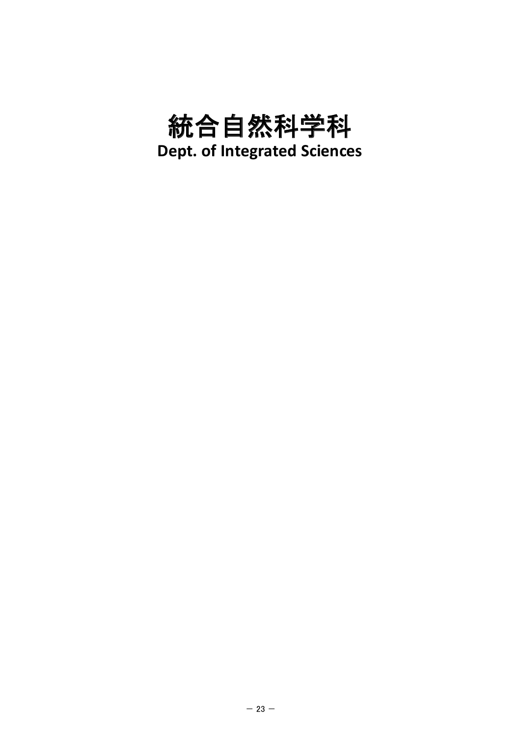# 統合自然科学科

**Dept. of Integrated Sciences**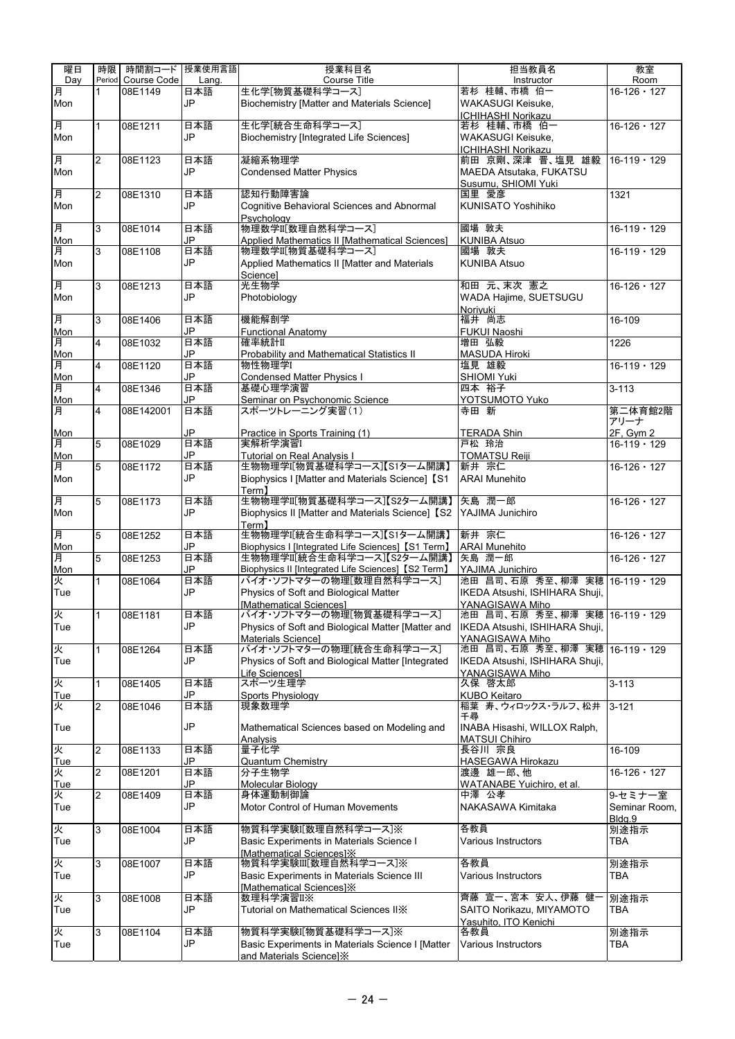| 曜日<br>Day | 時限<br>Period | 時間割コード<br>Course Code | 授業使用言語<br>Lang. | 授業科目名<br>Course Title | 担当教員名<br>Instructor | 教室<br>Room |
|---|---|---|---|---|---|---|
| 月<br>Mon | 1 | 08E1149 | 日本語<br>JP | 生化学[物質基礎科学コース]<br>Biochemistry [Matter and Materials Science] | 若杉 桂輔、市橋 伯一<br>WAKASUGI Keisuke, ICHIHASHI Norikazu | 16-126・127 |
| 月<br>Mon | 1 | 08E1211 | 日本語<br>JP | 生化学[統合生命科学コース]<br>Biochemistry [Integrated Life Sciences] | 若杉 桂輔、市橋 伯一<br>WAKASUGI Keisuke, ICHIHASHI Norikazu | 16-126・127 |
| 月<br>Mon | 2 | 08E1123 | 日本語<br>JP | 凝縮系物理学<br>Condensed Matter Physics | 前田 京剛、深津 晋、塩見 雄毅<br>MAEDA Atsutaka, FUKATSU Susumu, SHIOMI Yuki | 16-119・129 |
| 月<br>Mon | 2 | 08E1310 | 日本語<br>JP | 認知行動障害論<br>Cognitive Behavioral Sciences and Abnormal Psychology | 国里 愛彦<br>KUNISATO Yoshihiko | 1321 |
| 月<br>Mon | 3 | 08E1014 | 日本語<br>JP | 物理数学II[数理自然科学コース]<br>Applied Mathematics II [Mathematical Sciences] | 國場 敦夫<br>KUNIBA Atsuo | 16-119・129 |
| 月<br>Mon | 3 | 08E1108 | 日本語<br>JP | 物理数学II[物質基礎科学コース]<br>Applied Mathematics II [Matter and Materials Science] | 國場 敦夫<br>KUNIBA Atsuo | 16-119・129 |
| 月<br>Mon | 3 | 08E1213 | 日本語<br>JP | 光生物学<br>Photobiology | 和田 元、末次 憲之<br>WADA Hajime, SUETSUGU Noriyuki | 16-126・127 |
| 月<br>Mon | 3 | 08E1406 | 日本語<br>JP | 機能解剖学<br>Functional Anatomy | 福井 尚志<br>FUKUI Naoshi | 16-109 |
| 月<br>Mon | 4 | 08E1032 | 日本語<br>JP | 確率統計II<br>Probability and Mathematical Statistics II | 増田 弘毅<br>MASUDA Hiroki | 1226 |
| 月<br>Mon | 4 | 08E1120 | 日本語<br>JP | 物性物理学I<br>Condensed Matter Physics I | 塩見 雄毅<br>SHIOMI Yuki | 16-119・129 |
| 月<br>Mon | 4 | 08E1346 | 日本語<br>JP | 基礎心理学演習<br>Seminar on Psychonomic Science | 四本 裕子<br>YOTSUMOTO Yuko | 3-113 |
| 月<br>Mon | 4 | 08E142001 | 日本語<br>JP | スポーツトレーニング実習(1)<br>Practice in Sports Training (1) | 寺田 新<br>TERADA Shin | 第二体育館2階アリーナ<br>2F, Gym 2 |
| 月<br>Mon | 5 | 08E1029 | 日本語<br>JP | 実解析学演習I<br>Tutorial on Real Analysis I | 戸松 玲治<br>TOMATSU Reiji | 16-119・129 |
| 月<br>Mon | 5 | 08E1172 | 日本語<br>JP | 生物物理学I[物質基礎科学コース]【S1ターム開講】<br>Biophysics I [Matter and Materials Science]【S1 Term】 | 新井 宗仁<br>ARAI Munehito | 16-126・127 |
| 月<br>Mon | 5 | 08E1173 | 日本語<br>JP | 生物物理学II[物質基礎科学コース]【S2ターム開講】<br>Biophysics II [Matter and Materials Science]【S2 Term】 | 矢島 潤一郎<br>YAJIMA Junichiro | 16-126・127 |
| 月<br>Mon | 5 | 08E1252 | 日本語<br>JP | 生物物理学I[統合生命科学コース]【S1ターム開講】<br>Biophysics I [Integrated Life Sciences]【S1 Term】 | 新井 宗仁<br>ARAI Munehito | 16-126・127 |
| 月<br>Mon | 5 | 08E1253 | 日本語<br>JP | 生物物理学II[統合生命科学コース]【S2ターム開講】<br>Biophysics II [Integrated Life Sciences]【S2 Term】 | 矢島 潤一郎<br>YAJIMA Junichiro | 16-126・127 |
| 火<br>Tue | 1 | 08E1064 | 日本語<br>JP | バイオ・ソフトマターの物理[数理自然科学コース]<br>Physics of Soft and Biological Matter [Mathematical Sciences] | 池田 昌司、石原 秀至、柳澤 実穂<br>IKEDA Atsushi, ISHIHARA Shuji, YANAGISAWA Miho | 16-119・129 |
| 火<br>Tue | 1 | 08E1181 | 日本語<br>JP | バイオ・ソフトマターの物理[物質基礎科学コース]<br>Physics of Soft and Biological Matter [Matter and Materials Science] | 池田 昌司、石原 秀至、柳澤 実穂<br>IKEDA Atsushi, ISHIHARA Shuji, YANAGISAWA Miho | 16-119・129 |
| 火<br>Tue | 1 | 08E1264 | 日本語<br>JP | バイオ・ソフトマターの物理[統合生命科学コース]<br>Physics of Soft and Biological Matter [Integrated Life Sciences] | 池田 昌司、石原 秀至、柳澤 実穂<br>IKEDA Atsushi, ISHIHARA Shuji, YANAGISAWA Miho | 16-119・129 |
| 火<br>Tue | 1 | 08E1405 | 日本語<br>JP | スポーツ生理学<br>Sports Physiology | 久保 啓太郎<br>KUBO Keitaro | 3-113 |
| 火<br>Tue | 2 | 08E1046 | 日本語<br>JP | 現象数理学<br>Mathematical Sciences based on Modeling and Analysis | 稲葉 寿、ウィロックス・ラルフ、松井 千尋<br>INABA Hisashi, WILLOX Ralph, MATSUI Chihiro | 3-121 |
| 火<br>Tue | 2 | 08E1133 | 日本語<br>JP | 量子化学<br>Quantum Chemistry | 長谷川 宗良<br>HASEGAWA Hirokazu | 16-109 |
| 火<br>Tue | 2 | 08E1201 | 日本語<br>JP | 分子生物学<br>Molecular Biology | 渡邊 雄一郎、他<br>WATANABE Yuichiro, et al. | 16-126・127 |
| 火<br>Tue | 2 | 08E1409 | 日本語<br>JP | 身体運動制御論<br>Motor Control of Human Movements | 中澤 公孝<br>NAKASAWA Kimitaka | 9-セミナー室<br>Seminar Room, Bldg.9 |
| 火<br>Tue | 3 | 08E1004 | 日本語<br>JP | 物質科学実験I[数理自然科学コース]※<br>Basic Experiments in Materials Science I [Mathematical Sciences]※ | 各教員<br>Various Instructors | 別途指示<br>TBA |
| 火<br>Tue | 3 | 08E1007 | 日本語<br>JP | 物質科学実験III[数理自然科学コース]※<br>Basic Experiments in Materials Science III [Mathematical Sciences]※ | 各教員<br>Various Instructors | 別途指示<br>TBA |
| 火<br>Tue | 3 | 08E1008 | 日本語<br>JP | 数理科学演習II※<br>Tutorial on Mathematical Sciences II※ | 齊藤 宣一、宮本 安人、伊藤 健一<br>SAITO Norikazu, MIYAMOTO Yasuhito, ITO Kenichi | 別途指示<br>TBA |
| 火<br>Tue | 3 | 08E1104 | 日本語<br>JP | 物質科学実験I[物質基礎科学コース]※<br>Basic Experiments in Materials Science I [Matter and Materials Science]※ | 各教員<br>Various Instructors | 別途指示<br>TBA |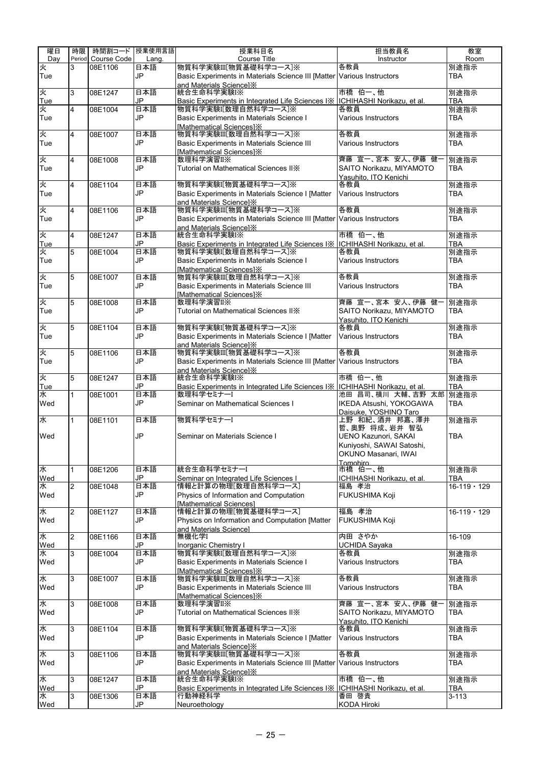| 曜日 Day | 時限 Period | 時間割コード Course Code | 授業使用言語 Lang. | 授業科目名 Course Title | 担当教員名 Instructor | 教室 Room |
| --- | --- | --- | --- | --- | --- | --- |
| 火 Tue | 3 | 08E1106 | 日本語 JP | 物質科学実験III[物質基礎科学コース]※ Basic Experiments in Materials Science III [Matter and Materials Science]※ | 各教員 Various Instructors | 別途指示 TBA |
| 火 Tue | 3 | 08E1247 | 日本語 JP | 統合生命科学実験I※ Basic Experiments in Integrated Life Sciences I※ | 市橋 伯一、他 ICHIHASHI Norikazu, et al. | 別途指示 TBA |
| 火 Tue | 4 | 08E1004 | 日本語 JP | 物質科学実験I[数理自然科学コース]※ Basic Experiments in Materials Science I [Mathematical Sciences]※ | 各教員 Various Instructors | 別途指示 TBA |
| 火 Tue | 4 | 08E1007 | 日本語 JP | 物質科学実験III[数理自然科学コース]※ Basic Experiments in Materials Science III [Mathematical Sciences]※ | 各教員 Various Instructors | 別途指示 TBA |
| 火 Tue | 4 | 08E1008 | 日本語 JP | 数理科学演習II※ Tutorial on Mathematical Sciences II※ | 齊藤 宣一、宮本 安人、伊藤 健一 SAITO Norikazu, MIYAMOTO Yasuhito, ITO Kenichi | 別途指示 TBA |
| 火 Tue | 4 | 08E1104 | 日本語 JP | 物質科学実験I[物質基礎科学コース]※ Basic Experiments in Materials Science I [Matter and Materials Science]※ | 各教員 Various Instructors | 別途指示 TBA |
| 火 Tue | 4 | 08E1106 | 日本語 JP | 物質科学実験III[物質基礎科学コース]※ Basic Experiments in Materials Science III [Matter and Materials Science]※ | 各教員 Various Instructors | 別途指示 TBA |
| 火 Tue | 4 | 08E1247 | 日本語 JP | 統合生命科学実験I※ Basic Experiments in Integrated Life Sciences I※ | 市橋 伯一、他 ICHIHASHI Norikazu, et al. | 別途指示 TBA |
| 火 Tue | 5 | 08E1004 | 日本語 JP | 物質科学実験I[数理自然科学コース]※ Basic Experiments in Materials Science I [Mathematical Sciences]※ | 各教員 Various Instructors | 別途指示 TBA |
| 火 Tue | 5 | 08E1007 | 日本語 JP | 物質科学実験III[数理自然科学コース]※ Basic Experiments in Materials Science III [Mathematical Sciences]※ | 各教員 Various Instructors | 別途指示 TBA |
| 火 Tue | 5 | 08E1008 | 日本語 JP | 数理科学演習II※ Tutorial on Mathematical Sciences II※ | 齊藤 宣一、宮本 安人、伊藤 健一 SAITO Norikazu, MIYAMOTO Yasuhito, ITO Kenichi | 別途指示 TBA |
| 火 Tue | 5 | 08E1104 | 日本語 JP | 物質科学実験I[物質基礎科学コース]※ Basic Experiments in Materials Science I [Matter and Materials Science]※ | 各教員 Various Instructors | 別途指示 TBA |
| 火 Tue | 5 | 08E1106 | 日本語 JP | 物質科学実験III[物質基礎科学コース]※ Basic Experiments in Materials Science III [Matter and Materials Science]※ | 各教員 Various Instructors | 別途指示 TBA |
| 火 Tue | 5 | 08E1247 | 日本語 JP | 統合生命科学実験I※ Basic Experiments in Integrated Life Sciences I※ | 市橋 伯一、他 ICHIHASHI Norikazu, et al. | 別途指示 TBA |
| 水 Wed | 1 | 08E1001 | 日本語 JP | 数理科学セミナーI Seminar on Mathematical Sciences I | 池田 昌司、横川 大輔、吉野 太郎 IKEDA Atsushi, YOKOGAWA Daisuke, YOSHINO Taro | 別途指示 TBA |
| 水 Wed | 1 | 08E1101 | 日本語 JP | 物質科学セミナーI Seminar on Materials Science I | 上野 和紀、酒井 邦嘉、澤井 哲、奥野 将成、岩井 智弘 UENO Kazunori, SAKAI Kuniyoshi, SAWAI Satoshi, OKUNO Masanari, IWAI Tomohiro | 別途指示 TBA |
| 水 Wed | 1 | 08E1206 | 日本語 JP | 統合生命科学セミナーI Seminar on Integrated Life Sciences I | 市橋 伯一、他 ICHIHASHI Norikazu, et al. | 別途指示 TBA |
| 水 Wed | 2 | 08E1048 | 日本語 JP | 情報と計算の物理[数理自然科学コース] Physics of Information and Computation [Mathematical Sciences] | 福島 孝治 FUKUSHIMA Koji | 16-119・129 |
| 水 Wed | 2 | 08E1127 | 日本語 JP | 情報と計算の物理[物質基礎科学コース] Physics on Information and Computation [Matter and Materials Science] | 福島 孝治 FUKUSHIMA Koji | 16-119・129 |
| 水 Wed | 2 | 08E1166 | 日本語 JP | 無機化学I Inorganic Chemistry I | 内田 さやか UCHIDA Sayaka | 16-109 |
| 水 Wed | 3 | 08E1004 | 日本語 JP | 物質科学実験I[数理自然科学コース]※ Basic Experiments in Materials Science I [Mathematical Sciences]※ | 各教員 Various Instructors | 別途指示 TBA |
| 水 Wed | 3 | 08E1007 | 日本語 JP | 物質科学実験III[数理自然科学コース]※ Basic Experiments in Materials Science III [Mathematical Sciences]※ | 各教員 Various Instructors | 別途指示 TBA |
| 水 Wed | 3 | 08E1008 | 日本語 JP | 数理科学演習II※ Tutorial on Mathematical Sciences II※ | 齊藤 宣一、宮本 安人、伊藤 健一 SAITO Norikazu, MIYAMOTO Yasuhito, ITO Kenichi | 別途指示 TBA |
| 水 Wed | 3 | 08E1104 | 日本語 JP | 物質科学実験I[物質基礎科学コース]※ Basic Experiments in Materials Science I [Matter and Materials Science]※ | 各教員 Various Instructors | 別途指示 TBA |
| 水 Wed | 3 | 08E1106 | 日本語 JP | 物質科学実験III[物質基礎科学コース]※ Basic Experiments in Materials Science III [Matter and Materials Science]※ | 各教員 Various Instructors | 別途指示 TBA |
| 水 Wed | 3 | 08E1247 | 日本語 JP | 統合生命科学実験I※ Basic Experiments in Integrated Life Sciences I※ | 市橋 伯一、他 ICHIHASHI Norikazu, et al. | 別途指示 TBA |
| 水 Wed | 3 | 08E1306 | 日本語 JP | 行動神経科学 Neuroethology | 香田 啓貴 KODA Hiroki | 3-113 |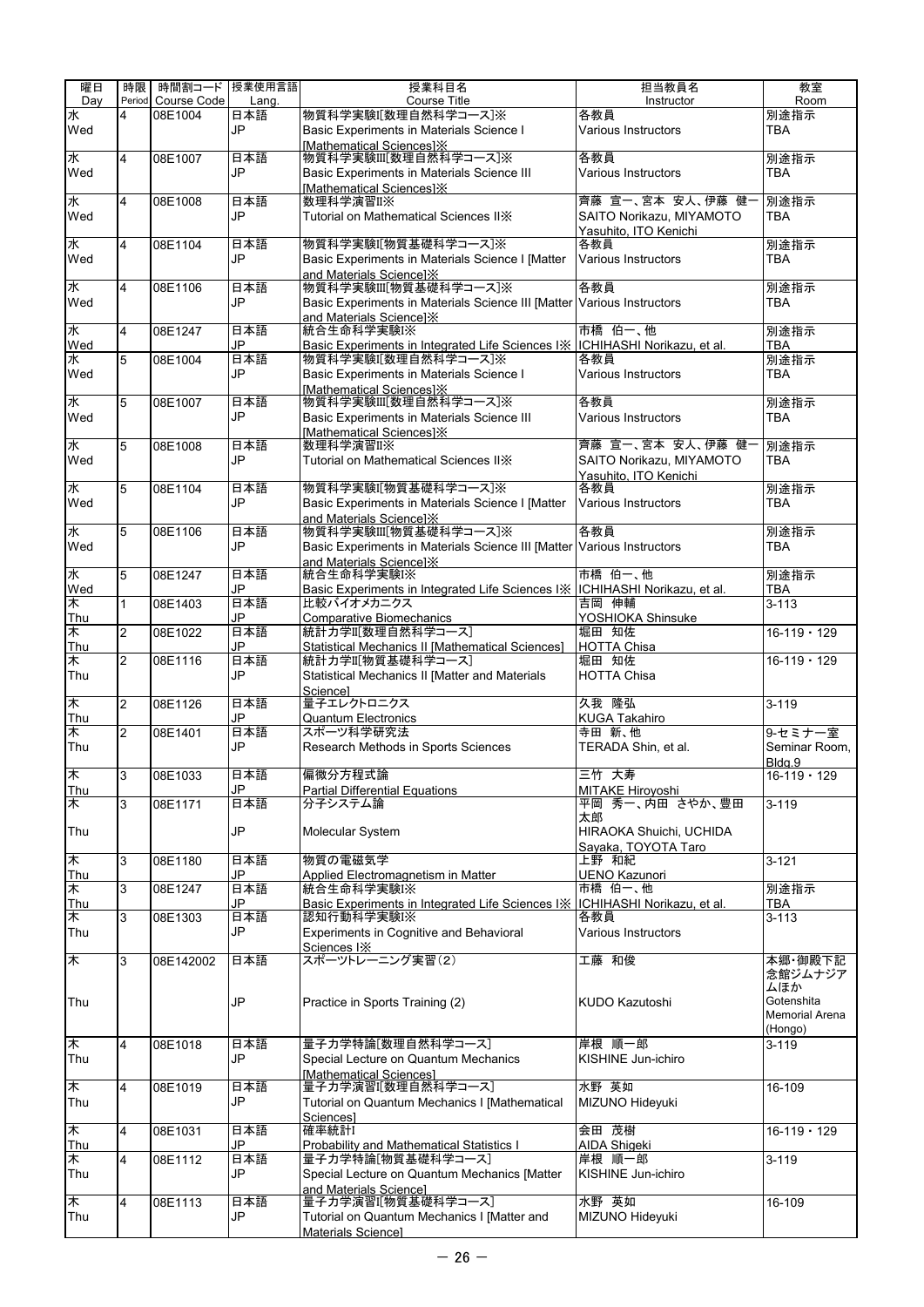| 曜日 Day | 時限 Period | 時間割コード Course Code | 授業使用言語 Lang. | 授業科目名 Course Title | 担当教員名 Instructor | 教室 Room |
|---|---|---|---|---|---|---|
| 水 Wed | 4 | 08E1004 | 日本語 JP | 物質科学実験I[数理自然科学コース]※ Basic Experiments in Materials Science I [Mathematical Sciences]※ | 各教員 Various Instructors | 別途指示 TBA |
| 水 Wed | 4 | 08E1007 | 日本語 JP | 物質科学実験III[数理自然科学コース]※ Basic Experiments in Materials Science III [Mathematical Sciences]※ | 各教員 Various Instructors | 別途指示 TBA |
| 水 Wed | 4 | 08E1008 | 日本語 JP | 数理科学演習II※ Tutorial on Mathematical Sciences II※ | 齊藤 宣一、宮本 安人、伊藤 健一 SAITO Norikazu, MIYAMOTO Yasuhito, ITO Kenichi | 別途指示 TBA |
| 水 Wed | 4 | 08E1104 | 日本語 JP | 物質科学実験I[物質基礎科学コース]※ Basic Experiments in Materials Science I [Matter and Materials Science]※ | 各教員 Various Instructors | 別途指示 TBA |
| 水 Wed | 4 | 08E1106 | 日本語 JP | 物質科学実験III[物質基礎科学コース]※ Basic Experiments in Materials Science III [Matter and Materials Science]※ | 各教員 Various Instructors | 別途指示 TBA |
| 水 Wed | 4 | 08E1247 | 日本語 JP | 統合生命科学実験I※ Basic Experiments in Integrated Life Sciences I※ | 市橋 伯一、他 ICHIHASHI Norikazu, et al. | 別途指示 TBA |
| 水 Wed | 5 | 08E1004 | 日本語 JP | 物質科学実験I[数理自然科学コース]※ Basic Experiments in Materials Science I [Mathematical Sciences]※ | 各教員 Various Instructors | 別途指示 TBA |
| 水 Wed | 5 | 08E1007 | 日本語 JP | 物質科学実験III[数理自然科学コース]※ Basic Experiments in Materials Science III [Mathematical Sciences]※ | 各教員 Various Instructors | 別途指示 TBA |
| 水 Wed | 5 | 08E1008 | 日本語 JP | 数理科学演習II※ Tutorial on Mathematical Sciences II※ | 齊藤 宣一、宮本 安人、伊藤 健一 SAITO Norikazu, MIYAMOTO Yasuhito, ITO Kenichi | 別途指示 TBA |
| 水 Wed | 5 | 08E1104 | 日本語 JP | 物質科学実験I[物質基礎科学コース]※ Basic Experiments in Materials Science I [Matter and Materials Science]※ | 各教員 Various Instructors | 別途指示 TBA |
| 水 Wed | 5 | 08E1106 | 日本語 JP | 物質科学実験III[物質基礎科学コース]※ Basic Experiments in Materials Science III [Matter and Materials Science]※ | 各教員 Various Instructors | 別途指示 TBA |
| 水 Wed | 5 | 08E1247 | 日本語 JP | 統合生命科学実験I※ Basic Experiments in Integrated Life Sciences I※ | 市橋 伯一、他 ICHIHASHI Norikazu, et al. | 別途指示 TBA |
| 木 Thu | 1 | 08E1403 | 日本語 JP | 比較バイオメカニクス Comparative Biomechanics | 吉岡 伸輔 YOSHIOKA Shinsuke | 3-113 |
| 木 Thu | 2 | 08E1022 | 日本語 JP | 統計力学II[数理自然科学コース] Statistical Mechanics II [Mathematical Sciences] | 堀田 知佐 HOTTA Chisa | 16-119・129 |
| 木 Thu | 2 | 08E1116 | 日本語 JP | 統計力学II[物質基礎科学コース] Statistical Mechanics II [Matter and Materials Science] | 堀田 知佐 HOTTA Chisa | 16-119・129 |
| 木 Thu | 2 | 08E1126 | 日本語 JP | 量子エレクトロニクス Quantum Electronics | 久我 隆弘 KUGA Takahiro | 3-119 |
| 木 Thu | 2 | 08E1401 | 日本語 JP | スポーツ科学研究法 Research Methods in Sports Sciences | 寺田 新、他 TERADA Shin, et al. | 9-セミナー室 Seminar Room, Bldg.9 |
| 木 Thu | 3 | 08E1033 | 日本語 JP | 偏微分方程式論 Partial Differential Equations | 三竹 大寿 MITAKE Hiroyoshi | 16-119・129 |
| 木 Thu | 3 | 08E1171 | 日本語 JP | 分子システム論 Molecular System | 平岡 秀一、内田 さやか、豊田 太郎 HIRAOKA Shuichi, UCHIDA Sayaka, TOYOTA Taro | 3-119 |
| 木 Thu | 3 | 08E1180 | 日本語 JP | 物質の電磁気学 Applied Electromagnetism in Matter | 上野 和紀 UENO Kazunori | 3-121 |
| 木 Thu | 3 | 08E1247 | 日本語 JP | 統合生命科学実験I※ Basic Experiments in Integrated Life Sciences I※ | 市橋 伯一、他 ICHIHASHI Norikazu, et al. | 別途指示 TBA |
| 木 Thu | 3 | 08E1303 | 日本語 JP | 認知行動科学実験I※ Experiments in Cognitive and Behavioral Sciences I※ | 各教員 Various Instructors | 3-113 |
| 木 Thu | 3 | 08E142002 | 日本語 JP | スポーツトレーニング実習(2) Practice in Sports Training (2) | 工藤 和俊 KUDO Kazutoshi | 本郷・御殿下記念館ジムナジアムほか Gotenshita Memorial Arena (Hongo) |
| 木 Thu | 4 | 08E1018 | 日本語 JP | 量子力学特論[数理自然科学コース] Special Lecture on Quantum Mechanics [Mathematical Sciences] | 岸根 順一郎 KISHINE Jun-ichiro | 3-119 |
| 木 Thu | 4 | 08E1019 | 日本語 JP | 量子力学演習I[数理自然科学コース] Tutorial on Quantum Mechanics I [Mathematical Sciences] | 水野 英如 MIZUNO Hideyuki | 16-109 |
| 木 Thu | 4 | 08E1031 | 日本語 JP | 確率統計I Probability and Mathematical Statistics I | 会田 茂樹 AIDA Shigeki | 16-119・129 |
| 木 Thu | 4 | 08E1112 | 日本語 JP | 量子力学特論[物質基礎科学コース] Special Lecture on Quantum Mechanics [Matter and Materials Science] | 岸根 順一郎 KISHINE Jun-ichiro | 3-119 |
| 木 Thu | 4 | 08E1113 | 日本語 JP | 量子力学演習I[物質基礎科学コース] Tutorial on Quantum Mechanics I [Matter and Materials Science] | 水野 英如 MIZUNO Hideyuki | 16-109 |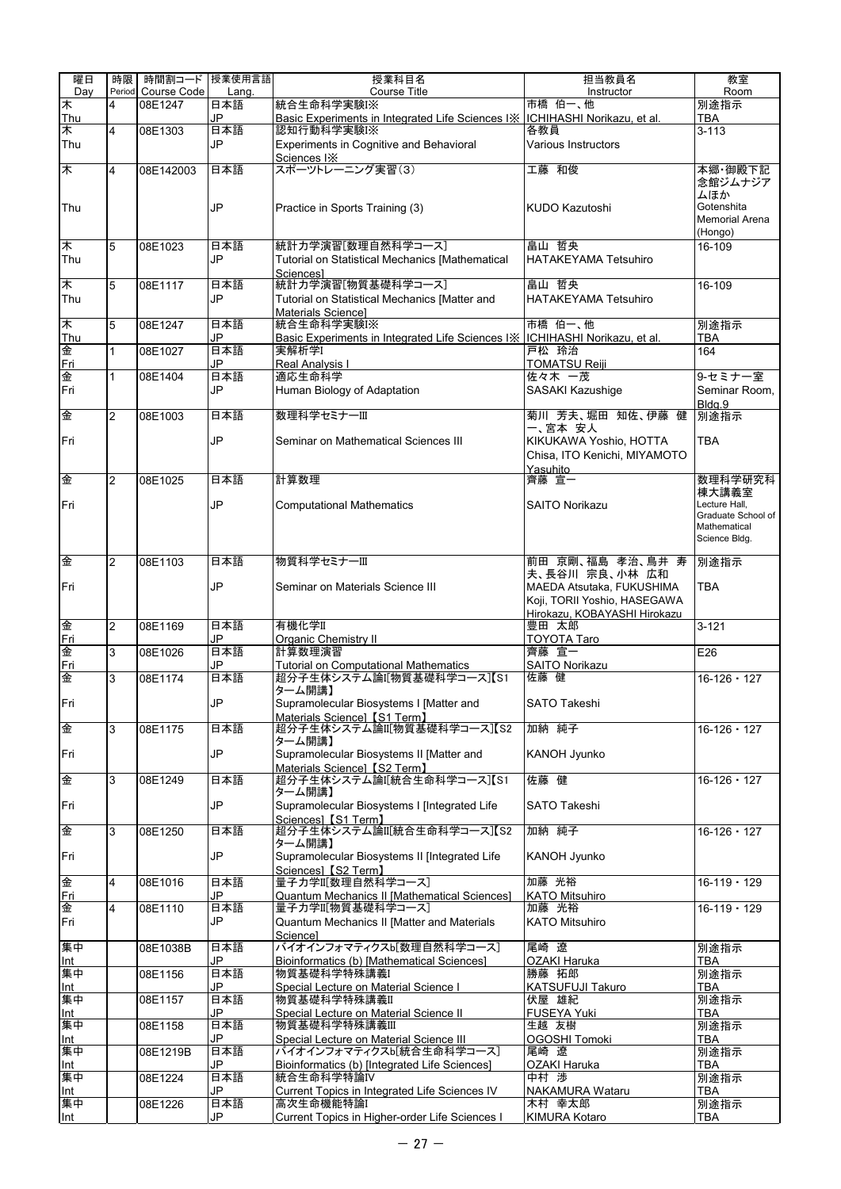| 曜日 Day | 時限 Period | 時間割コード Course Code | 授業使用言語 Lang. | 授業科目名 Course Title | 担当教員名 Instructor | 教室 Room |
|---|---|---|---|---|---|---|
| 木 Thu | 4 | 08E1247 | 日本語 JP | 統合生命科学実験I※ Basic Experiments in Integrated Life Sciences I※ | 市橋 伯一、他 ICHIHASHI Norikazu, et al. | 別途指示 TBA |
| 木 Thu | 4 | 08E1303 | 日本語 JP | 認知行動科学実験I※ Experiments in Cognitive and Behavioral Sciences I※ | 各教員 Various Instructors | 3-113 |
| 木 Thu | 4 | 08E142003 | 日本語 JP | スポーツトレーニング実習(3) Practice in Sports Training (3) | 工藤 和俊 KUDO Kazutoshi | 本郷・御殿下記念館ジムナジアムほか Gotenshita Memorial Arena (Hongo) |
| 木 Thu | 5 | 08E1023 | 日本語 JP | 統計力学演習[数理自然科学コース] Tutorial on Statistical Mechanics [Mathematical Sciences] | 畠山 哲央 HATAKEYAMA Tetsuhiro | 16-109 |
| 木 Thu | 5 | 08E1117 | 日本語 JP | 統計力学演習[物質基礎科学コース] Tutorial on Statistical Mechanics [Matter and Materials Science] | 畠山 哲央 HATAKEYAMA Tetsuhiro | 16-109 |
| 木 Thu | 5 | 08E1247 | 日本語 JP | 統合生命科学実験I※ Basic Experiments in Integrated Life Sciences I※ | 市橋 伯一、他 ICHIHASHI Norikazu, et al. | 別途指示 TBA |
| 金 Fri | 1 | 08E1027 | 日本語 JP | 実解析学I Real Analysis I | 戸松 玲治 TOMATSU Reiji | 164 |
| 金 Fri | 1 | 08E1404 | 日本語 JP | 適応生命科学 Human Biology of Adaptation | 佐々木 一茂 SASAKI Kazushige | 9-セミナー室 Seminar Room, Bldg.9 |
| 金 Fri | 2 | 08E1003 | 日本語 JP | 数理科学セミナーIII Seminar on Mathematical Sciences III | 菊川 芳夫、堀田 知佐、伊藤 健一、宮本 安人 KIKUKAWA Yoshio, HOTTA Chisa, ITO Kenichi, MIYAMOTO Yasuhito | 別途指示 TBA |
| 金 Fri | 2 | 08E1025 | 日本語 JP | 計算数理 Computational Mathematics | 齊藤 宣一 SAITO Norikazu | 数理科学研究科棟大講義室 Lecture Hall, Graduate School of Mathematical Science Bldg. |
| 金 Fri | 2 | 08E1103 | 日本語 JP | 物質科学セミナーIII Seminar on Materials Science III | 前田 京剛、福島 孝治、鳥井 寿夫、長谷川 宗良、小林 広和 MAEDA Atsutaka, FUKUSHIMA Koji, TORII Yoshio, HASEGAWA Hirokazu, KOBAYASHI Hirokazu | 別途指示 TBA |
| 金 Fri | 2 | 08E1169 | 日本語 JP | 有機化学II Organic Chemistry II | 豊田 太郎 TOYOTA Taro | 3-121 |
| 金 Fri | 3 | 08E1026 | 日本語 JP | 計算数理演習 Tutorial on Computational Mathematics | 齊藤 宣一 SAITO Norikazu | E26 |
| 金 Fri | 3 | 08E1174 | 日本語 JP | 超分子生体システム論I[物質基礎科学コース]【S1ターム開講】 Supramolecular Biosystems I [Matter and Materials Science]【S1 Term】 | 佐藤 健 SATO Takeshi | 16-126・127 |
| 金 Fri | 3 | 08E1175 | 日本語 JP | 超分子生体システム論II[物質基礎科学コース]【S2ターム開講】 Supramolecular Biosystems II [Matter and Materials Science]【S2 Term】 | 加納 純子 KANOH Jyunko | 16-126・127 |
| 金 Fri | 3 | 08E1249 | 日本語 JP | 超分子生体システム論I[統合生命科学コース]【S1ターム開講】 Supramolecular Biosystems I [Integrated Life Sciences]【S1 Term】 | 佐藤 健 SATO Takeshi | 16-126・127 |
| 金 Fri | 3 | 08E1250 | 日本語 JP | 超分子生体システム論II[統合生命科学コース]【S2ターム開講】 Supramolecular Biosystems II [Integrated Life Sciences]【S2 Term】 | 加納 純子 KANOH Jyunko | 16-126・127 |
| 金 Fri | 4 | 08E1016 | 日本語 JP | 量子力学II[数理自然科学コース] Quantum Mechanics II [Mathematical Sciences] | 加藤 光裕 KATO Mitsuhiro | 16-119・129 |
| 金 Fri | 4 | 08E1110 | 日本語 JP | 量子力学II[物質基礎科学コース] Quantum Mechanics II [Matter and Materials Science] | 加藤 光裕 KATO Mitsuhiro | 16-119・129 |
| 集中 Int | | 08E1038B | 日本語 JP | バイオインフォマティクスb[数理自然科学コース] Bioinformatics (b) [Mathematical Sciences] | 尾崎 遼 OZAKI Haruka | 別途指示 TBA |
| 集中 Int | | 08E1156 | 日本語 JP | 物質基礎科学特殊講義I Special Lecture on Material Science I | 勝藤 拓郎 KATSUFUJI Takuro | 別途指示 TBA |
| 集中 Int | | 08E1157 | 日本語 JP | 物質基礎科学特殊講義II Special Lecture on Material Science II | 伏屋 雄紀 FUSEYA Yuki | 別途指示 TBA |
| 集中 Int | | 08E1158 | 日本語 JP | 物質基礎科学特殊講義III Special Lecture on Material Science III | 生越 友樹 OGOSHI Tomoki | 別途指示 TBA |
| 集中 Int | | 08E1219B | 日本語 JP | バイオインフォマティクスb[統合生命科学コース] Bioinformatics (b) [Integrated Life Sciences] | 尾崎 遼 OZAKI Haruka | 別途指示 TBA |
| 集中 Int | | 08E1224 | 日本語 JP | 統合生命科学特論IV Current Topics in Integrated Life Sciences IV | 中村 涉 NAKAMURA Wataru | 別途指示 TBA |
| 集中 Int | | 08E1226 | 日本語 JP | 高次生命機能特論I Current Topics in Higher-order Life Sciences I | 木村 幸太郎 KIMURA Kotaro | 別途指示 TBA |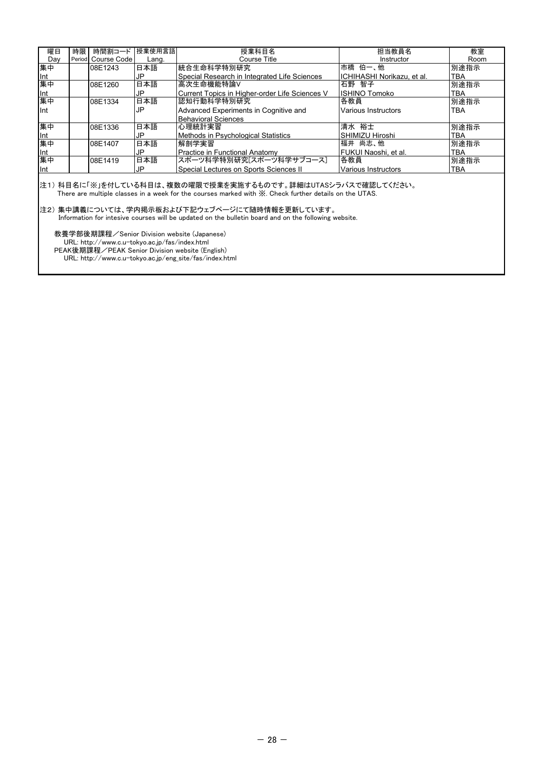| 曜日 Day | 時限 Period | 時間割コード Course Code | 授業使用言語 Lang. | 授業科目名 Course Title | 担当教員名 Instructor | 教室 Room |
|---|---|---|---|---|---|---|
| 集中 Int | | 08E1243 | 日本語 JP | 統合生命科学特別研究 Special Research in Integrated Life Sciences | 市橋 伯一、他 ICHIHASHI Norikazu, et al. | 別途指示 TBA |
| 集中 Int | | 08E1260 | 日本語 JP | 高次生命機能特論V Current Topics in Higher-order Life Sciences V | 石野 智子 ISHINO Tomoko | 別途指示 TBA |
| 集中 Int | | 08E1334 | 日本語 JP | 認知行動科学特別研究 Advanced Experiments in Cognitive and Behavioral Sciences | 各教員 Various Instructors | 別途指示 TBA |
| 集中 Int | | 08E1336 | 日本語 JP | 心理統計実習 Methods in Psychological Statistics | 清水 裕士 SHIMIZU Hiroshi | 別途指示 TBA |
| 集中 Int | | 08E1407 | 日本語 JP | 解剖学実習 Practice in Functional Anatomy | 福井 尚志、他 FUKUI Naoshi, et al. | 別途指示 TBA |
| 集中 Int | | 08E1419 | 日本語 JP | スポーツ科学特別研究[スポーツ科学サブコース] Special Lectures on Sports Sciences II | 各教員 Various Instructors | 別途指示 TBA |

注1）科目名に「※」を付している科目は、複数の曜限で授業を実施するものです。詳細はUTASシラバスで確認してください。
There are multiple classes in a week for the courses marked with ※. Check further details on the UTAS.

注2）集中講義については、学内掲示板および下記ウェブページにて随時情報を更新しています。
Information for intesive courses will be updated on the bulletin board and on the following website.

教養学部後期課程／Senior Division website (Japanese)
URL: http://www.c.u-tokyo.ac.jp/fas/index.html
PEAK後期課程／PEAK Senior Division website (English)
URL: http://www.c.u-tokyo.ac.jp/eng_site/fas/index.html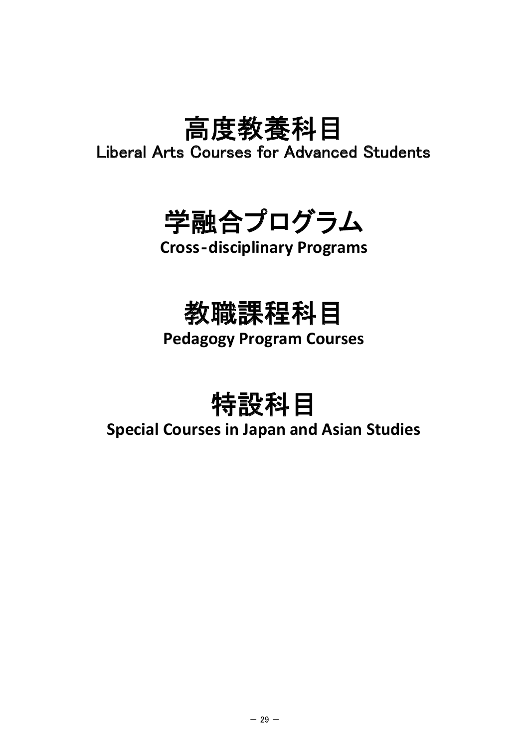# 高度教養科目
**Liberal Arts Courses for Advanced Students**

# 学融合プログラム
**Cross-disciplinary Programs**

# 教職課程科目
**Pedagogy Program Courses**

# 特設科目
**Special Courses in Japan and Asian Studies**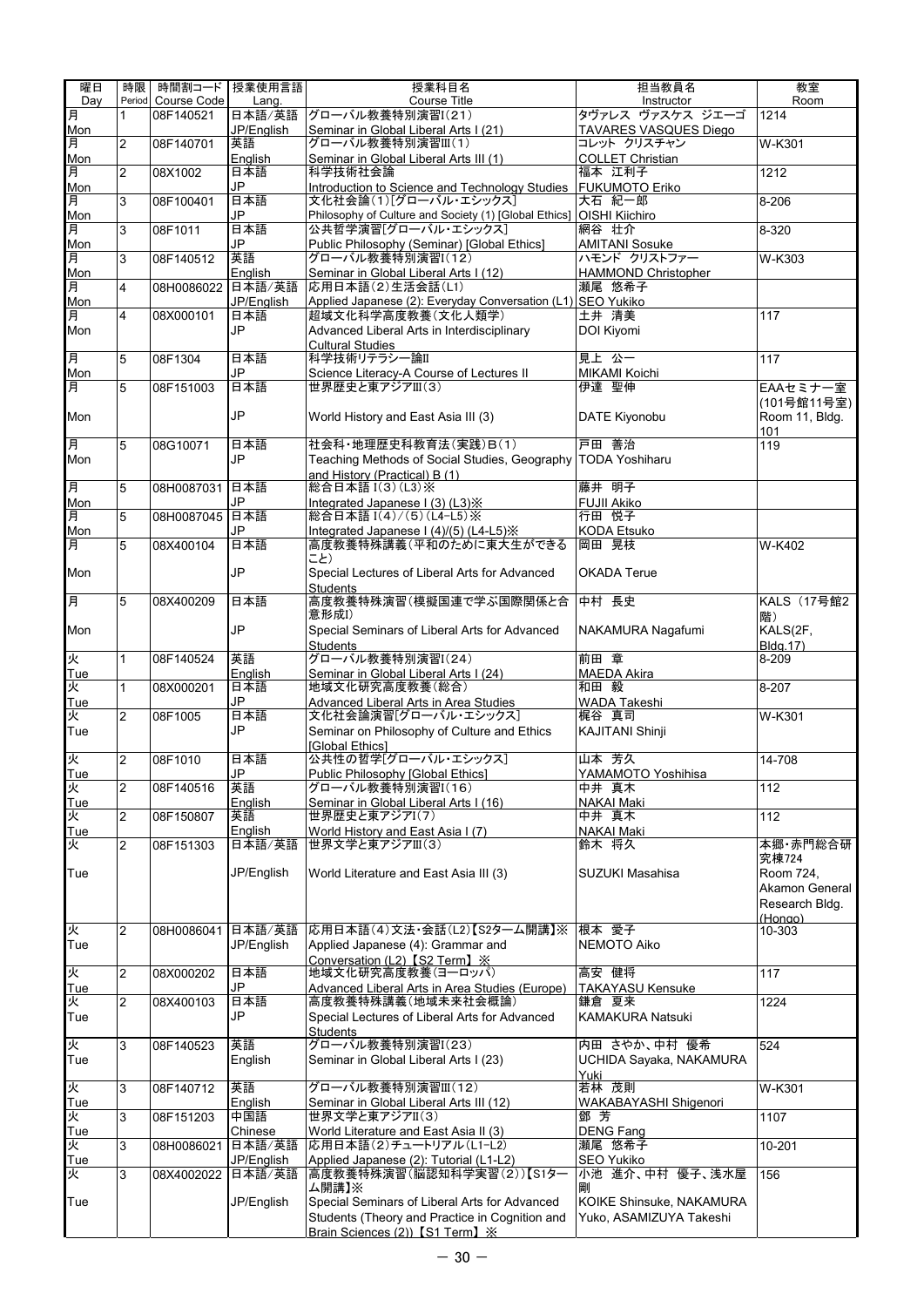| 曜日 Day | 時限 Period | 時間割コード Course Code | 授業使用言語 Lang. | 授業科目名 Course Title | 担当教員名 Instructor | 教室 Room |
|---|---|---|---|---|---|---|
| 月 Mon | 1 | 08F140521 | 日本語/英語 JP/English | グローバル教養特別演習I(21) Seminar in Global Liberal Arts I (21) | タヴァレス ヴァスケス ジエーゴ TAVARES VASQUES Diego | 1214 |
| 月 Mon | 2 | 08F140701 | 英語 English | グローバル教養特別演習III(1) Seminar in Global Liberal Arts III (1) | コレット クリスチャン COLLET Christian | W-K301 |
| 月 Mon | 2 | 08X1002 | 日本語 JP | 科学技術社会論 Introduction to Science and Technology Studies | 福本 江利子 FUKUMOTO Eriko | 1212 |
| 月 Mon | 3 | 08F100401 | 日本語 JP | 文化社会論(1)[グローバル・エシックス] Philosophy of Culture and Society (1) [Global Ethics] | 大石 紀一郎 OISHI Kiichiro | 8-206 |
| 月 Mon | 3 | 08F1011 | 日本語 JP | 公共哲学演習[グローバル・エシックス] Public Philosophy (Seminar) [Global Ethics] | 網谷 壮介 AMITANI Sosuke | 8-320 |
| 月 Mon | 3 | 08F140512 | 英語 English | グローバル教養特別演習I(12) Seminar in Global Liberal Arts I (12) | ハモンド クリストファー HAMMOND Christopher | W-K303 |
| 月 Mon | 4 | 08H0086022 | 日本語/英語 JP/English | 応用日本語(2)生活会話(L1) Applied Japanese (2): Everyday Conversation (L1) | 瀬尾 悠希子 SEO Yukiko | |
| 月 Mon | 4 | 08X000101 | 日本語 JP | 超域文化科学高度教養(文化人類学) Advanced Liberal Arts in Interdisciplinary Cultural Studies | 土井 清美 DOI Kiyomi | 117 |
| 月 Mon | 5 | 08F1304 | 日本語 JP | 科学技術リテラシー論II Science Literacy-A Course of Lectures II | 見上 公一 MIKAMI Koichi | 117 |
| 月 Mon | 5 | 08F151003 | 日本語 JP | 世界歴史と東アジアIII(3) World History and East Asia III (3) | 伊達 聖伸 DATE Kiyonobu | EAAセミナー室(101号館11号室) Room 11, Bldg. 101 |
| 月 Mon | 5 | 08G10071 | 日本語 JP | 社会科・地理歴史科教育法(実践)B(1) Teaching Methods of Social Studies, Geography and History (Practical) B (1) | 戸田 善治 TODA Yoshiharu | 119 |
| 月 Mon | 5 | 08H0087031 | 日本語 JP | 総合日本語 I(3)(L3)※ Integrated Japanese I (3) (L3)※ | 藤井 明子 FUJII Akiko | |
| 月 Mon | 5 | 08H0087045 | 日本語 JP | 総合日本語 I(4)/(5)(L4-L5)※ Integrated Japanese I (4)/(5) (L4-L5)※ | 行田 悦子 KODA Etsuko | |
| 月 Mon | 5 | 08X400104 | 日本語 JP | 高度教養特殊講義(平和のために東大生ができること) Special Lectures of Liberal Arts for Advanced Students | 岡田 晃枝 OKADA Terue | W-K402 |
| 月 Mon | 5 | 08X400209 | 日本語 JP | 高度教養特殊演習(模擬国連で学ぶ国際関係と合意形成I) Special Seminars of Liberal Arts for Advanced Students | 中村 長史 NAKAMURA Nagafumi | KALS(17号館2階) KALS(2F, Bldg.17) |
| 火 Tue | 1 | 08F140524 | 英語 English | グローバル教養特別演習I(24) Seminar in Global Liberal Arts I (24) | 前田 章 MAEDA Akira | 8-209 |
| 火 Tue | 1 | 08X000201 | 日本語 JP | 地域文化研究高度教養(総合) Advanced Liberal Arts in Area Studies | 和田 毅 WADA Takeshi | 8-207 |
| 火 Tue | 2 | 08F1005 | 日本語 JP | 文化社会論演習[グローバル・エシックス] Seminar on Philosophy of Culture and Ethics [Global Ethics] | 梶谷 真司 KAJITANI Shinji | W-K301 |
| 火 Tue | 2 | 08F1010 | 日本語 JP | 公共性の哲学[グローバル・エシックス] Public Philosophy [Global Ethics] | 山本 芳久 YAMAMOTO Yoshihisa | 14-708 |
| 火 Tue | 2 | 08F140516 | 英語 English | グローバル教養特別演習I(16) Seminar in Global Liberal Arts I (16) | 中井 真木 NAKAI Maki | 112 |
| 火 Tue | 2 | 08F150807 | 英語 English | 世界歴史と東アジアI(7) World History and East Asia I (7) | 中井 真木 NAKAI Maki | 112 |
| 火 Tue | 2 | 08F151303 | 日本語/英語 JP/English | 世界文学と東アジアIII(3) World Literature and East Asia III (3) | 鈴木 将久 SUZUKI Masahisa | 本郷・赤門総合研究棟724 Room 724, Akamon General Research Bldg. (Hongo) |
| 火 Tue | 2 | 08H0086041 | 日本語/英語 JP/English | 応用日本語(4)文法・会話(L2)【S2ターム開講】※ Applied Japanese (4): Grammar and Conversation (L2)【S2 Term】※ | 根本 愛子 NEMOTO Aiko | 10-303 |
| 火 Tue | 2 | 08X000202 | 日本語 JP | 地域文化研究高度教養(ヨーロッパ) Advanced Liberal Arts in Area Studies (Europe) | 高安 健将 TAKAYASU Kensuke | 117 |
| 火 Tue | 2 | 08X400103 | 日本語 JP | 高度教養特殊講義(地域未来社会概論) Special Lectures of Liberal Arts for Advanced Students | 鎌倉 夏来 KAMAKURA Natsuki | 1224 |
| 火 Tue | 3 | 08F140523 | 英語 English | グローバル教養特別演習I(23) Seminar in Global Liberal Arts I (23) | 内田 さやか、中村 優希 UCHIDA Sayaka, NAKAMURA Yuki | 524 |
| 火 Tue | 3 | 08F140712 | 英語 English | グローバル教養特別演習III(12) Seminar in Global Liberal Arts III (12) | 若林 茂則 WAKABAYASHI Shigenori | W-K301 |
| 火 Tue | 3 | 08F151203 | 中国語 Chinese | 世界文学と東アジアII(3) World Literature and East Asia II (3) | 鄧 芳 DENG Fang | 1107 |
| 火 Tue | 3 | 08H0086021 | 日本語/英語 JP/English | 応用日本語(2)チュートリアル(L1-L2) Applied Japanese (2): Tutorial (L1-L2) | 瀬尾 悠希子 SEO Yukiko | 10-201 |
| 火 Tue | 3 | 08X4002022 | 日本語/英語 JP/English | 高度教養特殊演習(脳認知科学実習(2))【S1ターム開講】※ Special Seminars of Liberal Arts for Advanced Students (Theory and Practice in Cognition and Brain Sciences (2))【S1 Term】※ | 小池 進介、中村 優子、浅水屋 剛 KOIKE Shinsuke, NAKAMURA Yuko, ASAMIZUYA Takeshi | 156 |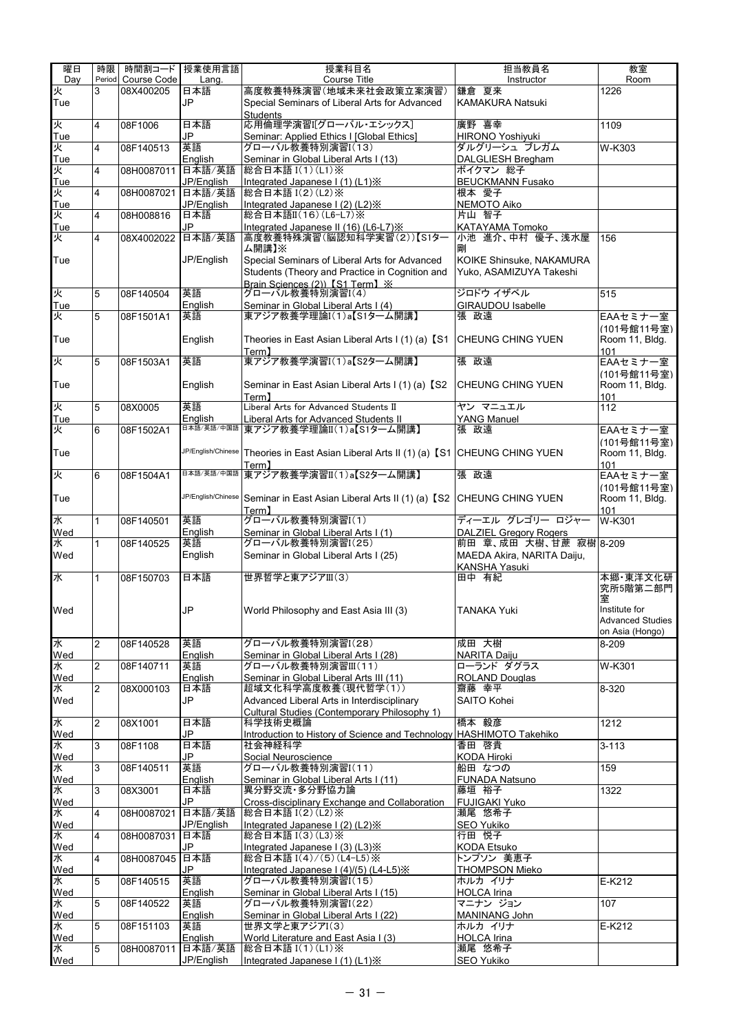| 曜日 Day | 時限 Period | 時間割コード Course Code | 授業使用言語 Lang. | 授業科目名 Course Title | 担当教員名 Instructor | 教室 Room |
|---|---|---|---|---|---|---|
| 火 Tue | 3 | 08X400205 | 日本語 JP | 高度教養特殊演習(地域未来社会政策立案演習) Special Seminars of Liberal Arts for Advanced Students | 鎌倉 夏来 KAMAKURA Natsuki | 1226 |
| 火 Tue | 4 | 08F1006 | 日本語 JP | 応用倫理学演習I[グローバル・エシックス] Seminar: Applied Ethics I [Global Ethics] | 廣野 喜幸 HIRONO Yoshiyuki | 1109 |
| 火 Tue | 4 | 08F140513 | 英語 English | グローバル教養特別演習I(13) Seminar in Global Liberal Arts I (13) | ダルグリーシュ ブレガム DALGLIESH Bregham | W-K303 |
| 火 Tue | 4 | 08H0087011 | 日本語/英語 JP/English | 総合日本語 I(1)(L1)※ Integrated Japanese I (1) (L1)※ | ボイクマン 総子 BEUCKMANN Fusako | |
| 火 Tue | 4 | 08H0087021 | 日本語/英語 JP/English | 総合日本語 I(2)(L2)※ Integrated Japanese I (2) (L2)※ | 根本 愛子 NEMOTO Aiko | |
| 火 Tue | 4 | 08H008816 | 日本語 JP | 総合日本語II(16)(L6-L7)※ Integrated Japanese II (16) (L6-L7)※ | 片山 智子 KATAYAMA Tomoko | |
| 火 Tue | 4 | 08X4002022 | 日本語/英語 JP/English | 高度教養特殊演習(脳認知科学実習(2))【S1ターム開講】※ Special Seminars of Liberal Arts for Advanced Students (Theory and Practice in Cognition and Brain Sciences (2)) 【S1 Term】 ※ | 小池 進介、中村 優子、浅水屋 剛 KOIKE Shinsuke, NAKAMURA Yuko, ASAMIZUYA Takeshi | 156 |
| 火 Tue | 5 | 08F140504 | 英語 English | グローバル教養特別演習I(4) Seminar in Global Liberal Arts I (4) | ジロドウ イザベル GIRAUDOU Isabelle | 515 |
| 火 Tue | 5 | 08F1501A1 | 英語 English | 東アジア教養学理論I(1)a【S1ターム開講】 Theories in East Asian Liberal Arts I (1) (a) 【S1 Term】 | 張 政遠 CHEUNG CHING YUEN | EAAセミナー室(101号館11号室) Room 11, Bldg. 101 |
| 火 Tue | 5 | 08F1503A1 | 英語 English | 東アジア教養学演習I(1)a【S2ターム開講】 Seminar in East Asian Liberal Arts I (1) (a) 【S2 Term】 | 張 政遠 CHEUNG CHING YUEN | EAAセミナー室(101号館11号室) Room 11, Bldg. 101 |
| 火 Tue | 5 | 08X0005 | 英語 English | Liberal Arts for Advanced Students II Liberal Arts for Advanced Students II | ヤン マニュエル YANG Manuel | 112 |
| 火 Tue | 6 | 08F1502A1 | 日本語/英語/中国語 JP/English/Chinese | 東アジア教養学理論II(1)a【S1ターム開講】 Theories in East Asian Liberal Arts II (1) (a) 【S1 Term】 | 張 政遠 CHEUNG CHING YUEN | EAAセミナー室(101号館11号室) Room 11, Bldg. 101 |
| 火 Tue | 6 | 08F1504A1 | 日本語/英語/中国語 JP/English/Chinese | 東アジア教養学演習II(1)a【S2ターム開講】 Seminar in East Asian Liberal Arts II (1) (a) 【S2 Term】 | 張 政遠 CHEUNG CHING YUEN | EAAセミナー室(101号館11号室) Room 11, Bldg. 101 |
| 水 Wed | 1 | 08F140501 | 英語 English | グローバル教養特別演習I(1) Seminar in Global Liberal Arts I (1) | ディーエル グレゴリー ロジャー DALZIEL Gregory Rogers | W-K301 |
| 水 Wed | 1 | 08F140525 | 英語 English | グローバル教養特別演習I(25) Seminar in Global Liberal Arts I (25) | 前田 章、成田 大樹、甘蔗 寂樹 MAEDA Akira, NARITA Daiju, KANSHA Yasuki | 8-209 |
| 水 Wed | 1 | 08F150703 | 日本語 JP | 世界哲学と東アジアIII(3) World Philosophy and East Asia III (3) | 田中 有紀 TANAKA Yuki | 本郷・東洋文化研究所5階第二部門室 Institute for Advanced Studies on Asia (Hongo) |
| 水 Wed | 2 | 08F140528 | 英語 English | グローバル教養特別演習I(28) Seminar in Global Liberal Arts I (28) | 成田 大樹 NARITA Daiju | 8-209 |
| 水 Wed | 2 | 08F140711 | 英語 English | グローバル教養特別演習III(11) Seminar in Global Liberal Arts III (11) | ローランド ダグラス ROLAND Douglas | W-K301 |
| 水 Wed | 2 | 08X000103 | 日本語 JP | 超域文化科学高度教養(現代哲学(1)) Advanced Liberal Arts in Interdisciplinary Cultural Studies (Contemporary Philosophy 1) | 齋藤 幸平 SAITO Kohei | 8-320 |
| 水 Wed | 2 | 08X1001 | 日本語 JP | 科学技術史概論 Introduction to History of Science and Technology | 橋本 毅彦 HASHIMOTO Takehiko | 1212 |
| 水 Wed | 3 | 08F1108 | 日本語 JP | 社会神経科学 Social Neuroscience | 香田 啓貴 KODA Hiroki | 3-113 |
| 水 Wed | 3 | 08F140511 | 英語 English | グローバル教養特別演習I(11) Seminar in Global Liberal Arts I (11) | 船田 なつの FUNADA Natsuno | 159 |
| 水 Wed | 3 | 08X3001 | 日本語 JP | 異分野交流・多分野協力論 Cross-disciplinary Exchange and Collaboration | 藤垣 裕子 FUJIGAKI Yuko | 1322 |
| 水 Wed | 4 | 08H0087021 | 日本語/英語 JP/English | 総合日本語 I(2)(L2)※ Integrated Japanese I (2) (L2)※ | 瀬尾 悠希子 SEO Yukiko | |
| 水 Wed | 4 | 08H0087031 | 日本語 JP | 総合日本語 I(3)(L3)※ Integrated Japanese I (3) (L3)※ | 行田 悦子 KODA Etsuko | |
| 水 Wed | 4 | 08H0087045 | 日本語 JP | 総合日本語 I(4)/(5)(L4-L5)※ Integrated Japanese I (4)/(5) (L4-L5)※ | トンプソン 美恵子 THOMPSON Mieko | |
| 水 Wed | 5 | 08F140515 | 英語 English | グローバル教養特別演習I(15) Seminar in Global Liberal Arts I (15) | ホルカ イリナ HOLCA Irina | E-K212 |
| 水 Wed | 5 | 08F140522 | 英語 English | グローバル教養特別演習I(22) Seminar in Global Liberal Arts I (22) | マニナン ジョン MANINANG John | 107 |
| 水 Wed | 5 | 08F151103 | 英語 English | 世界文学と東アジアI(3) World Literature and East Asia I (3) | ホルカ イリナ HOLCA Irina | E-K212 |
| 水 Wed | 5 | 08H0087011 | 日本語/英語 JP/English | 総合日本語 I(1)(L1)※ Integrated Japanese I (1) (L1)※ | 瀬尾 悠希子 SEO Yukiko | |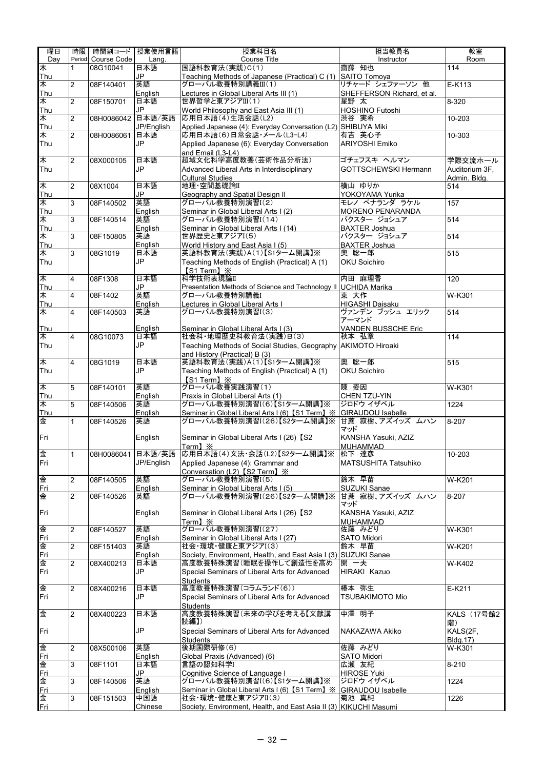| 曜日<br>Day | 時限<br>Period | 時間割コード<br>Course Code | 授業使用言語<br>Lang. | 授業科目名<br>Course Title | 担当教員名<br>Instructor | 教室<br>Room |
|---|---|---|---|---|---|---|
| 木<br>Thu | 1 | 08G10041 | 日本語<br>JP | 国語科教育法(実践)C(1)<br>Teaching Methods of Japanese (Practical) C (1) | 齋藤 知也<br>SAITO Tomoya | 114 |
| 木<br>Thu | 2 | 08F140401 | 英語<br>English | グローバル教養特別講義III(1)<br>Lectures in Global Liberal Arts III (1) | リチャード シェファーソン 他<br>SHEFFERSON Richard, et al. | E-K113 |
| 木<br>Thu | 2 | 08F150701 | 日本語<br>JP | 世界哲学と東アジアIII(1)<br>World Philosophy and East Asia III (1) | 星野 太<br>HOSHINO Futoshi | 8-320 |
| 木<br>Thu | 2 | 08H0086042 | 日本語/英語<br>JP/English | 応用日本語(4)生活会話(L2)<br>Applied Japanese (4): Everyday Conversation (L2) | 渋谷 実希<br>SHIBUYA Miki | 10-203 |
| 木<br>Thu | 2 | 08H0086061 | 日本語<br>JP | 応用日本語(6)日常会話・メール(L3-L4)<br>Applied Japanese (6): Everyday Conversation and Email (L3-L4) | 有吉 英心子<br>ARIYOSHI Emiko | 10-303 |
| 木<br>Thu | 2 | 08X000105 | 日本語<br>JP | 超域文化科学高度教養(芸術作品分析法)<br>Advanced Liberal Arts in Interdisciplinary Cultural Studies | ゴチェフスキ ヘルマン<br>GOTTSCHEWSKI Hermann | 学際交流ホール<br>Auditorium 3F, Admin. Bldg. |
| 木<br>Thu | 2 | 08X1004 | 日本語<br>JP | 地理・空間基礎論II<br>Geography and Spatial Design II | 横山 ゆりか<br>YOKOYAMA Yurika | 514 |
| 木<br>Thu | 3 | 08F140502 | 英語<br>English | グローバル教養特別演習I(2)<br>Seminar in Global Liberal Arts I (2) | モレノ ペナランダ ラケル<br>MORENO PENARANDA | 157 |
| 木<br>Thu | 3 | 08F140514 | 英語<br>English | グローバル教養特別演習I(14)<br>Seminar in Global Liberal Arts I (14) | バクスター ジョシュア<br>BAXTER Joshua | 514 |
| 木<br>Thu | 3 | 08F150805 | 英語<br>English | 世界歴史と東アジアI(5)<br>World History and East Asia I (5) | バクスター ジョシュア<br>BAXTER Joshua | 514 |
| 木<br>Thu | 3 | 08G1019 | 日本語<br>JP | 英語科教育法(実践)A(1)【S1ターム開講】※<br>Teaching Methods of English (Practical) A (1) 【S1 Term】※ | 奥 聡一郎<br>OKU Soichiro | 515 |
| 木<br>Thu | 4 | 08F1308 | 日本語<br>JP | 科学技術表現論II<br>Presentation Methods of Science and Technology II | 内田 麻理香<br>UCHIDA Marika | 120 |
| 木<br>Thu | 4 | 08F1402 | 英語<br>English | グローバル教養特別講義I<br>Lectures in Global Liberal Arts I | 東 大作<br>HIGASHI Daisaku | W-K301 |
| 木<br>Thu | 4 | 08F140503 | 英語<br>English | グローバル教養特別演習I(3)<br>Seminar in Global Liberal Arts I (3) | ヴァンデン ブッシュ エリック アーマンド<br>VANDEN BUSSCHE Eric | 514 |
| 木<br>Thu | 4 | 08G10073 | 日本語<br>JP | 社会科・地理歴史科教育法(実践)B(3)<br>Teaching Methods of Social Studies, Geography and History (Practical) B (3) | 秋本 弘章<br>AKIMOTO Hiroaki | 114 |
| 木<br>Thu | 4 | 08G1019 | 日本語<br>JP | 英語科教育法(実践)A(1)【S1ターム開講】※<br>Teaching Methods of English (Practical) A (1) 【S1 Term】※ | 奥 聡一郎<br>OKU Soichiro | 515 |
| 木<br>Thu | 5 | 08F140101 | 英語<br>English | グローバル教養実践演習(1)<br>Praxis in Global Liberal Arts (1) | 陳 姿因<br>CHEN TZU-YIN | W-K301 |
| 木<br>Thu | 5 | 08F140506 | 英語<br>English | グローバル教養特別演習I(6)【S1ターム開講】※<br>Seminar in Global Liberal Arts I (6) 【S1 Term】※ | ジロドウ イザベル<br>GIRAUDOU Isabelle | 1224 |
| 金<br>Fri | 1 | 08F140526 | 英語<br>English | グローバル教養特別演習I(26)【S2ターム開講】※<br>Seminar in Global Liberal Arts I (26) 【S2 Term】※ | 甘蔗 寂樹、アズイッズ ムハンマッド<br>KANSHA Yasuki, AZIZ MUHAMMAD | 8-207 |
| 金<br>Fri | 1 | 08H0086041 | 日本語/英語<br>JP/English | 応用日本語(4)文法・会話(L2)【S2ターム開講】※<br>Applied Japanese (4): Grammar and Conversation (L2) 【S2 Term】※ | 松下 達彦<br>MATSUSHITA Tatsuhiko | 10-203 |
| 金<br>Fri | 2 | 08F140505 | 英語<br>English | グローバル教養特別演習I(5)<br>Seminar in Global Liberal Arts I (5) | 鈴木 早苗<br>SUZUKI Sanae | W-K201 |
| 金<br>Fri | 2 | 08F140526 | 英語<br>English | グローバル教養特別演習I(26)【S2ターム開講】※<br>Seminar in Global Liberal Arts I (26) 【S2 Term】※ | 甘蔗 寂樹、アズイッズ ムハンマッド<br>KANSHA Yasuki, AZIZ MUHAMMAD | 8-207 |
| 金<br>Fri | 2 | 08F140527 | 英語<br>English | グローバル教養特別演習I(27)<br>Seminar in Global Liberal Arts I (27) | 佐藤 みどり<br>SATO Midori | W-K301 |
| 金<br>Fri | 2 | 08F151403 | 英語<br>English | 社会・環境・健康と東アジアI(3)<br>Society, Environment, Health, and East Asia I (3) | 鈴木 早苗<br>SUZUKI Sanae | W-K201 |
| 金<br>Fri | 2 | 08X400213 | 日本語<br>JP | 高度教養特殊演習(睡眠を操作して創造性を高め<br>Special Seminars of Liberal Arts for Advanced Students | 開 一夫<br>HIRAKI Kazuo | W-K402 |
| 金<br>Fri | 2 | 08X400216 | 日本語<br>JP | 高度教養特殊演習(コラムランド(6))<br>Special Seminars of Liberal Arts for Advanced Students | 椿本 弥生<br>TSUBAKIMOTO Mio | E-K211 |
| 金<br>Fri | 2 | 08X400223 | 日本語<br>JP | 高度教養特殊演習(未来の学びを考える【文献講読編】)<br>Special Seminars of Liberal Arts for Advanced Students | 中澤 明子<br>NAKAZAWA Akiko | KALS (17号館2階)<br>KALS(2F, Bldg.17) |
| 金<br>Fri | 2 | 08X500106 | 英語<br>English | 後期国際研修(6)<br>Global Praxis (Advanced) (6) | 佐藤 みどり<br>SATO Midori | W-K301 |
| 金<br>Fri | 3 | 08F1101 | 日本語<br>JP | 言語の認知科学I<br>Cognitive Science of Language I | 広瀬 友紀<br>HIROSE Yuki | 8-210 |
| 金<br>Fri | 3 | 08F140506 | 英語<br>English | グローバル教養特別演習I(6)【S1ターム開講】※<br>Seminar in Global Liberal Arts I (6) 【S1 Term】※ | ジロドウ イザベル<br>GIRAUDOU Isabelle | 1224 |
| 金<br>Fri | 3 | 08F151503 | 中国語<br>Chinese | 社会・環境・健康と東アジアII(3)<br>Society, Environment, Health, and East Asia II (3) | 菊池 真純<br>KIKUCHI Masumi | 1226 |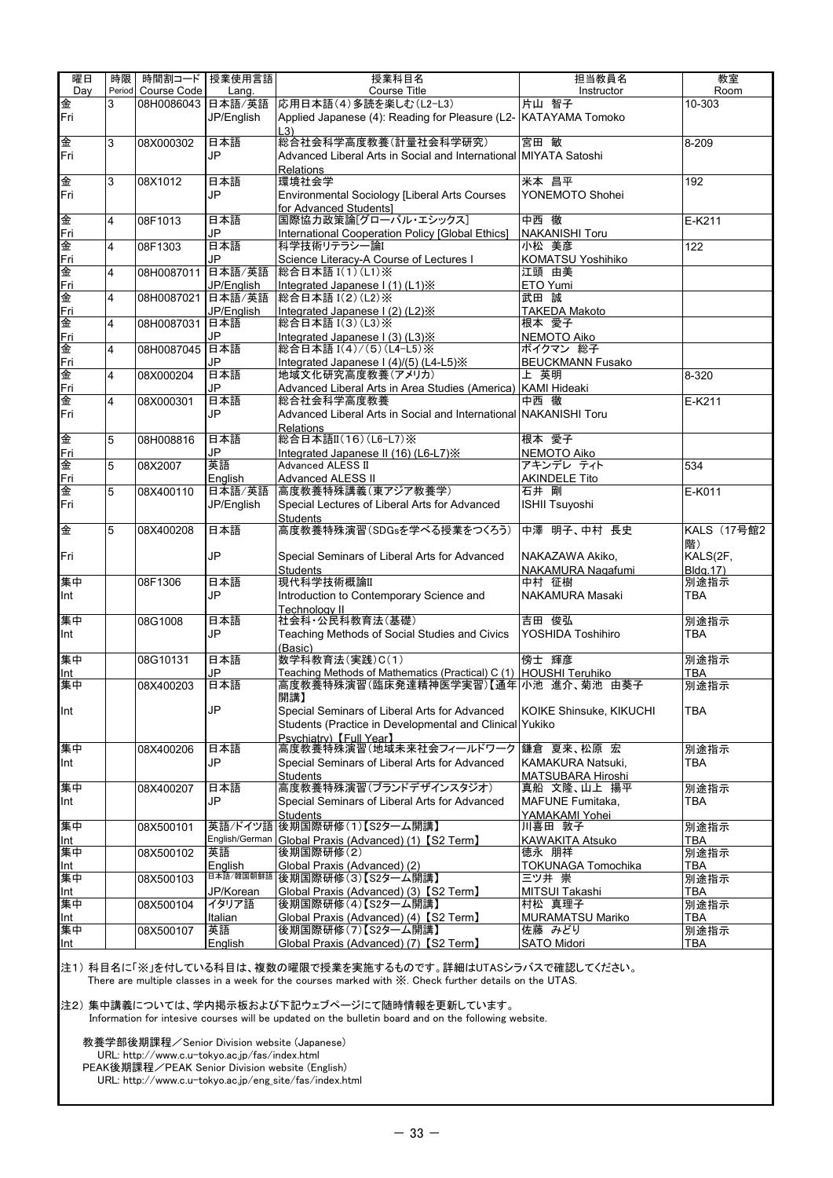| 曜日 Day | 時限 Period | 時間割コード Course Code | 授業使用言語 Lang. | 授業科目名 Course Title | 担当教員名 Instructor | 教室 Room |
|---|---|---|---|---|---|---|
| 金 Fri | 3 | 08H0086043 | 日本語/英語 JP/English | 応用日本語(4)多読を楽しむ(L2-L3) Applied Japanese (4): Reading for Pleasure (L2-L3) | 片山 智子 KATAYAMA Tomoko | 10-303 |
| 金 Fri | 3 | 08X000302 | 日本語 JP | 総合社会科学高度教養(計量社会科学研究) Advanced Liberal Arts in Social and International Relations | 宮田 敏 MIYATA Satoshi | 8-209 |
| 金 Fri | 3 | 08X1012 | 日本語 JP | 環境社会学 Environmental Sociology [Liberal Arts Courses for Advanced Students] | 米本 昌平 YONEMOTO Shohei | 192 |
| 金 Fri | 4 | 08F1013 | 日本語 JP | 国際協力政策論[グローバル・エシックス] International Cooperation Policy [Global Ethics] | 中西 徹 NAKANISHI Toru | E-K211 |
| 金 Fri | 4 | 08F1303 | 日本語 JP | 科学技術リテラシー論I Science Literacy-A Course of Lectures I | 小松 美彦 KOMATSU Yoshihiko | 122 |
| 金 Fri | 4 | 08H0087011 | 日本語/英語 JP/English | 総合日本語 I(1)(L1)※ Integrated Japanese I (1) (L1)※ | 江頭 由美 ETO Yumi | |
| 金 Fri | 4 | 08H0087021 | 日本語/英語 JP/English | 総合日本語 I(2)(L2)※ Integrated Japanese I (2) (L2)※ | 武田 誠 TAKEDA Makoto | |
| 金 Fri | 4 | 08H0087031 | 日本語 JP | 総合日本語 I(3)(L3)※ Integrated Japanese I (3) (L3)※ | 根本 愛子 NEMOTO Aiko | |
| 金 Fri | 4 | 08H0087045 | 日本語 JP | 総合日本語 I(4)/(5)(L4-L5)※ Integrated Japanese I (4)/(5) (L4-L5)※ | ボイクマン 総子 BEUCKMANN Fusako | |
| 金 Fri | 4 | 08X000204 | 日本語 JP | 地域文化研究高度教養(アメリカ) Advanced Liberal Arts in Area Studies (America) | 上 英明 KAMI Hideaki | 8-320 |
| 金 Fri | 4 | 08X000301 | 日本語 JP | 総合社会科学高度教養 Advanced Liberal Arts in Social and International Relations | 中西 徹 NAKANISHI Toru | E-K211 |
| 金 Fri | 5 | 08H008816 | 日本語 JP | 総合日本語II(16)(L6-L7)※ Integrated Japanese II (16) (L6-L7)※ | 根本 愛子 NEMOTO Aiko | |
| 金 Fri | 5 | 08X2007 | 英語 English | Advanced ALESS II Advanced ALESS II | アキンデレ ティト AKINDELE Tito | 534 |
| 金 Fri | 5 | 08X400110 | 日本語/英語 JP/English | 高度教養特殊講義(東アジア教養学) Special Lectures of Liberal Arts for Advanced Students | 石井 剛 ISHII Tsuyoshi | E-K011 |
| 金 Fri | 5 | 08X400208 | 日本語 JP | 高度教養特殊演習(SDGsを学べる授業をつくろう) Special Seminars of Liberal Arts for Advanced Students | 中澤 明子、中村 長史 NAKAZAWA Akiko, NAKAMURA Nagafumi | KALS (17号館2階) KALS(2F, Bldg.17) |
| 集中 Int | | 08F1306 | 日本語 JP | 現代科学技術概論II Introduction to Contemporary Science and Technology II | 中村 征樹 NAKAMURA Masaki | 別途指示 TBA |
| 集中 Int | | 08G1008 | 日本語 JP | 社会科・公民科教育法(基礎) Teaching Methods of Social Studies and Civics (Basic) | 吉田 俊弘 YOSHIDA Toshihiro | 別途指示 TBA |
| 集中 Int | | 08G10131 | 日本語 JP | 数学科教育法(実践)C(1) Teaching Methods of Mathematics (Practical) C (1) | 傍士 輝彦 HOUSHI Teruhiko | 別途指示 TBA |
| 集中 Int | | 08X400203 | 日本語 JP | 高度教養特殊演習(臨床発達精神医学実習)【通年開講】 Special Seminars of Liberal Arts for Advanced Students (Practice in Developmental and Clinical Psychiatry) 【Full Year】 | 小池 進介、菊池 由葵子 KOIKE Shinsuke, KIKUCHI Yukiko | 別途指示 TBA |
| 集中 Int | | 08X400206 | 日本語 JP | 高度教養特殊演習(地域未来社会フィールドワーク) Special Seminars of Liberal Arts for Advanced Students | 鎌倉 夏来、松原 宏 KAMAKURA Natsuki, MATSUBARA Hiroshi | 別途指示 TBA |
| 集中 Int | | 08X400207 | 日本語 JP | 高度教養特殊演習(ブランドデザインスタジオ) Special Seminars of Liberal Arts for Advanced Students | 真船 文隆、山上 揚平 MAFUNE Fumitaka, YAMAKAMI Yohei | 別途指示 TBA |
| 集中 Int | | 08X500101 | 英語/ドイツ語 English/German | 後期国際研修(1)【S2ターム開講】 Global Praxis (Advanced) (1) 【S2 Term】 | 川喜田 敦子 KAWAKITA Atsuko | 別途指示 TBA |
| 集中 Int | | 08X500102 | 英語 English | 後期国際研修(2) Global Praxis (Advanced) (2) | 徳永 朋祥 TOKUNAGA Tomochika | 別途指示 TBA |
| 集中 Int | | 08X500103 | 日本語/韓国朝鮮語 JP/Korean | 後期国際研修(3)【S2ターム開講】 Global Praxis (Advanced) (3) 【S2 Term】 | 三ツ井 崇 MITSUI Takashi | 別途指示 TBA |
| 集中 Int | | 08X500104 | イタリア語 Italian | 後期国際研修(4)【S2ターム開講】 Global Praxis (Advanced) (4) 【S2 Term】 | 村松 真理子 MURAMATSU Mariko | 別途指示 TBA |
| 集中 Int | | 08X500107 | 英語 English | 後期国際研修(7)【S2ターム開講】 Global Praxis (Advanced) (7) 【S2 Term】 | 佐藤 みどり SATO Midori | 別途指示 TBA |

注1) 科目名に「※」を付している科目は、複数の曜限で授業を実施するものです。詳細はUTASシラバスで確認してください。
There are multiple classes in a week for the courses marked with ※. Check further details on the UTAS.

注2) 集中講義については、学内掲示板および下記ウェブページにて随時情報を更新しています。
Information for intesive courses will be updated on the bulletin board and on the following website.

教養学部後期課程／Senior Division website (Japanese)
URL: http://www.c.u-tokyo.ac.jp/fas/index.html
PEAK後期課程／PEAK Senior Division website (English)
URL: http://www.c.u-tokyo.ac.jp/eng_site/fas/index.html